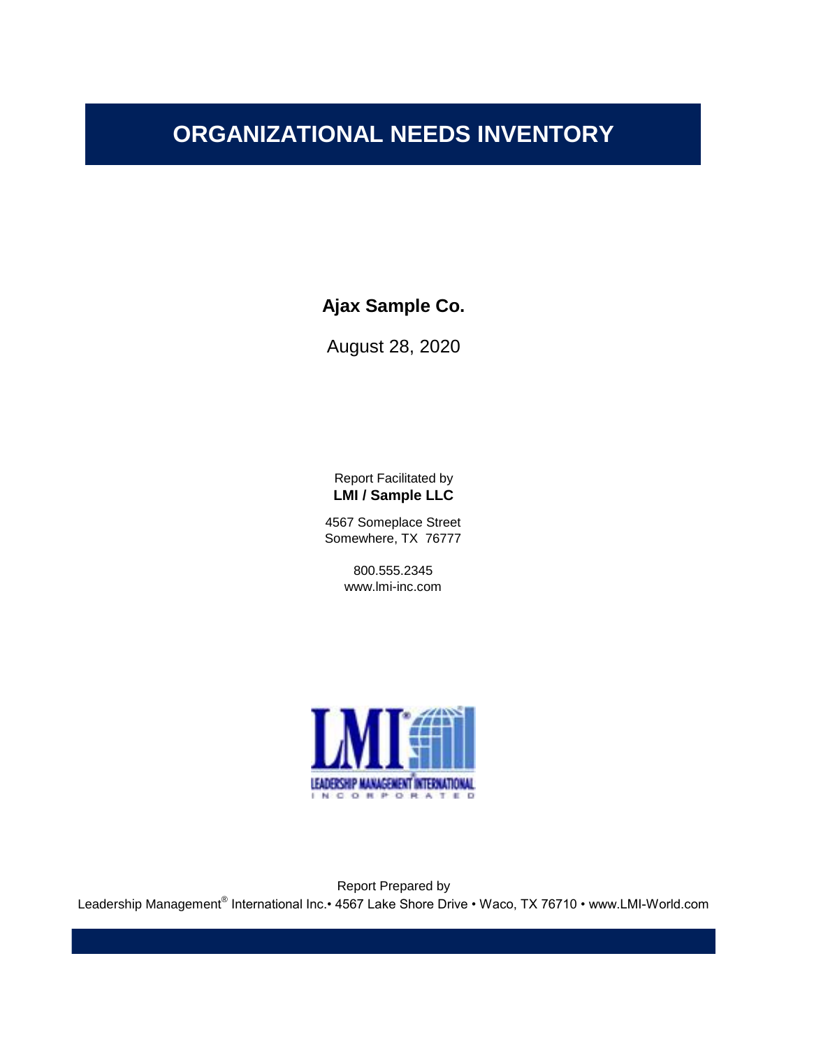# ORGANIZATIONAL NEEDS INVENTORY

**Ajax Sample Co.**

August 28, 2020

Report Facilitated by
**LMI / Sample LLC**

4567 Someplace Street
Somewhere, TX 76777

800.555.2345
www.lmi-inc.com

Report Prepared by
Leadership Management® International Inc.• 4567 Lake Shore Drive • Waco, TX 76710 • www.LMI-World.com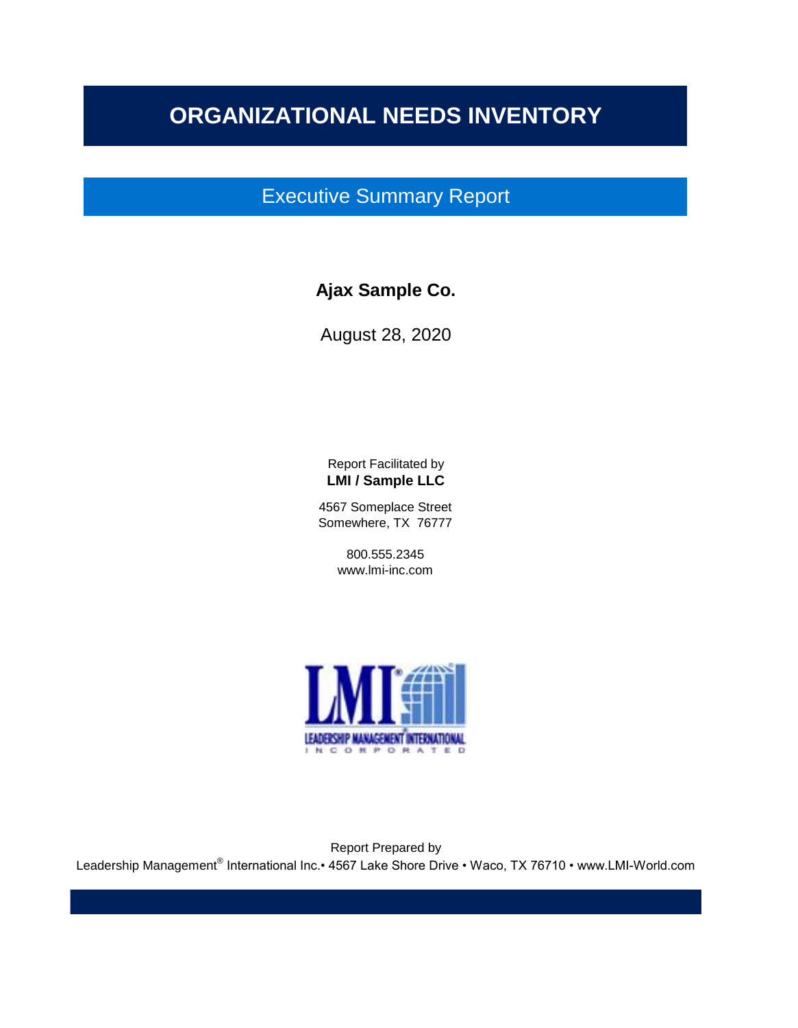# ORGANIZATIONAL NEEDS INVENTORY

## Executive Summary Report

**Ajax Sample Co.**

August 28, 2020

Report Facilitated by
**LMI / Sample LLC**

4567 Someplace Street
Somewhere, TX 76777

800.555.2345
www.lmi-inc.com

Report Prepared by
Leadership Management® International Inc.• 4567 Lake Shore Drive • Waco, TX 76710 • www.LMI-World.com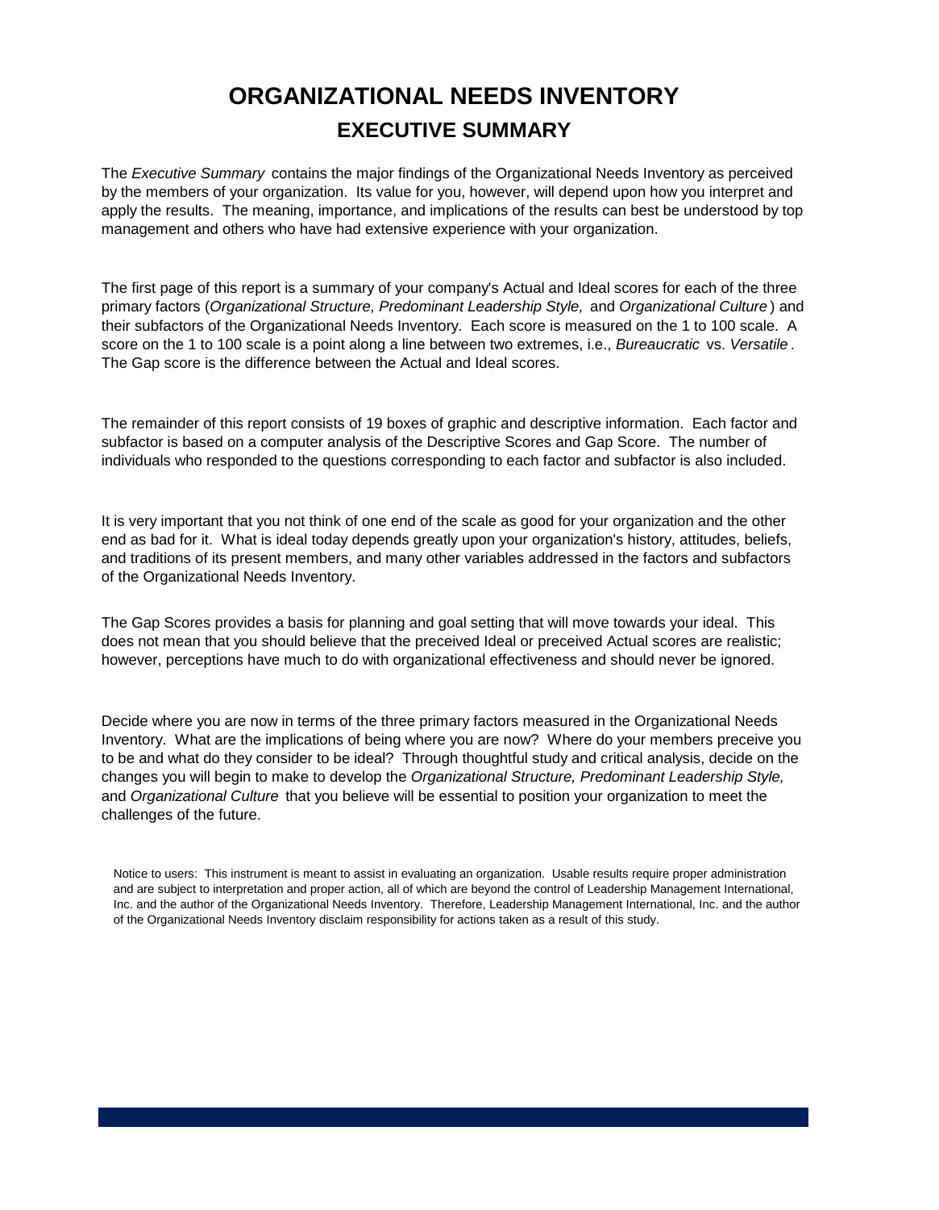# ORGANIZATIONAL NEEDS INVENTORY

## EXECUTIVE SUMMARY

The *Executive Summary* contains the major findings of the Organizational Needs Inventory as perceived by the members of your organization. Its value for you, however, will depend upon how you interpret and apply the results. The meaning, importance, and implications of the results can best be understood by top management and others who have had extensive experience with your organization.

The first page of this report is a summary of your company's Actual and Ideal scores for each of the three primary factors (*Organizational Structure, Predominant Leadership Style,* and *Organizational Culture*) and their subfactors of the Organizational Needs Inventory. Each score is measured on the 1 to 100 scale. A score on the 1 to 100 scale is a point along a line between two extremes, i.e., *Bureaucratic* vs. *Versatile*. The Gap score is the difference between the Actual and Ideal scores.

The remainder of this report consists of 19 boxes of graphic and descriptive information. Each factor and subfactor is based on a computer analysis of the Descriptive Scores and Gap Score. The number of individuals who responded to the questions corresponding to each factor and subfactor is also included.

It is very important that you not think of one end of the scale as good for your organization and the other end as bad for it. What is ideal today depends greatly upon your organization's history, attitudes, beliefs, and traditions of its present members, and many other variables addressed in the factors and subfactors of the Organizational Needs Inventory.

The Gap Scores provides a basis for planning and goal setting that will move towards your ideal. This does not mean that you should believe that the preceived Ideal or preceived Actual scores are realistic; however, perceptions have much to do with organizational effectiveness and should never be ignored.

Decide where you are now in terms of the three primary factors measured in the Organizational Needs Inventory. What are the implications of being where you are now? Where do your members preceive you to be and what do they consider to be ideal? Through thoughtful study and critical analysis, decide on the changes you will begin to make to develop the *Organizational Structure, Predominant Leadership Style,* and *Organizational Culture* that you believe will be essential to position your organization to meet the challenges of the future.

Notice to users: This instrument is meant to assist in evaluating an organization. Usable results require proper administration and are subject to interpretation and proper action, all of which are beyond the control of Leadership Management International, Inc. and the author of the Organizational Needs Inventory. Therefore, Leadership Management International, Inc. and the author of the Organizational Needs Inventory disclaim responsibility for actions taken as a result of this study.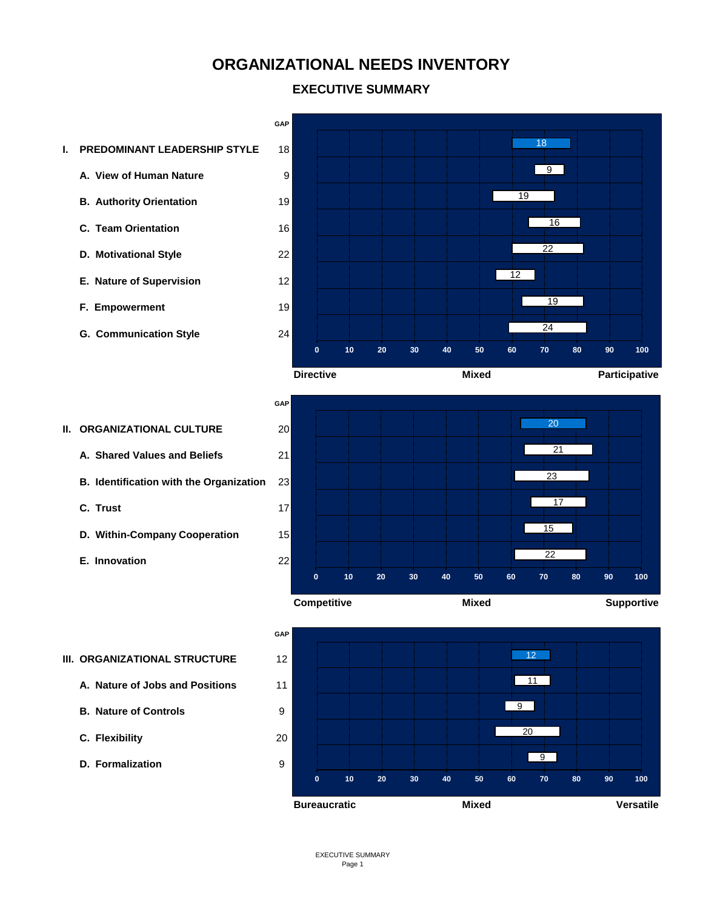# ORGANIZATIONAL NEEDS INVENTORY

## EXECUTIVE SUMMARY

| | GAP |
|---|---|
| **I. PREDOMINANT LEADERSHIP STYLE** | 18 |
| **A. View of Human Nature** | 9 |
| **B. Authority Orientation** | 19 |
| **C. Team Orientation** | 16 |
| **D. Motivational Style** | 22 |
| **E. Nature of Supervision** | 12 |
| **F. Empowerment** | 19 |
| **G. Communication Style** | 24 |

Scale: 0 – 100 (**Directive** — **Mixed** — **Participative**)

| | GAP |
|---|---|
| **II. ORGANIZATIONAL CULTURE** | 20 |
| **A. Shared Values and Beliefs** | 21 |
| **B. Identification with the Organization** | 23 |
| **C. Trust** | 17 |
| **D. Within-Company Cooperation** | 15 |
| **E. Innovation** | 22 |

Scale: 0 – 100 (**Competitive** — **Mixed** — **Supportive**)

| | GAP |
|---|---|
| **III. ORGANIZATIONAL STRUCTURE** | 12 |
| **A. Nature of Jobs and Positions** | 11 |
| **B. Nature of Controls** | 9 |
| **C. Flexibility** | 20 |
| **D. Formalization** | 9 |

Scale: 0 – 100 (**Bureaucratic** — **Mixed** — **Versatile**)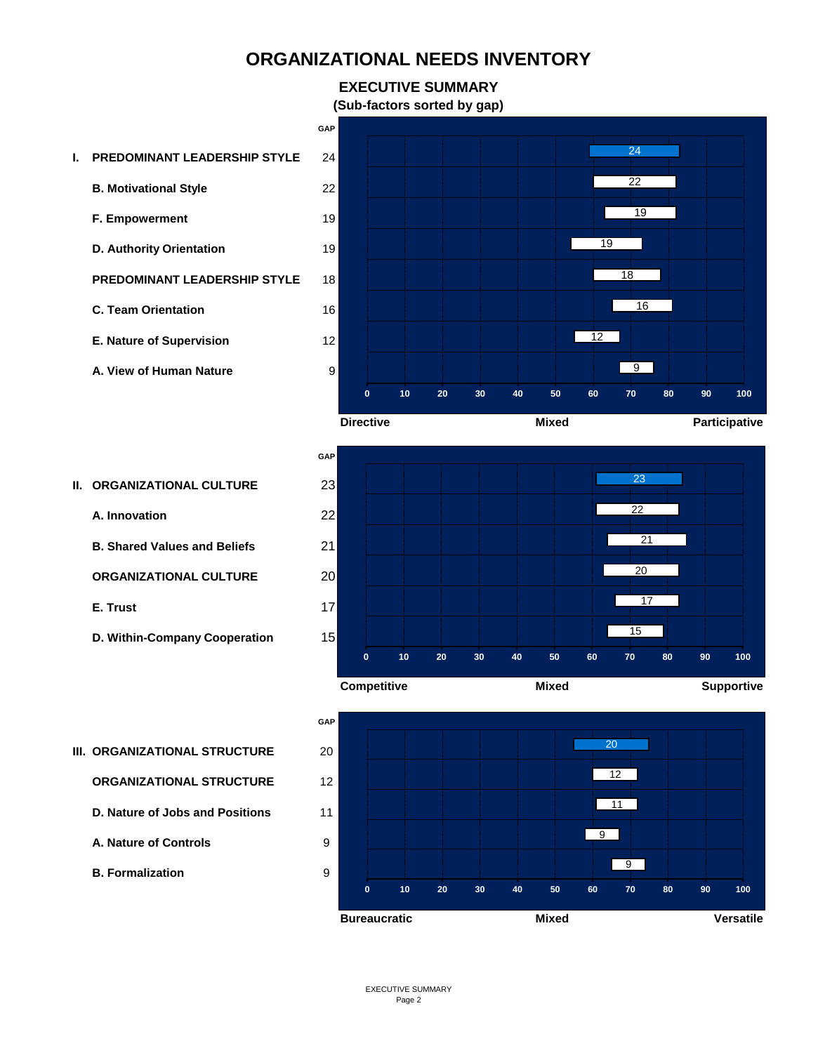# ORGANIZATIONAL NEEDS INVENTORY

## EXECUTIVE SUMMARY

### (Sub-factors sorted by gap)

| | GAP |
|---|---|
| **I. PREDOMINANT LEADERSHIP STYLE** | 24 |
| **B. Motivational Style** | 22 |
| **F. Empowerment** | 19 |
| **D. Authority Orientation** | 19 |
| **PREDOMINANT LEADERSHIP STYLE** | 18 |
| **C. Team Orientation** | 16 |
| **E. Nature of Supervision** | 12 |
| **A. View of Human Nature** | 9 |

Scale: 0 – 100 — **Directive** / **Mixed** / **Participative**

| | GAP |
|---|---|
| **II. ORGANIZATIONAL CULTURE** | 23 |
| **A. Innovation** | 22 |
| **B. Shared Values and Beliefs** | 21 |
| **ORGANIZATIONAL CULTURE** | 20 |
| **E. Trust** | 17 |
| **D. Within-Company Cooperation** | 15 |

Scale: 0 – 100 — **Competitive** / **Mixed** / **Supportive**

| | GAP |
|---|---|
| **III. ORGANIZATIONAL STRUCTURE** | 20 |
| **ORGANIZATIONAL STRUCTURE** | 12 |
| **D. Nature of Jobs and Positions** | 11 |
| **A. Nature of Controls** | 9 |
| **B. Formalization** | 9 |

Scale: 0 – 100 — **Bureaucratic** / **Mixed** / **Versatile**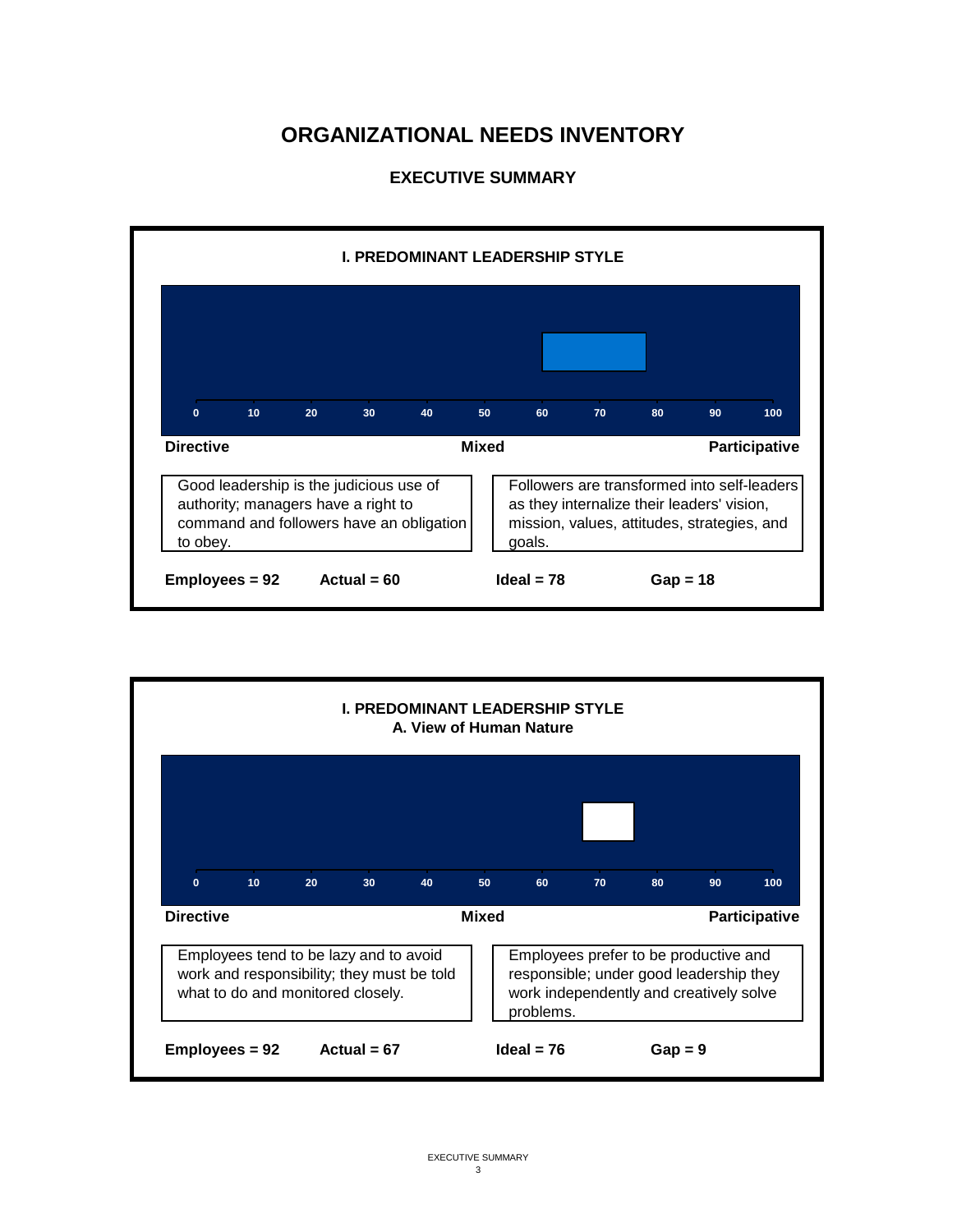# ORGANIZATIONAL NEEDS INVENTORY

## EXECUTIVE SUMMARY

### I. PREDOMINANT LEADERSHIP STYLE

0 10 20 30 40 50 60 70 80 90 100

**Directive** **Mixed** **Participative**

| Good leadership is the judicious use of authority; managers have a right to command and followers have an obligation to obey. | Followers are transformed into self-leaders as they internalize their leaders' vision, mission, values, attitudes, strategies, and goals. |
|---|---|

**Employees = 92** **Actual = 60** **Ideal = 78** **Gap = 18**

### I. PREDOMINANT LEADERSHIP STYLE
### A. View of Human Nature

0 10 20 30 40 50 60 70 80 90 100

**Directive** **Mixed** **Participative**

| Employees tend to be lazy and to avoid work and responsibility; they must be told what to do and monitored closely. | Employees prefer to be productive and responsible; under good leadership they work independently and creatively solve problems. |
|---|---|

**Employees = 92** **Actual = 67** **Ideal = 76** **Gap = 9**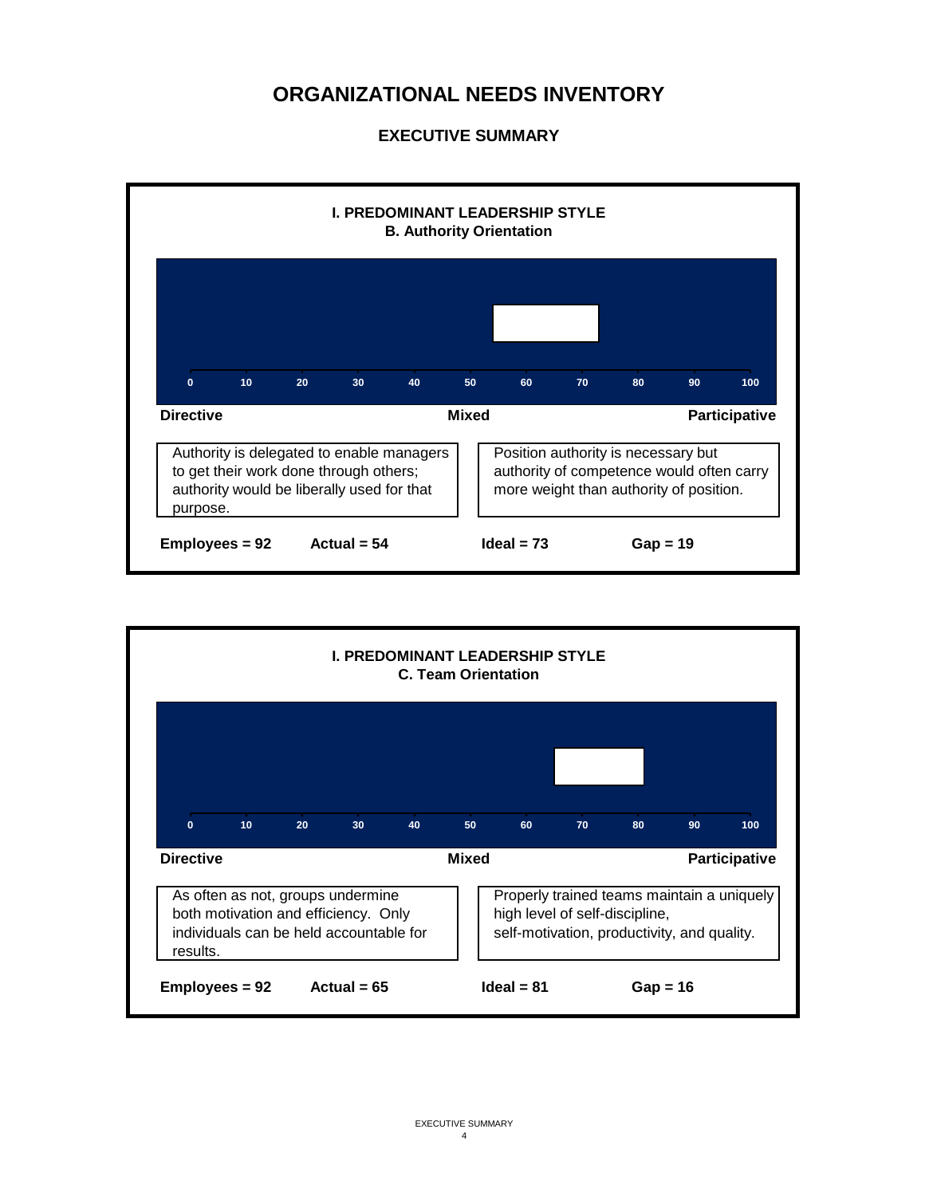# ORGANIZATIONAL NEEDS INVENTORY

## EXECUTIVE SUMMARY

### I. PREDOMINANT LEADERSHIP STYLE
### B. Authority Orientation

0 10 20 30 40 50 60 70 80 90 100

**Directive** **Mixed** **Participative**

| Authority is delegated to enable managers to get their work done through others; authority would be liberally used for that purpose. | Position authority is necessary but authority of competence would often carry more weight than authority of position. |
| --- | --- |

**Employees = 92** **Actual = 54** **Ideal = 73** **Gap = 19**

### I. PREDOMINANT LEADERSHIP STYLE
### C. Team Orientation

0 10 20 30 40 50 60 70 80 90 100

**Directive** **Mixed** **Participative**

| As often as not, groups undermine both motivation and efficiency. Only individuals can be held accountable for results. | Properly trained teams maintain a uniquely high level of self-discipline, self-motivation, productivity, and quality. |
| --- | --- |

**Employees = 92** **Actual = 65** **Ideal = 81** **Gap = 16**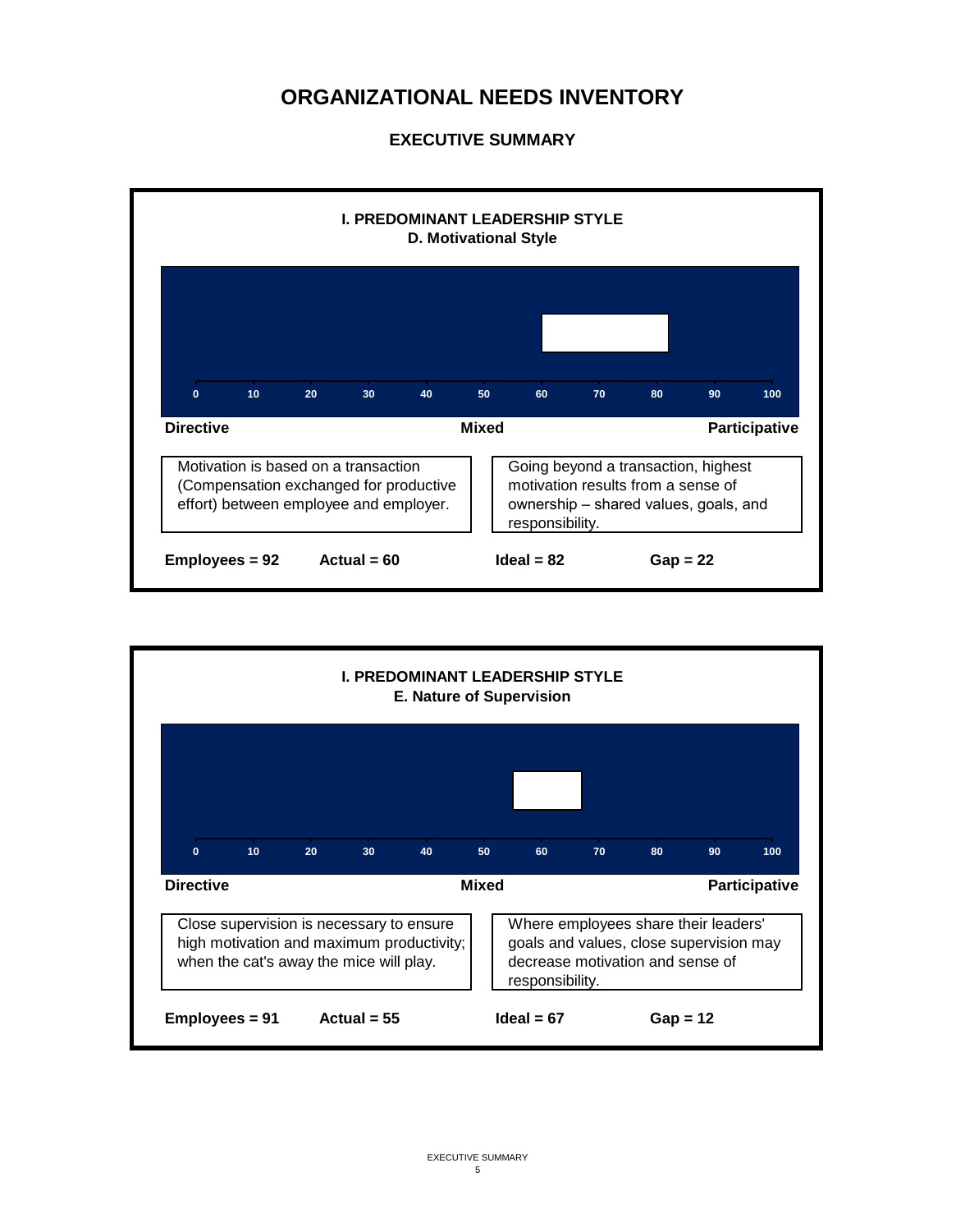# ORGANIZATIONAL NEEDS INVENTORY

## EXECUTIVE SUMMARY

### I. PREDOMINANT LEADERSHIP STYLE
### D. Motivational Style

0 10 20 30 40 50 60 70 80 90 100

**Directive** **Mixed** **Participative**

| Motivation is based on a transaction (Compensation exchanged for productive effort) between employee and employer. | Going beyond a transaction, highest motivation results from a sense of ownership – shared values, goals, and responsibility. |
|---|---|

**Employees = 92** **Actual = 60** **Ideal = 82** **Gap = 22**

### I. PREDOMINANT LEADERSHIP STYLE
### E. Nature of Supervision

0 10 20 30 40 50 60 70 80 90 100

**Directive** **Mixed** **Participative**

| Close supervision is necessary to ensure high motivation and maximum productivity; when the cat's away the mice will play. | Where employees share their leaders' goals and values, close supervision may decrease motivation and sense of responsibility. |
|---|---|

**Employees = 91** **Actual = 55** **Ideal = 67** **Gap = 12**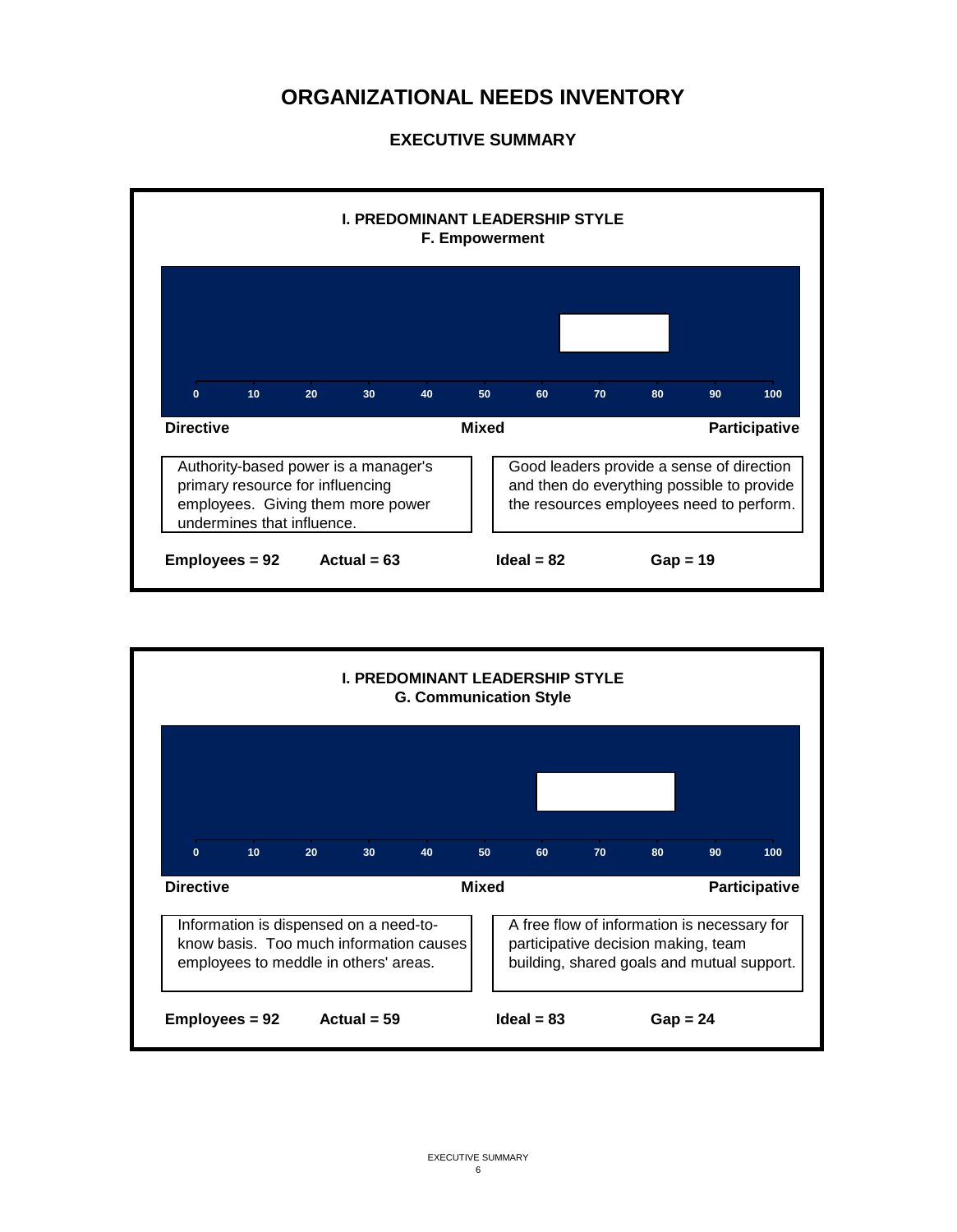# ORGANIZATIONAL NEEDS INVENTORY

## EXECUTIVE SUMMARY

### I. PREDOMINANT LEADERSHIP STYLE
### F. Empowerment

0 10 20 30 40 50 60 70 80 90 100

**Directive** **Mixed** **Participative**

| Directive | Participative |
|---|---|
| Authority-based power is a manager's primary resource for influencing employees. Giving them more power undermines that influence. | Good leaders provide a sense of direction and then do everything possible to provide the resources employees need to perform. |

**Employees = 92** **Actual = 63** **Ideal = 82** **Gap = 19**

### I. PREDOMINANT LEADERSHIP STYLE
### G. Communication Style

0 10 20 30 40 50 60 70 80 90 100

**Directive** **Mixed** **Participative**

| Directive | Participative |
|---|---|
| Information is dispensed on a need-to-know basis. Too much information causes employees to meddle in others' areas. | A free flow of information is necessary for participative decision making, team building, shared goals and mutual support. |

**Employees = 92** **Actual = 59** **Ideal = 83** **Gap = 24**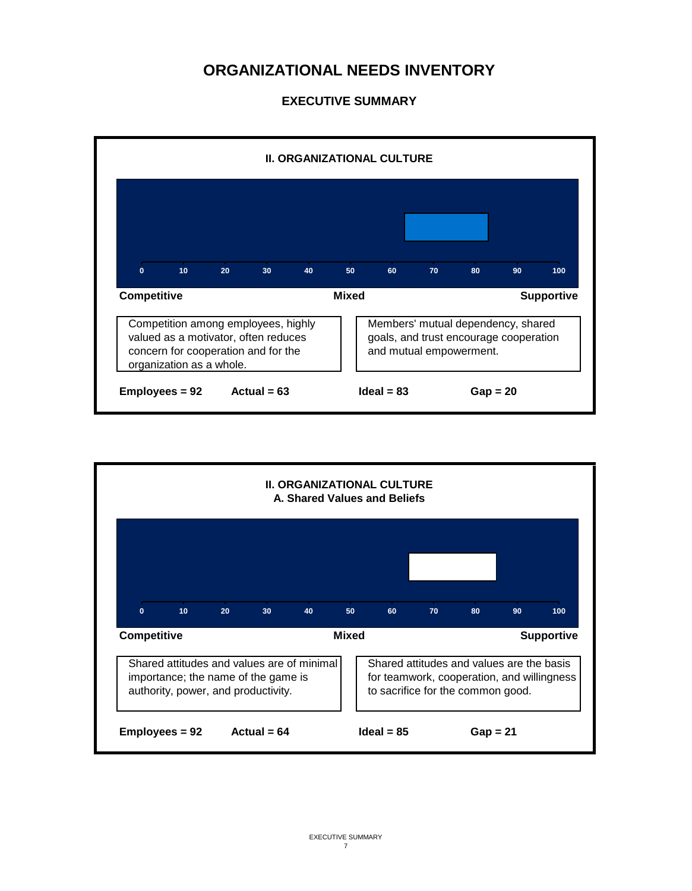# ORGANIZATIONAL NEEDS INVENTORY

## EXECUTIVE SUMMARY

### II. ORGANIZATIONAL CULTURE

0 10 20 30 40 50 60 70 80 90 100

**Competitive** **Mixed** **Supportive**

| Competitive | Supportive |
|---|---|
| Competition among employees, highly valued as a motivator, often reduces concern for cooperation and for the organization as a whole. | Members' mutual dependency, shared goals, and trust encourage cooperation and mutual empowerment. |

**Employees = 92** **Actual = 63** **Ideal = 83** **Gap = 20**

### II. ORGANIZATIONAL CULTURE
### A. Shared Values and Beliefs

0 10 20 30 40 50 60 70 80 90 100

**Competitive** **Mixed** **Supportive**

| Competitive | Supportive |
|---|---|
| Shared attitudes and values are of minimal importance; the name of the game is authority, power, and productivity. | Shared attitudes and values are the basis for teamwork, cooperation, and willingness to sacrifice for the common good. |

**Employees = 92** **Actual = 64** **Ideal = 85** **Gap = 21**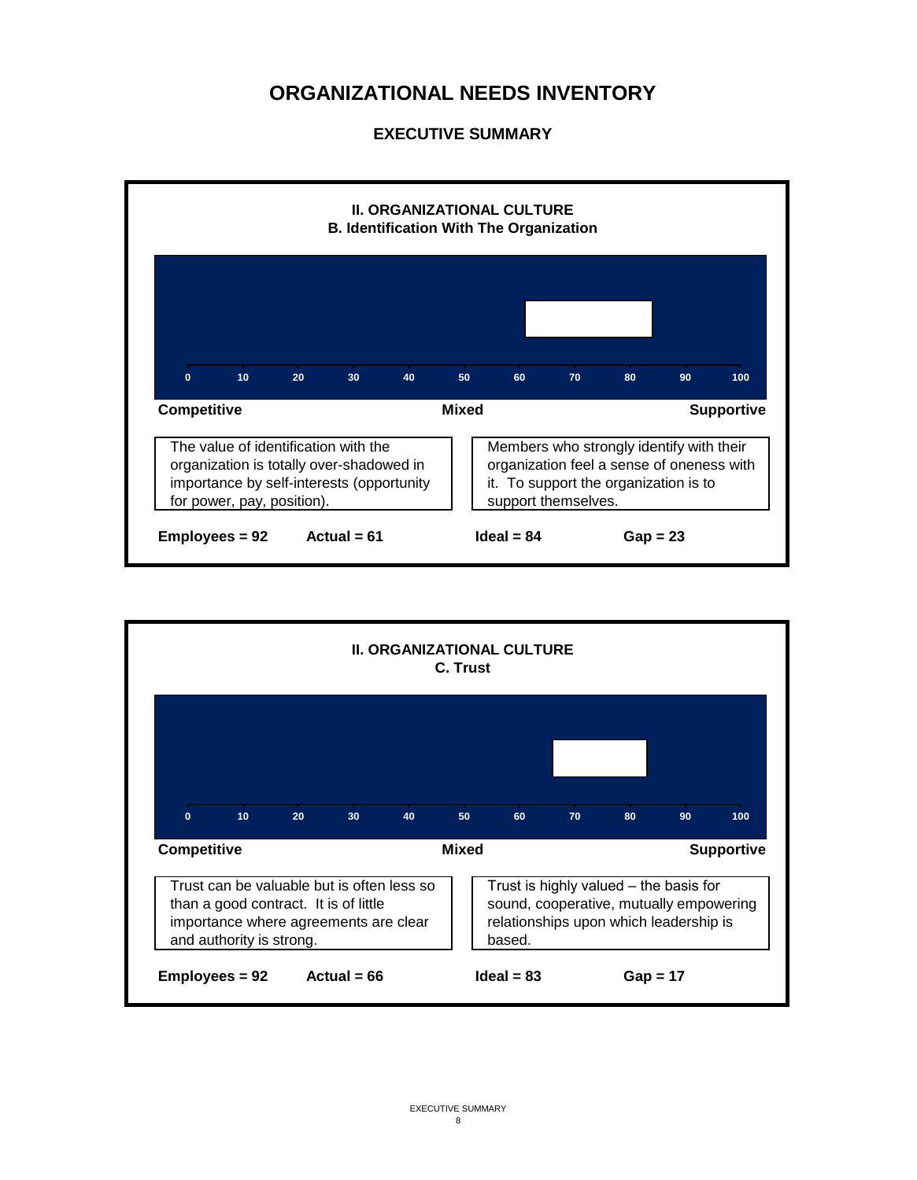# ORGANIZATIONAL NEEDS INVENTORY

## EXECUTIVE SUMMARY

### II. ORGANIZATIONAL CULTURE
### B. Identification With The Organization

0 10 20 30 40 50 60 70 80 90 100

**Competitive** | **Mixed** | **Supportive**

| Competitive | Supportive |
| --- | --- |
| The value of identification with the organization is totally over-shadowed in importance by self-interests (opportunity for power, pay, position). | Members who strongly identify with their organization feel a sense of oneness with it. To support the organization is to support themselves. |

**Employees = 92** **Actual = 61** **Ideal = 84** **Gap = 23**

### II. ORGANIZATIONAL CULTURE
### C. Trust

0 10 20 30 40 50 60 70 80 90 100

**Competitive** | **Mixed** | **Supportive**

| Competitive | Supportive |
| --- | --- |
| Trust can be valuable but is often less so than a good contract. It is of little importance where agreements are clear and authority is strong. | Trust is highly valued – the basis for sound, cooperative, mutually empowering relationships upon which leadership is based. |

**Employees = 92** **Actual = 66** **Ideal = 83** **Gap = 17**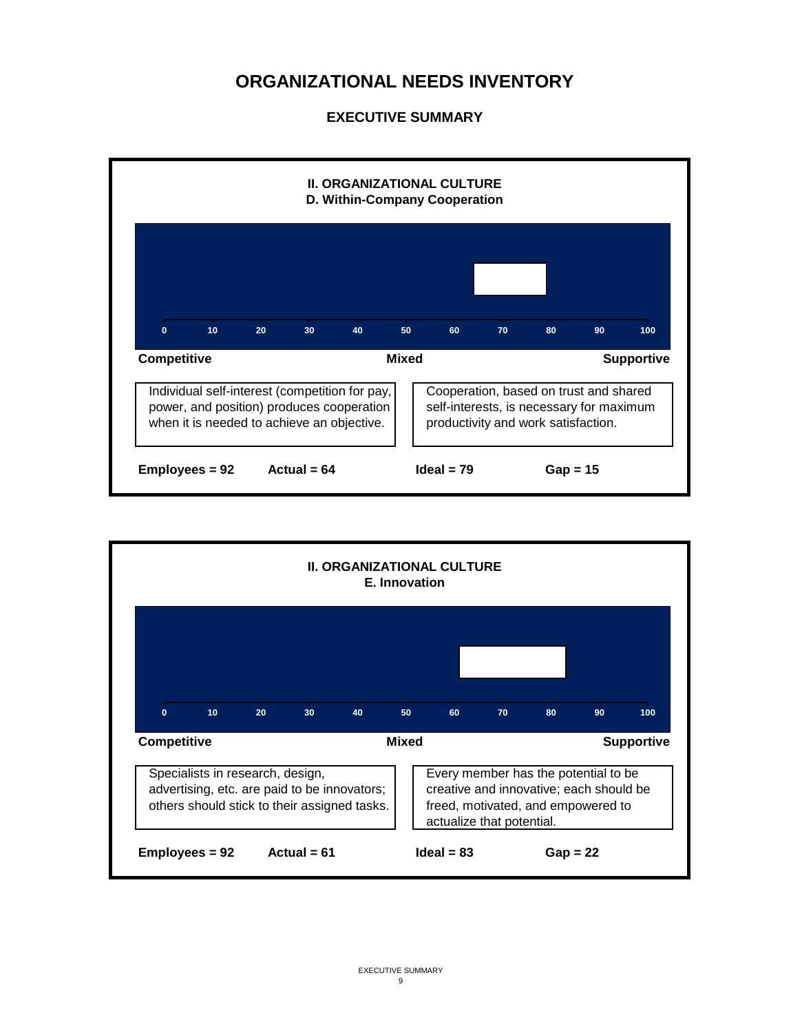# ORGANIZATIONAL NEEDS INVENTORY

## EXECUTIVE SUMMARY

### II. ORGANIZATIONAL CULTURE
### D. Within-Company Cooperation

0 10 20 30 40 50 60 70 80 90 100

**Competitive** **Mixed** **Supportive**

| Competitive | Supportive |
|---|---|
| Individual self-interest (competition for pay, power, and position) produces cooperation when it is needed to achieve an objective. | Cooperation, based on trust and shared self-interests, is necessary for maximum productivity and work satisfaction. |

**Employees = 92** **Actual = 64** **Ideal = 79** **Gap = 15**

### II. ORGANIZATIONAL CULTURE
### E. Innovation

0 10 20 30 40 50 60 70 80 90 100

**Competitive** **Mixed** **Supportive**

| Competitive | Supportive |
|---|---|
| Specialists in research, design, advertising, etc. are paid to be innovators; others should stick to their assigned tasks. | Every member has the potential to be creative and innovative; each should be freed, motivated, and empowered to actualize that potential. |

**Employees = 92** **Actual = 61** **Ideal = 83** **Gap = 22**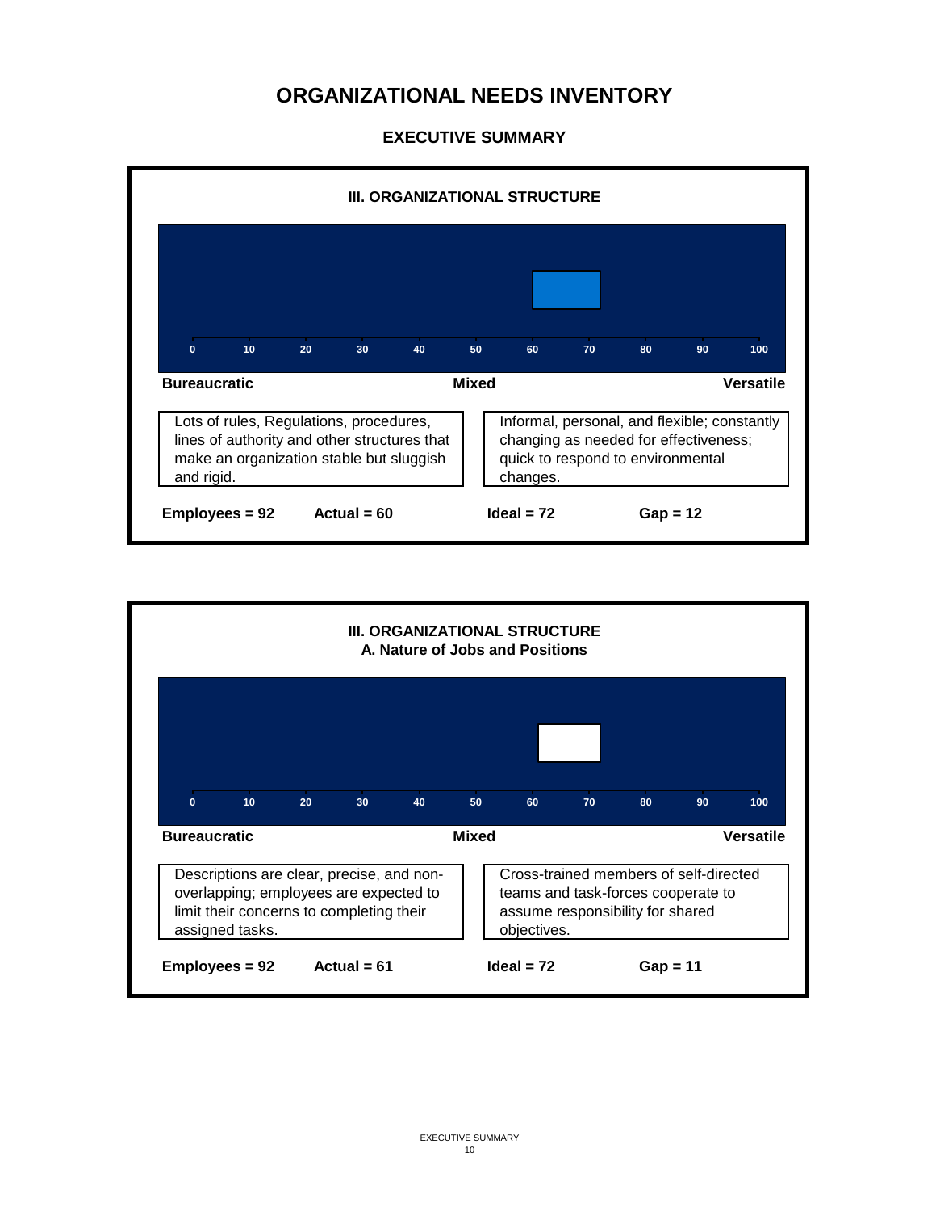# ORGANIZATIONAL NEEDS INVENTORY

## EXECUTIVE SUMMARY

### III. ORGANIZATIONAL STRUCTURE

0 10 20 30 40 50 60 70 80 90 100

**Bureaucratic** **Mixed** **Versatile**

| Bureaucratic | Versatile |
|---|---|
| Lots of rules, Regulations, procedures, lines of authority and other structures that make an organization stable but sluggish and rigid. | Informal, personal, and flexible; constantly changing as needed for effectiveness; quick to respond to environmental changes. |

**Employees = 92** **Actual = 60** **Ideal = 72** **Gap = 12**

### III. ORGANIZATIONAL STRUCTURE
#### A. Nature of Jobs and Positions

0 10 20 30 40 50 60 70 80 90 100

**Bureaucratic** **Mixed** **Versatile**

| Bureaucratic | Versatile |
|---|---|
| Descriptions are clear, precise, and non-overlapping; employees are expected to limit their concerns to completing their assigned tasks. | Cross-trained members of self-directed teams and task-forces cooperate to assume responsibility for shared objectives. |

**Employees = 92** **Actual = 61** **Ideal = 72** **Gap = 11**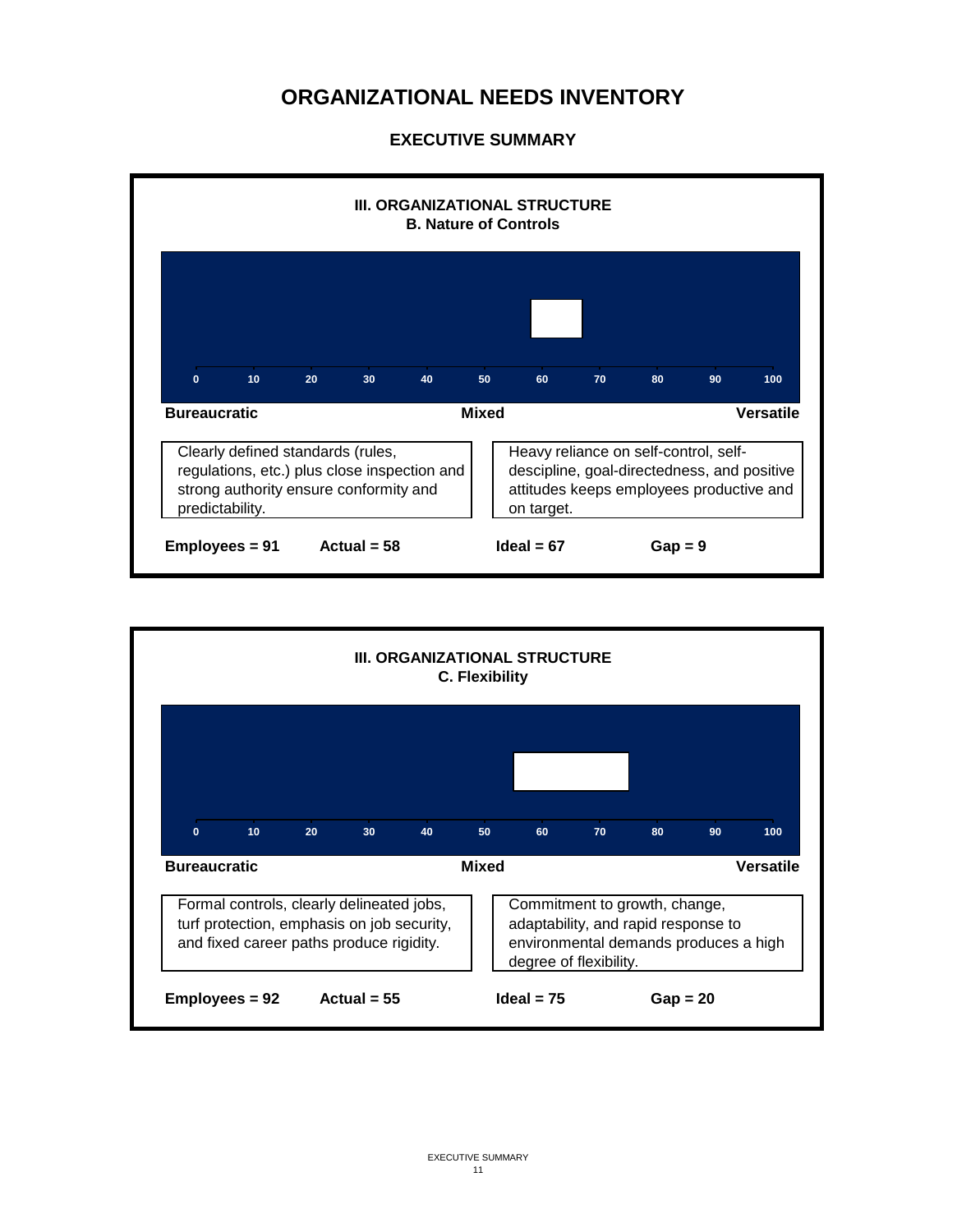# ORGANIZATIONAL NEEDS INVENTORY

## EXECUTIVE SUMMARY

### III. ORGANIZATIONAL STRUCTURE
### B. Nature of Controls

0 10 20 30 40 50 60 70 80 90 100

**Bureaucratic** **Mixed** **Versatile**

| Bureaucratic | Versatile |
| --- | --- |
| Clearly defined standards (rules, regulations, etc.) plus close inspection and strong authority ensure conformity and predictability. | Heavy reliance on self-control, self-descipline, goal-directedness, and positive attitudes keeps employees productive and on target. |

**Employees = 91** **Actual = 58** **Ideal = 67** **Gap = 9**

### III. ORGANIZATIONAL STRUCTURE
### C. Flexibility

0 10 20 30 40 50 60 70 80 90 100

**Bureaucratic** **Mixed** **Versatile**

| Bureaucratic | Versatile |
| --- | --- |
| Formal controls, clearly delineated jobs, turf protection, emphasis on job security, and fixed career paths produce rigidity. | Commitment to growth, change, adaptability, and rapid response to environmental demands produces a high degree of flexibility. |

**Employees = 92** **Actual = 55** **Ideal = 75** **Gap = 20**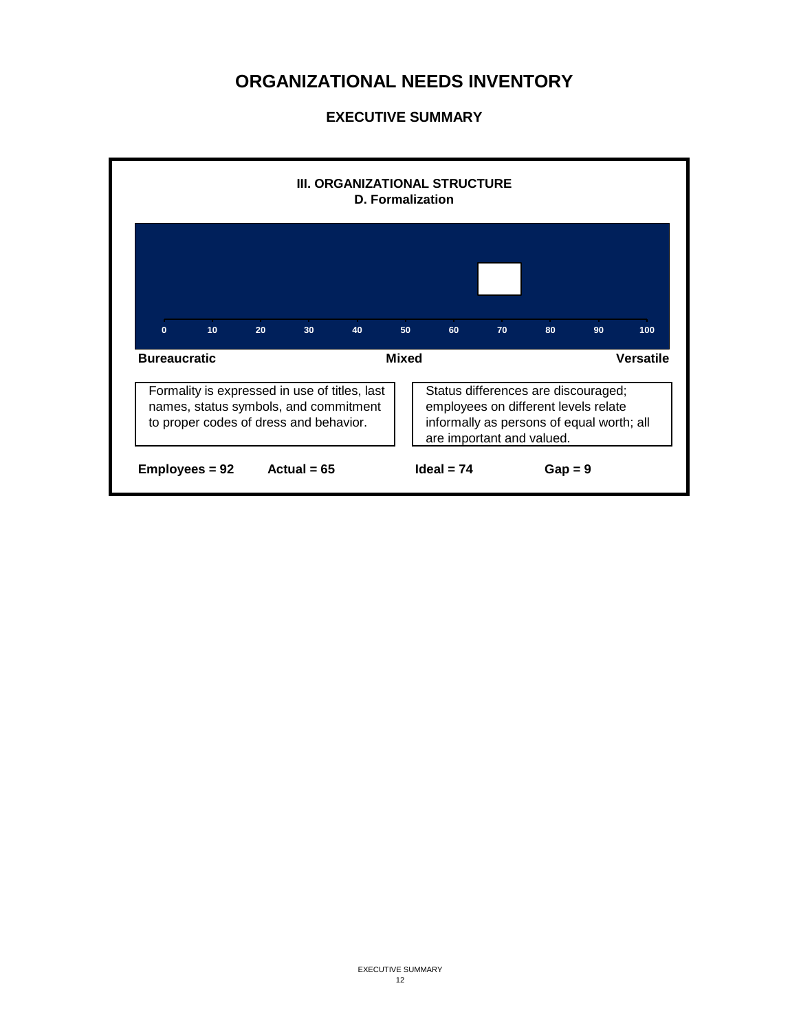# ORGANIZATIONAL NEEDS INVENTORY

## EXECUTIVE SUMMARY

### III. ORGANIZATIONAL STRUCTURE
### D. Formalization

0 10 20 30 40 50 60 70 80 90 100

**Bureaucratic** | **Mixed** | **Versatile**

| Formality is expressed in use of titles, last names, status symbols, and commitment to proper codes of dress and behavior. | Status differences are discouraged; employees on different levels relate informally as persons of equal worth; all are important and valued. |
|---|---|

**Employees = 92** **Actual = 65** **Ideal = 74** **Gap = 9**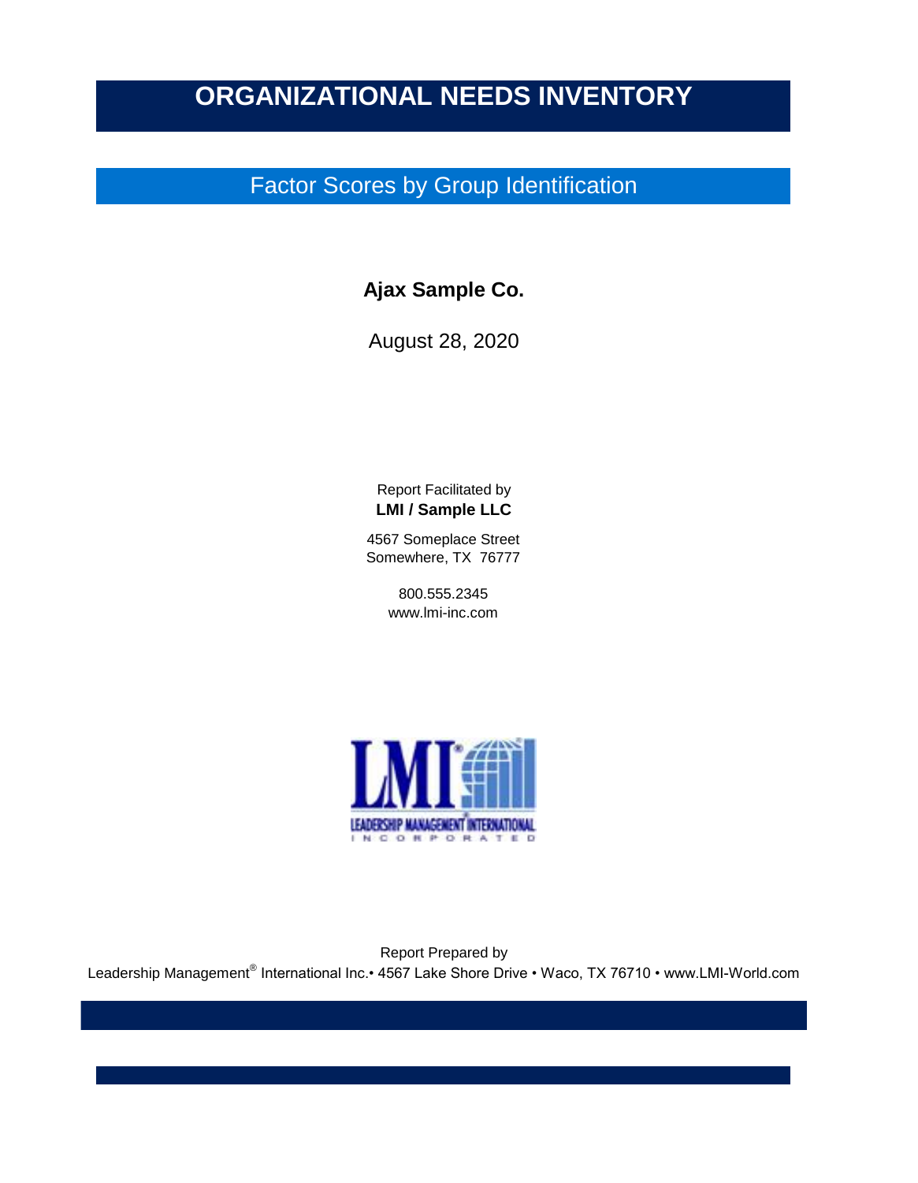# ORGANIZATIONAL NEEDS INVENTORY

## Factor Scores by Group Identification

**Ajax Sample Co.**

August 28, 2020

Report Facilitated by
**LMI / Sample LLC**

4567 Someplace Street
Somewhere, TX 76777

800.555.2345
www.lmi-inc.com

Report Prepared by
Leadership Management® International Inc.• 4567 Lake Shore Drive • Waco, TX 76710 • www.LMI-World.com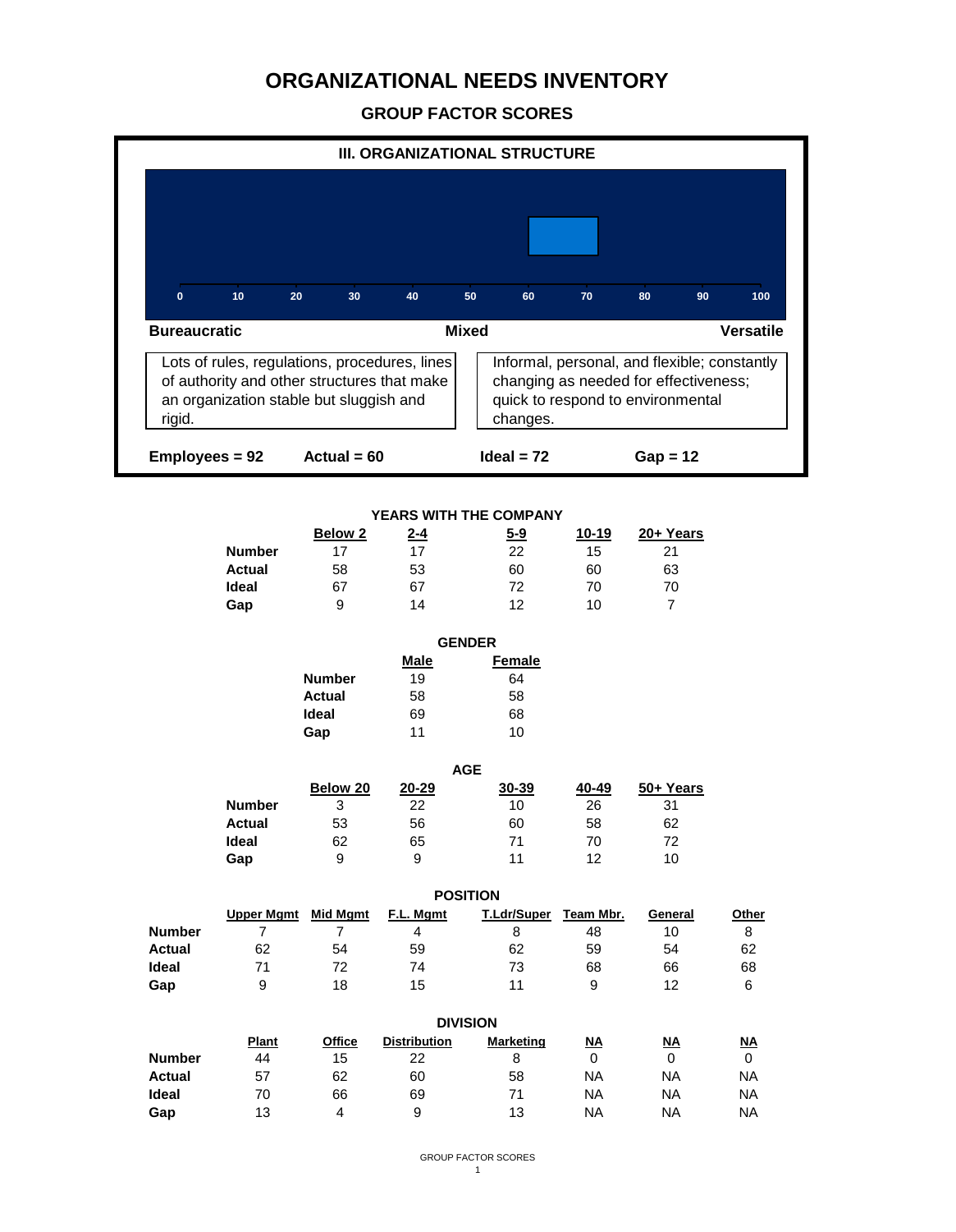# ORGANIZATIONAL NEEDS INVENTORY

## GROUP FACTOR SCORES

### III. ORGANIZATIONAL STRUCTURE

0 10 20 30 40 50 60 70 80 90 100

**Bureaucratic** | **Mixed** | **Versatile**

| Bureaucratic | Versatile |
|---|---|
| Lots of rules, regulations, procedures, lines of authority and other structures that make an organization stable but sluggish and rigid. | Informal, personal, and flexible; constantly changing as needed for effectiveness; quick to respond to environmental changes. |

**Employees = 92** **Actual = 60** **Ideal = 72** **Gap = 12**

### YEARS WITH THE COMPANY

| | Below 2 | 2-4 | 5-9 | 10-19 | 20+ Years |
|---|---|---|---|---|---|
| **Number** | 17 | 17 | 22 | 15 | 21 |
| **Actual** | 58 | 53 | 60 | 60 | 63 |
| **Ideal** | 67 | 67 | 72 | 70 | 70 |
| **Gap** | 9 | 14 | 12 | 10 | 7 |

### GENDER

| | Male | Female |
|---|---|---|
| **Number** | 19 | 64 |
| **Actual** | 58 | 58 |
| **Ideal** | 69 | 68 |
| **Gap** | 11 | 10 |

### AGE

| | Below 20 | 20-29 | 30-39 | 40-49 | 50+ Years |
|---|---|---|---|---|---|
| **Number** | 3 | 22 | 10 | 26 | 31 |
| **Actual** | 53 | 56 | 60 | 58 | 62 |
| **Ideal** | 62 | 65 | 71 | 70 | 72 |
| **Gap** | 9 | 9 | 11 | 12 | 10 |

### POSITION

| | Upper Mgmt | Mid Mgmt | F.L. Mgmt | T.Ldr/Super | Team Mbr. | General | Other |
|---|---|---|---|---|---|---|---|
| **Number** | 7 | 7 | 4 | 8 | 48 | 10 | 8 |
| **Actual** | 62 | 54 | 59 | 62 | 59 | 54 | 62 |
| **Ideal** | 71 | 72 | 74 | 73 | 68 | 66 | 68 |
| **Gap** | 9 | 18 | 15 | 11 | 9 | 12 | 6 |

### DIVISION

| | Plant | Office | Distribution | Marketing | NA | NA | NA |
|---|---|---|---|---|---|---|---|
| **Number** | 44 | 15 | 22 | 8 | 0 | 0 | 0 |
| **Actual** | 57 | 62 | 60 | 58 | NA | NA | NA |
| **Ideal** | 70 | 66 | 69 | 71 | NA | NA | NA |
| **Gap** | 13 | 4 | 9 | 13 | NA | NA | NA |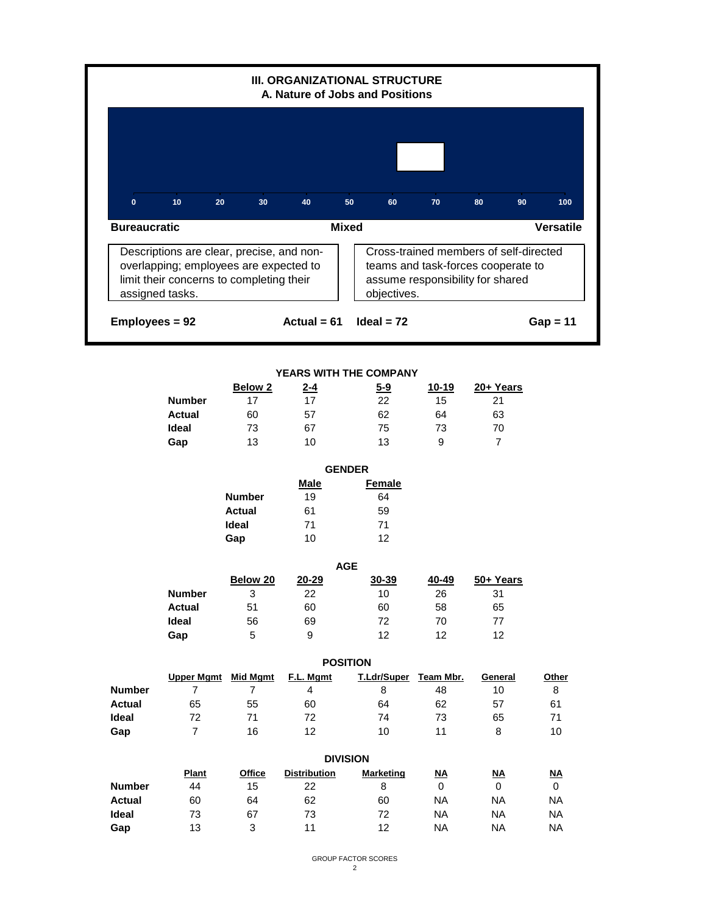## III. ORGANIZATIONAL STRUCTURE
### A. Nature of Jobs and Positions

0 10 20 30 40 50 60 70 80 90 100

**Bureaucratic** | **Mixed** | **Versatile**

Descriptions are clear, precise, and non-overlapping; employees are expected to limit their concerns to completing their assigned tasks.

Cross-trained members of self-directed teams and task-forces cooperate to assume responsibility for shared objectives.

**Employees = 92** **Actual = 61** **Ideal = 72** **Gap = 11**

**YEARS WITH THE COMPANY**

| | Below 2 | 2-4 | 5-9 | 10-19 | 20+ Years |
|---|---|---|---|---|---|
| **Number** | 17 | 17 | 22 | 15 | 21 |
| **Actual** | 60 | 57 | 62 | 64 | 63 |
| **Ideal** | 73 | 67 | 75 | 73 | 70 |
| **Gap** | 13 | 10 | 13 | 9 | 7 |

**GENDER**

| | Male | Female |
|---|---|---|
| **Number** | 19 | 64 |
| **Actual** | 61 | 59 |
| **Ideal** | 71 | 71 |
| **Gap** | 10 | 12 |

**AGE**

| | Below 20 | 20-29 | 30-39 | 40-49 | 50+ Years |
|---|---|---|---|---|---|
| **Number** | 3 | 22 | 10 | 26 | 31 |
| **Actual** | 51 | 60 | 60 | 58 | 65 |
| **Ideal** | 56 | 69 | 72 | 70 | 77 |
| **Gap** | 5 | 9 | 12 | 12 | 12 |

**POSITION**

| | Upper Mgmt | Mid Mgmt | F.L. Mgmt | T.Ldr/Super | Team Mbr. | General | Other |
|---|---|---|---|---|---|---|---|
| **Number** | 7 | 7 | 4 | 8 | 48 | 10 | 8 |
| **Actual** | 65 | 55 | 60 | 64 | 62 | 57 | 61 |
| **Ideal** | 72 | 71 | 72 | 74 | 73 | 65 | 71 |
| **Gap** | 7 | 16 | 12 | 10 | 11 | 8 | 10 |

**DIVISION**

| | Plant | Office | Distribution | Marketing | NA | NA | NA |
|---|---|---|---|---|---|---|---|
| **Number** | 44 | 15 | 22 | 8 | 0 | 0 | 0 |
| **Actual** | 60 | 64 | 62 | 60 | NA | NA | NA |
| **Ideal** | 73 | 67 | 73 | 72 | NA | NA | NA |
| **Gap** | 13 | 3 | 11 | 12 | NA | NA | NA |

GROUP FACTOR SCORES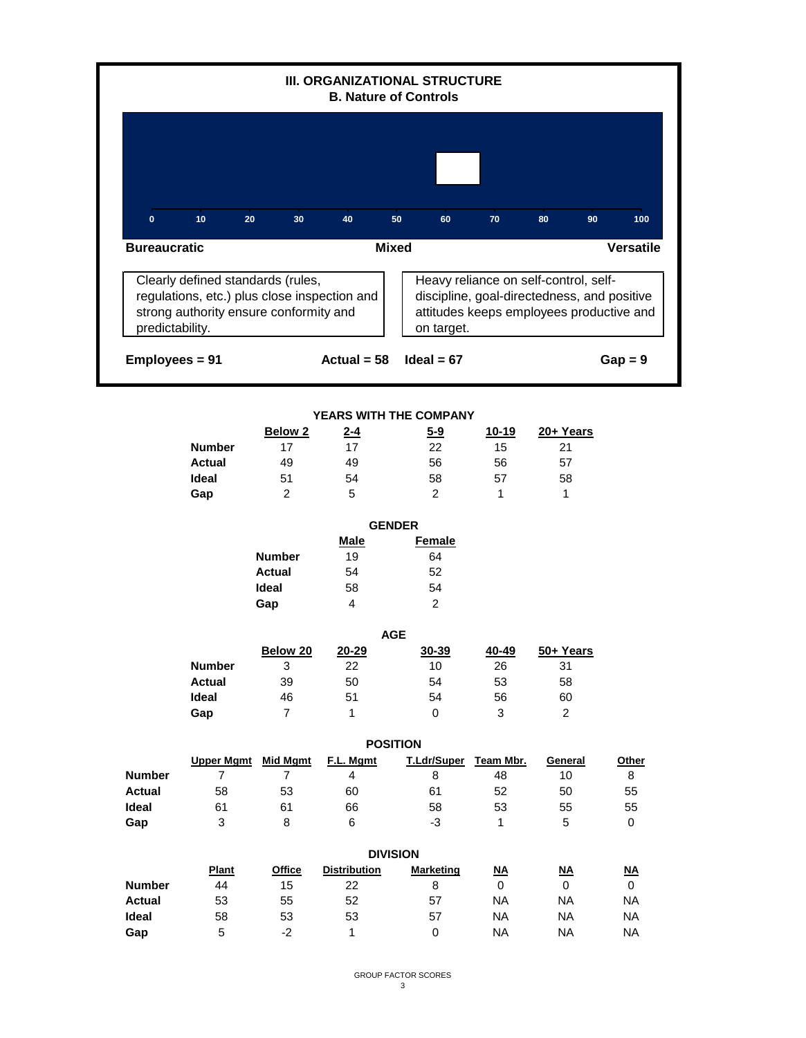## III. ORGANIZATIONAL STRUCTURE
### B. Nature of Controls

0 10 20 30 40 50 60 70 80 90 100

**Bureaucratic** | **Mixed** | **Versatile**

| Clearly defined standards (rules, regulations, etc.) plus close inspection and strong authority ensure conformity and predictability. | Heavy reliance on self-control, self-discipline, goal-directedness, and positive attitudes keeps employees productive and on target. |
|---|---|

**Employees = 91** **Actual = 58** **Ideal = 67** **Gap = 9**

**YEARS WITH THE COMPANY**

| | Below 2 | 2-4 | 5-9 | 10-19 | 20+ Years |
|---|---|---|---|---|---|
| **Number** | 17 | 17 | 22 | 15 | 21 |
| **Actual** | 49 | 49 | 56 | 56 | 57 |
| **Ideal** | 51 | 54 | 58 | 57 | 58 |
| **Gap** | 2 | 5 | 2 | 1 | 1 |

**GENDER**

| | Male | Female |
|---|---|---|
| **Number** | 19 | 64 |
| **Actual** | 54 | 52 |
| **Ideal** | 58 | 54 |
| **Gap** | 4 | 2 |

**AGE**

| | Below 20 | 20-29 | 30-39 | 40-49 | 50+ Years |
|---|---|---|---|---|---|
| **Number** | 3 | 22 | 10 | 26 | 31 |
| **Actual** | 39 | 50 | 54 | 53 | 58 |
| **Ideal** | 46 | 51 | 54 | 56 | 60 |
| **Gap** | 7 | 1 | 0 | 3 | 2 |

**POSITION**

| | Upper Mgmt | Mid Mgmt | F.L. Mgmt | T.Ldr/Super | Team Mbr. | General | Other |
|---|---|---|---|---|---|---|---|
| **Number** | 7 | 7 | 4 | 8 | 48 | 10 | 8 |
| **Actual** | 58 | 53 | 60 | 61 | 52 | 50 | 55 |
| **Ideal** | 61 | 61 | 66 | 58 | 53 | 55 | 55 |
| **Gap** | 3 | 8 | 6 | -3 | 1 | 5 | 0 |

**DIVISION**

| | Plant | Office | Distribution | Marketing | NA | NA | NA |
|---|---|---|---|---|---|---|---|
| **Number** | 44 | 15 | 22 | 8 | 0 | 0 | 0 |
| **Actual** | 53 | 55 | 52 | 57 | NA | NA | NA |
| **Ideal** | 58 | 53 | 53 | 57 | NA | NA | NA |
| **Gap** | 5 | -2 | 1 | 0 | NA | NA | NA |

GROUP FACTOR SCORES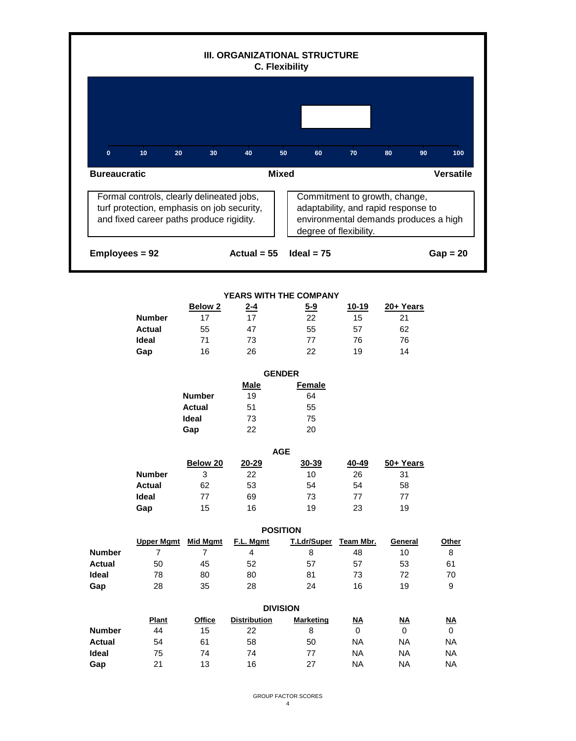## III. ORGANIZATIONAL STRUCTURE
### C. Flexibility

0 10 20 30 40 50 60 70 80 90 100

**Bureaucratic** — **Mixed** — **Versatile**

| Bureaucratic | Versatile |
|---|---|
| Formal controls, clearly delineated jobs, turf protection, emphasis on job security, and fixed career paths produce rigidity. | Commitment to growth, change, adaptability, and rapid response to environmental demands produces a high degree of flexibility. |

**Employees = 92** **Actual = 55** **Ideal = 75** **Gap = 20**

**YEARS WITH THE COMPANY**

| | Below 2 | 2-4 | 5-9 | 10-19 | 20+ Years |
|---|---|---|---|---|---|
| **Number** | 17 | 17 | 22 | 15 | 21 |
| **Actual** | 55 | 47 | 55 | 57 | 62 |
| **Ideal** | 71 | 73 | 77 | 76 | 76 |
| **Gap** | 16 | 26 | 22 | 19 | 14 |

**GENDER**

| | Male | Female |
|---|---|---|
| **Number** | 19 | 64 |
| **Actual** | 51 | 55 |
| **Ideal** | 73 | 75 |
| **Gap** | 22 | 20 |

**AGE**

| | Below 20 | 20-29 | 30-39 | 40-49 | 50+ Years |
|---|---|---|---|---|---|
| **Number** | 3 | 22 | 10 | 26 | 31 |
| **Actual** | 62 | 53 | 54 | 54 | 58 |
| **Ideal** | 77 | 69 | 73 | 77 | 77 |
| **Gap** | 15 | 16 | 19 | 23 | 19 |

**POSITION**

| | Upper Mgmt | Mid Mgmt | F.L. Mgmt | T.Ldr/Super | Team Mbr. | General | Other |
|---|---|---|---|---|---|---|---|
| **Number** | 7 | 7 | 4 | 8 | 48 | 10 | 8 |
| **Actual** | 50 | 45 | 52 | 57 | 57 | 53 | 61 |
| **Ideal** | 78 | 80 | 80 | 81 | 73 | 72 | 70 |
| **Gap** | 28 | 35 | 28 | 24 | 16 | 19 | 9 |

**DIVISION**

| | Plant | Office | Distribution | Marketing | NA | NA | NA |
|---|---|---|---|---|---|---|---|
| **Number** | 44 | 15 | 22 | 8 | 0 | 0 | 0 |
| **Actual** | 54 | 61 | 58 | 50 | NA | NA | NA |
| **Ideal** | 75 | 74 | 74 | 77 | NA | NA | NA |
| **Gap** | 21 | 13 | 16 | 27 | NA | NA | NA |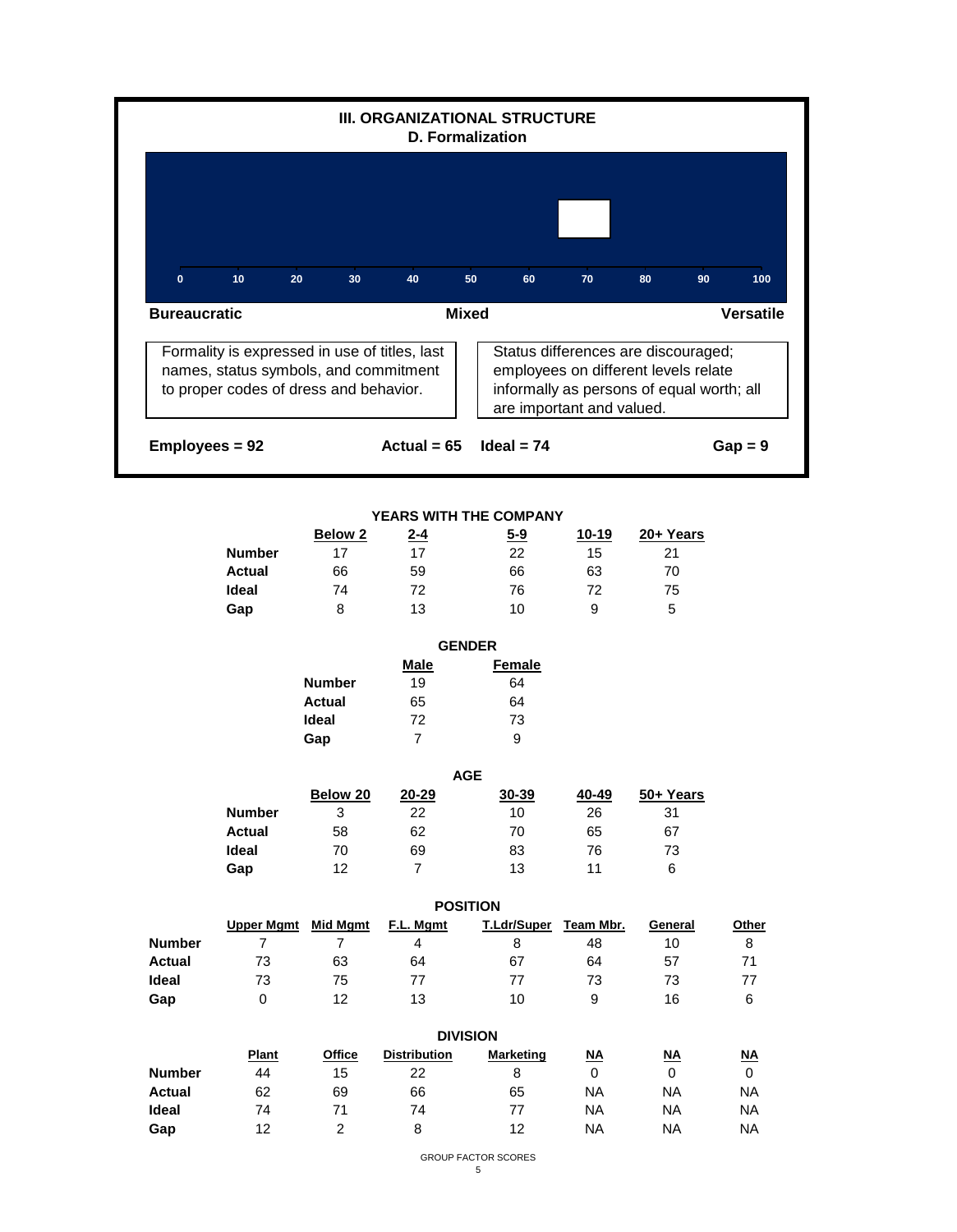## III. ORGANIZATIONAL STRUCTURE
### D. Formalization

0 10 20 30 40 50 60 70 80 90 100

**Bureaucratic** — **Mixed** — **Versatile**

| Bureaucratic | Versatile |
|---|---|
| Formality is expressed in use of titles, last names, status symbols, and commitment to proper codes of dress and behavior. | Status differences are discouraged; employees on different levels relate informally as persons of equal worth; all are important and valued. |

**Employees = 92** **Actual = 65** **Ideal = 74** **Gap = 9**

**YEARS WITH THE COMPANY**

| | Below 2 | 2-4 | 5-9 | 10-19 | 20+ Years |
|---|---|---|---|---|---|
| **Number** | 17 | 17 | 22 | 15 | 21 |
| **Actual** | 66 | 59 | 66 | 63 | 70 |
| **Ideal** | 74 | 72 | 76 | 72 | 75 |
| **Gap** | 8 | 13 | 10 | 9 | 5 |

**GENDER**

| | Male | Female |
|---|---|---|
| **Number** | 19 | 64 |
| **Actual** | 65 | 64 |
| **Ideal** | 72 | 73 |
| **Gap** | 7 | 9 |

**AGE**

| | Below 20 | 20-29 | 30-39 | 40-49 | 50+ Years |
|---|---|---|---|---|---|
| **Number** | 3 | 22 | 10 | 26 | 31 |
| **Actual** | 58 | 62 | 70 | 65 | 67 |
| **Ideal** | 70 | 69 | 83 | 76 | 73 |
| **Gap** | 12 | 7 | 13 | 11 | 6 |

**POSITION**

| | Upper Mgmt | Mid Mgmt | F.L. Mgmt | T.Ldr/Super | Team Mbr. | General | Other |
|---|---|---|---|---|---|---|---|
| **Number** | 7 | 7 | 4 | 8 | 48 | 10 | 8 |
| **Actual** | 73 | 63 | 64 | 67 | 64 | 57 | 71 |
| **Ideal** | 73 | 75 | 77 | 77 | 73 | 73 | 77 |
| **Gap** | 0 | 12 | 13 | 10 | 9 | 16 | 6 |

**DIVISION**

| | Plant | Office | Distribution | Marketing | NA | NA | NA |
|---|---|---|---|---|---|---|---|
| **Number** | 44 | 15 | 22 | 8 | 0 | 0 | 0 |
| **Actual** | 62 | 69 | 66 | 65 | NA | NA | NA |
| **Ideal** | 74 | 71 | 74 | 77 | NA | NA | NA |
| **Gap** | 12 | 2 | 8 | 12 | NA | NA | NA |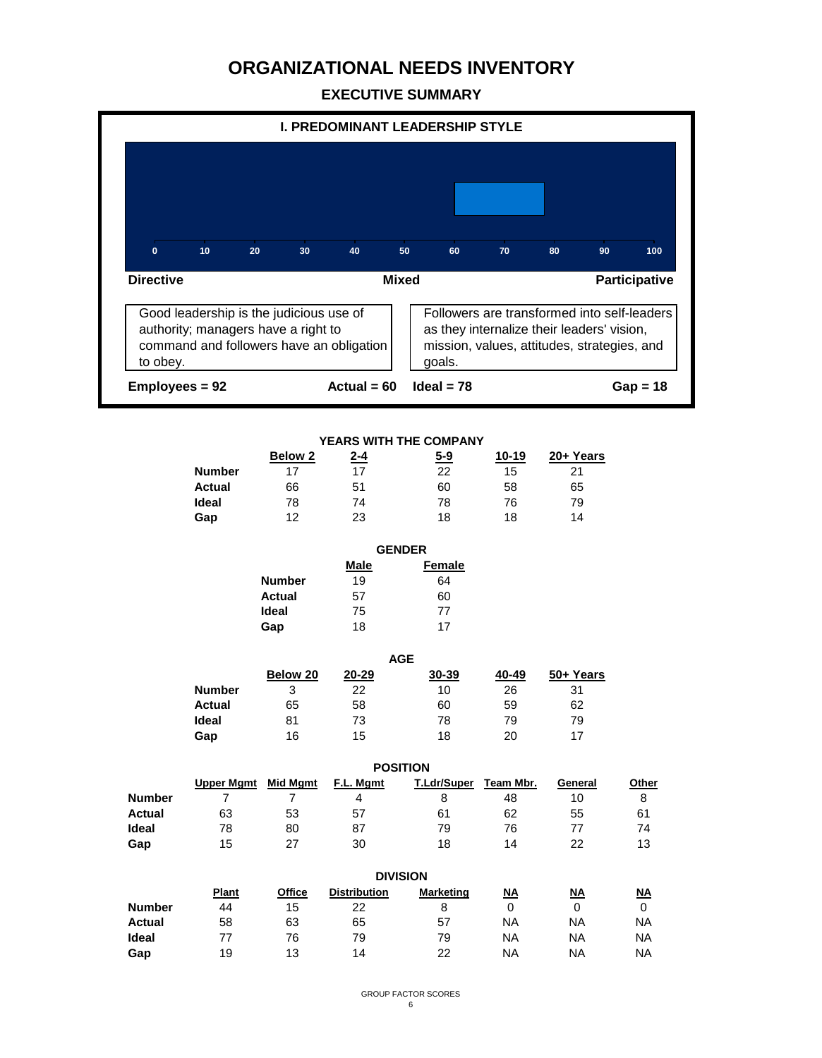# ORGANIZATIONAL NEEDS INVENTORY

## EXECUTIVE SUMMARY

### I. PREDOMINANT LEADERSHIP STYLE

0 10 20 30 40 50 60 70 80 90 100

**Directive** — **Mixed** — **Participative**

| Directive | Participative |
|---|---|
| Good leadership is the judicious use of authority; managers have a right to command and followers have an obligation to obey. | Followers are transformed into self-leaders as they internalize their leaders' vision, mission, values, attitudes, strategies, and goals. |

**Employees = 92** **Actual = 60** **Ideal = 78** **Gap = 18**

**YEARS WITH THE COMPANY**

| | Below 2 | 2-4 | 5-9 | 10-19 | 20+ Years |
|---|---|---|---|---|---|
| **Number** | 17 | 17 | 22 | 15 | 21 |
| **Actual** | 66 | 51 | 60 | 58 | 65 |
| **Ideal** | 78 | 74 | 78 | 76 | 79 |
| **Gap** | 12 | 23 | 18 | 18 | 14 |

**GENDER**

| | Male | Female |
|---|---|---|
| **Number** | 19 | 64 |
| **Actual** | 57 | 60 |
| **Ideal** | 75 | 77 |
| **Gap** | 18 | 17 |

**AGE**

| | Below 20 | 20-29 | 30-39 | 40-49 | 50+ Years |
|---|---|---|---|---|---|
| **Number** | 3 | 22 | 10 | 26 | 31 |
| **Actual** | 65 | 58 | 60 | 59 | 62 |
| **Ideal** | 81 | 73 | 78 | 79 | 79 |
| **Gap** | 16 | 15 | 18 | 20 | 17 |

**POSITION**

| | Upper Mgmt | Mid Mgmt | F.L. Mgmt | T.Ldr/Super | Team Mbr. | General | Other |
|---|---|---|---|---|---|---|---|
| **Number** | 7 | 7 | 4 | 8 | 48 | 10 | 8 |
| **Actual** | 63 | 53 | 57 | 61 | 62 | 55 | 61 |
| **Ideal** | 78 | 80 | 87 | 79 | 76 | 77 | 74 |
| **Gap** | 15 | 27 | 30 | 18 | 14 | 22 | 13 |

**DIVISION**

| | Plant | Office | Distribution | Marketing | NA | NA | NA |
|---|---|---|---|---|---|---|---|
| **Number** | 44 | 15 | 22 | 8 | 0 | 0 | 0 |
| **Actual** | 58 | 63 | 65 | 57 | NA | NA | NA |
| **Ideal** | 77 | 76 | 79 | 79 | NA | NA | NA |
| **Gap** | 19 | 13 | 14 | 22 | NA | NA | NA |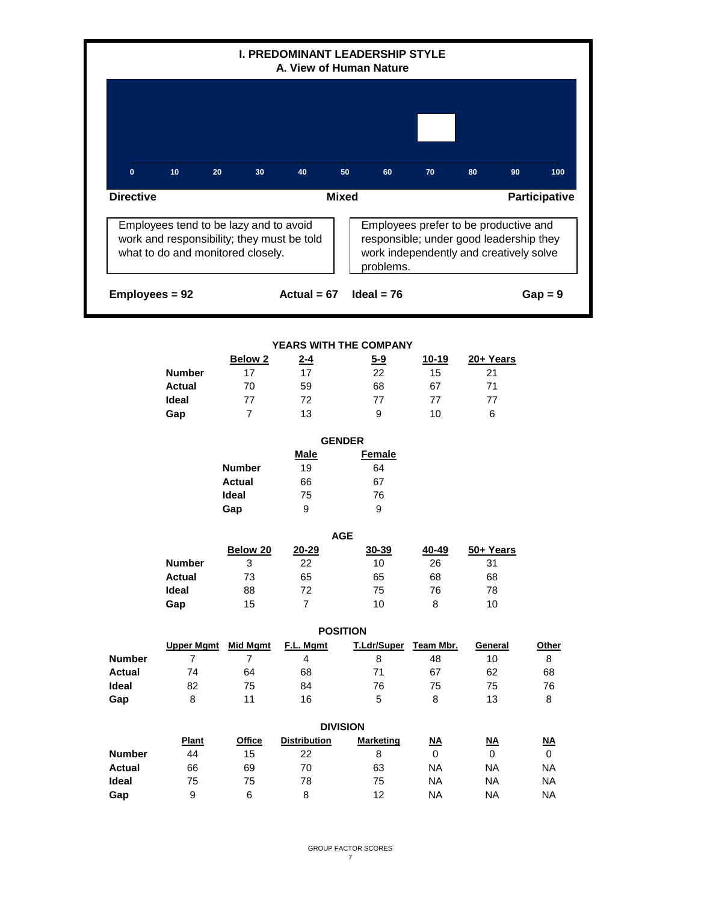## I. PREDOMINANT LEADERSHIP STYLE
### A. View of Human Nature

0 10 20 30 40 50 60 70 80 90 100

**Directive** | **Mixed** | **Participative**

Employees tend to be lazy and to avoid work and responsibility; they must be told what to do and monitored closely.

Employees prefer to be productive and responsible; under good leadership they work independently and creatively solve problems.

**Employees = 92** **Actual = 67** **Ideal = 76** **Gap = 9**

**YEARS WITH THE COMPANY**

| | Below 2 | 2-4 | 5-9 | 10-19 | 20+ Years |
|---|---|---|---|---|---|
| **Number** | 17 | 17 | 22 | 15 | 21 |
| **Actual** | 70 | 59 | 68 | 67 | 71 |
| **Ideal** | 77 | 72 | 77 | 77 | 77 |
| **Gap** | 7 | 13 | 9 | 10 | 6 |

**GENDER**

| | Male | Female |
|---|---|---|
| **Number** | 19 | 64 |
| **Actual** | 66 | 67 |
| **Ideal** | 75 | 76 |
| **Gap** | 9 | 9 |

**AGE**

| | Below 20 | 20-29 | 30-39 | 40-49 | 50+ Years |
|---|---|---|---|---|---|
| **Number** | 3 | 22 | 10 | 26 | 31 |
| **Actual** | 73 | 65 | 65 | 68 | 68 |
| **Ideal** | 88 | 72 | 75 | 76 | 78 |
| **Gap** | 15 | 7 | 10 | 8 | 10 |

**POSITION**

| | Upper Mgmt | Mid Mgmt | F.L. Mgmt | T.Ldr/Super | Team Mbr. | General | Other |
|---|---|---|---|---|---|---|---|
| **Number** | 7 | 7 | 4 | 8 | 48 | 10 | 8 |
| **Actual** | 74 | 64 | 68 | 71 | 67 | 62 | 68 |
| **Ideal** | 82 | 75 | 84 | 76 | 75 | 75 | 76 |
| **Gap** | 8 | 11 | 16 | 5 | 8 | 13 | 8 |

**DIVISION**

| | Plant | Office | Distribution | Marketing | NA | NA | NA |
|---|---|---|---|---|---|---|---|
| **Number** | 44 | 15 | 22 | 8 | 0 | 0 | 0 |
| **Actual** | 66 | 69 | 70 | 63 | NA | NA | NA |
| **Ideal** | 75 | 75 | 78 | 75 | NA | NA | NA |
| **Gap** | 9 | 6 | 8 | 12 | NA | NA | NA |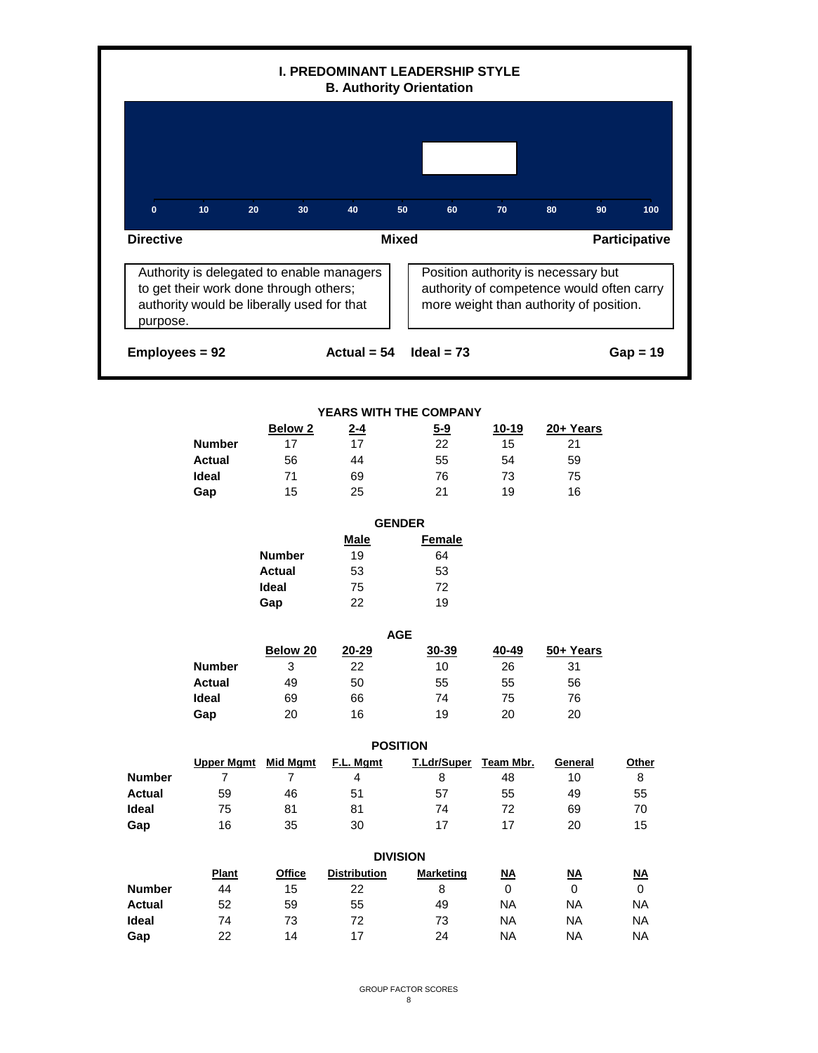## I. PREDOMINANT LEADERSHIP STYLE
### B. Authority Orientation

0 10 20 30 40 50 60 70 80 90 100

**Directive** **Mixed** **Participative**

Authority is delegated to enable managers to get their work done through others; authority would be liberally used for that purpose.

Position authority is necessary but authority of competence would often carry more weight than authority of position.

**Employees = 92** **Actual = 54** **Ideal = 73** **Gap = 19**

**YEARS WITH THE COMPANY**

| | Below 2 | 2-4 | 5-9 | 10-19 | 20+ Years |
|---|---|---|---|---|---|
| **Number** | 17 | 17 | 22 | 15 | 21 |
| **Actual** | 56 | 44 | 55 | 54 | 59 |
| **Ideal** | 71 | 69 | 76 | 73 | 75 |
| **Gap** | 15 | 25 | 21 | 19 | 16 |

**GENDER**

| | Male | Female |
|---|---|---|
| **Number** | 19 | 64 |
| **Actual** | 53 | 53 |
| **Ideal** | 75 | 72 |
| **Gap** | 22 | 19 |

**AGE**

| | Below 20 | 20-29 | 30-39 | 40-49 | 50+ Years |
|---|---|---|---|---|---|
| **Number** | 3 | 22 | 10 | 26 | 31 |
| **Actual** | 49 | 50 | 55 | 55 | 56 |
| **Ideal** | 69 | 66 | 74 | 75 | 76 |
| **Gap** | 20 | 16 | 19 | 20 | 20 |

**POSITION**

| | Upper Mgmt | Mid Mgmt | F.L. Mgmt | T.Ldr/Super | Team Mbr. | General | Other |
|---|---|---|---|---|---|---|---|
| **Number** | 7 | 7 | 4 | 8 | 48 | 10 | 8 |
| **Actual** | 59 | 46 | 51 | 57 | 55 | 49 | 55 |
| **Ideal** | 75 | 81 | 81 | 74 | 72 | 69 | 70 |
| **Gap** | 16 | 35 | 30 | 17 | 17 | 20 | 15 |

**DIVISION**

| | Plant | Office | Distribution | Marketing | NA | NA | NA |
|---|---|---|---|---|---|---|---|
| **Number** | 44 | 15 | 22 | 8 | 0 | 0 | 0 |
| **Actual** | 52 | 59 | 55 | 49 | NA | NA | NA |
| **Ideal** | 74 | 73 | 72 | 73 | NA | NA | NA |
| **Gap** | 22 | 14 | 17 | 24 | NA | NA | NA |

GROUP FACTOR SCORES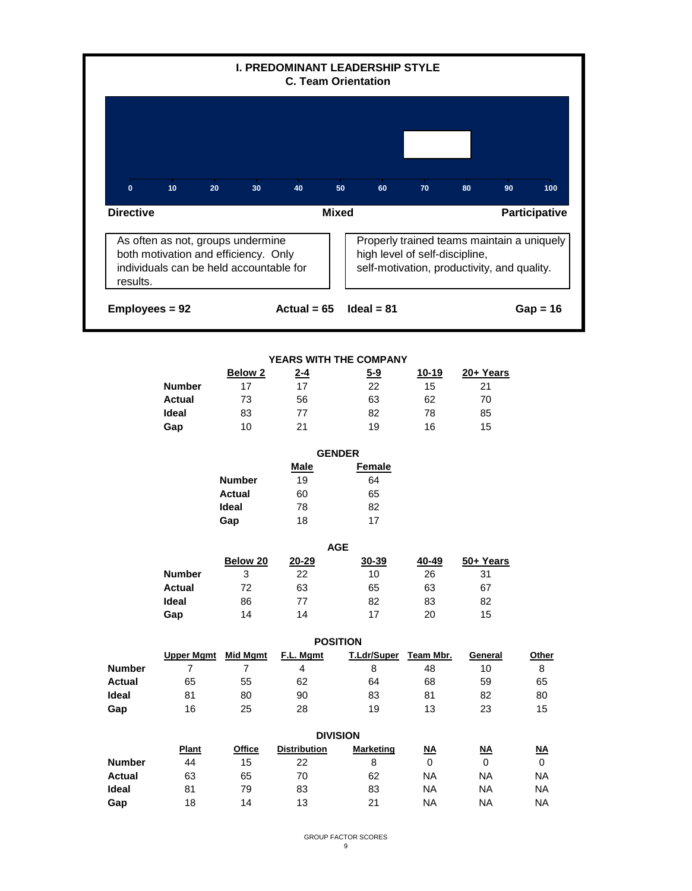## I. PREDOMINANT LEADERSHIP STYLE
### C. Team Orientation

0 10 20 30 40 50 60 70 80 90 100

**Directive** — **Mixed** — **Participative**

As often as not, groups undermine both motivation and efficiency. Only individuals can be held accountable for results.

Properly trained teams maintain a uniquely high level of self-discipline, self-motivation, productivity, and quality.

**Employees = 92** **Actual = 65** **Ideal = 81** **Gap = 16**

### YEARS WITH THE COMPANY

| | Below 2 | 2-4 | 5-9 | 10-19 | 20+ Years |
|---|---|---|---|---|---|
| **Number** | 17 | 17 | 22 | 15 | 21 |
| **Actual** | 73 | 56 | 63 | 62 | 70 |
| **Ideal** | 83 | 77 | 82 | 78 | 85 |
| **Gap** | 10 | 21 | 19 | 16 | 15 |

### GENDER

| | Male | Female |
|---|---|---|
| **Number** | 19 | 64 |
| **Actual** | 60 | 65 |
| **Ideal** | 78 | 82 |
| **Gap** | 18 | 17 |

### AGE

| | Below 20 | 20-29 | 30-39 | 40-49 | 50+ Years |
|---|---|---|---|---|---|
| **Number** | 3 | 22 | 10 | 26 | 31 |
| **Actual** | 72 | 63 | 65 | 63 | 67 |
| **Ideal** | 86 | 77 | 82 | 83 | 82 |
| **Gap** | 14 | 14 | 17 | 20 | 15 |

### POSITION

| | Upper Mgmt | Mid Mgmt | F.L. Mgmt | T.Ldr/Super | Team Mbr. | General | Other |
|---|---|---|---|---|---|---|---|
| **Number** | 7 | 7 | 4 | 8 | 48 | 10 | 8 |
| **Actual** | 65 | 55 | 62 | 64 | 68 | 59 | 65 |
| **Ideal** | 81 | 80 | 90 | 83 | 81 | 82 | 80 |
| **Gap** | 16 | 25 | 28 | 19 | 13 | 23 | 15 |

### DIVISION

| | Plant | Office | Distribution | Marketing | NA | NA | NA |
|---|---|---|---|---|---|---|---|
| **Number** | 44 | 15 | 22 | 8 | 0 | 0 | 0 |
| **Actual** | 63 | 65 | 70 | 62 | NA | NA | NA |
| **Ideal** | 81 | 79 | 83 | 83 | NA | NA | NA |
| **Gap** | 18 | 14 | 13 | 21 | NA | NA | NA |

GROUP FACTOR SCORES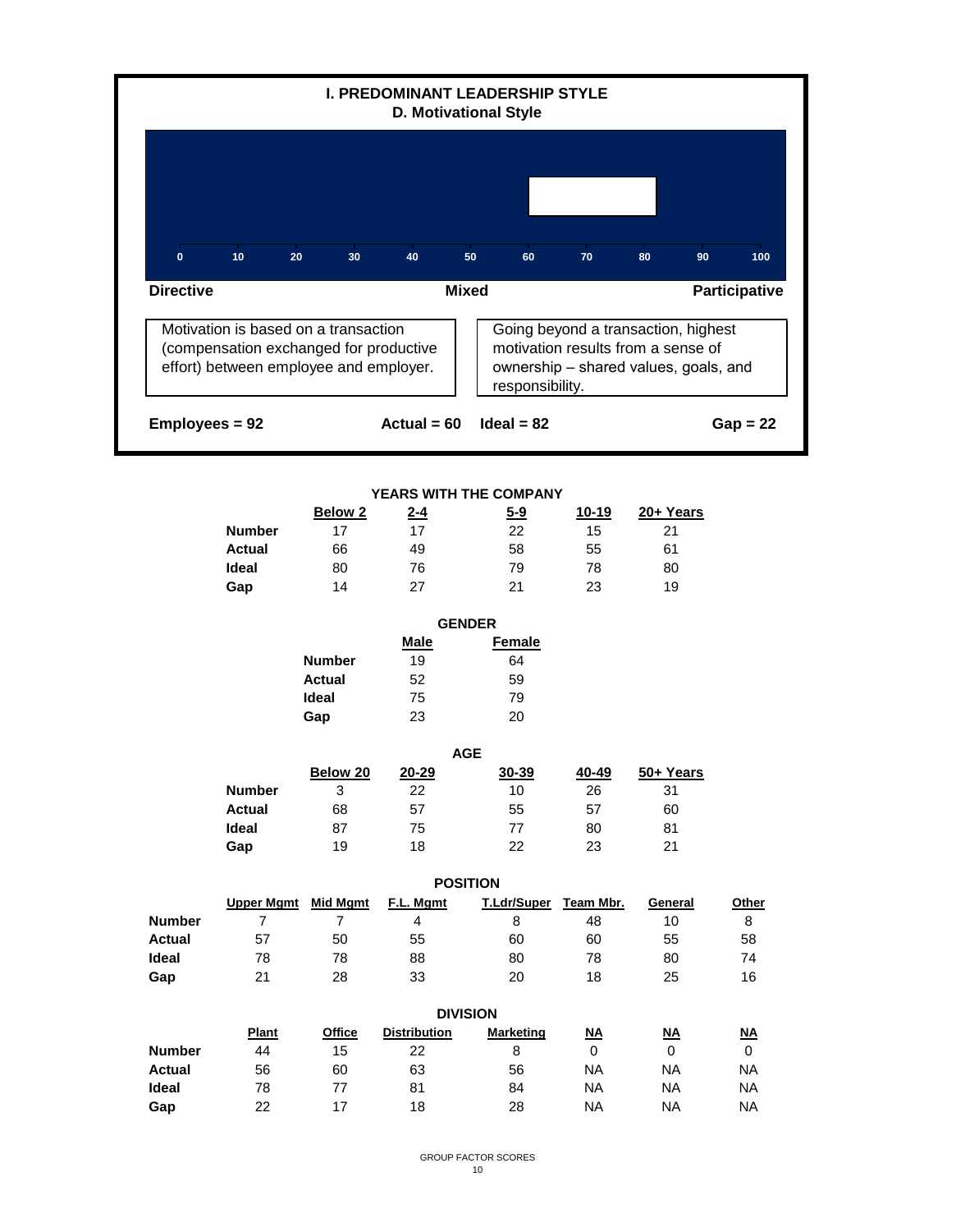## I. PREDOMINANT LEADERSHIP STYLE
### D. Motivational Style

0 10 20 30 40 50 60 70 80 90 100

**Directive** — **Mixed** — **Participative**

| Motivation is based on a transaction (compensation exchanged for productive effort) between employee and employer. | Going beyond a transaction, highest motivation results from a sense of ownership – shared values, goals, and responsibility. |
|---|---|

**Employees = 92** **Actual = 60** **Ideal = 82** **Gap = 22**

**YEARS WITH THE COMPANY**

| | Below 2 | 2-4 | 5-9 | 10-19 | 20+ Years |
|---|---|---|---|---|---|
| **Number** | 17 | 17 | 22 | 15 | 21 |
| **Actual** | 66 | 49 | 58 | 55 | 61 |
| **Ideal** | 80 | 76 | 79 | 78 | 80 |
| **Gap** | 14 | 27 | 21 | 23 | 19 |

**GENDER**

| | Male | Female |
|---|---|---|
| **Number** | 19 | 64 |
| **Actual** | 52 | 59 |
| **Ideal** | 75 | 79 |
| **Gap** | 23 | 20 |

**AGE**

| | Below 20 | 20-29 | 30-39 | 40-49 | 50+ Years |
|---|---|---|---|---|---|
| **Number** | 3 | 22 | 10 | 26 | 31 |
| **Actual** | 68 | 57 | 55 | 57 | 60 |
| **Ideal** | 87 | 75 | 77 | 80 | 81 |
| **Gap** | 19 | 18 | 22 | 23 | 21 |

**POSITION**

| | Upper Mgmt | Mid Mgmt | F.L. Mgmt | T.Ldr/Super | Team Mbr. | General | Other |
|---|---|---|---|---|---|---|---|
| **Number** | 7 | 7 | 4 | 8 | 48 | 10 | 8 |
| **Actual** | 57 | 50 | 55 | 60 | 60 | 55 | 58 |
| **Ideal** | 78 | 78 | 88 | 80 | 78 | 80 | 74 |
| **Gap** | 21 | 28 | 33 | 20 | 18 | 25 | 16 |

**DIVISION**

| | Plant | Office | Distribution | Marketing | NA | NA | NA |
|---|---|---|---|---|---|---|---|
| **Number** | 44 | 15 | 22 | 8 | 0 | 0 | 0 |
| **Actual** | 56 | 60 | 63 | 56 | NA | NA | NA |
| **Ideal** | 78 | 77 | 81 | 84 | NA | NA | NA |
| **Gap** | 22 | 17 | 18 | 28 | NA | NA | NA |

GROUP FACTOR SCORES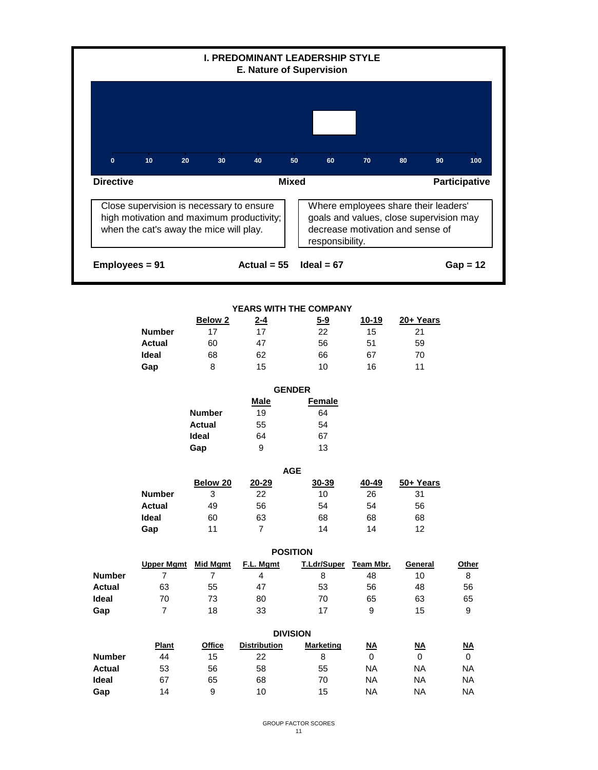## I. PREDOMINANT LEADERSHIP STYLE
### E. Nature of Supervision

0 10 20 30 40 50 60 70 80 90 100

**Directive** — **Mixed** — **Participative**

Close supervision is necessary to ensure high motivation and maximum productivity; when the cat's away the mice will play.

Where employees share their leaders' goals and values, close supervision may decrease motivation and sense of responsibility.

**Employees = 91** **Actual = 55** **Ideal = 67** **Gap = 12**

**YEARS WITH THE COMPANY**

| | Below 2 | 2-4 | 5-9 | 10-19 | 20+ Years |
|---|---|---|---|---|---|
| **Number** | 17 | 17 | 22 | 15 | 21 |
| **Actual** | 60 | 47 | 56 | 51 | 59 |
| **Ideal** | 68 | 62 | 66 | 67 | 70 |
| **Gap** | 8 | 15 | 10 | 16 | 11 |

**GENDER**

| | Male | Female |
|---|---|---|
| **Number** | 19 | 64 |
| **Actual** | 55 | 54 |
| **Ideal** | 64 | 67 |
| **Gap** | 9 | 13 |

**AGE**

| | Below 20 | 20-29 | 30-39 | 40-49 | 50+ Years |
|---|---|---|---|---|---|
| **Number** | 3 | 22 | 10 | 26 | 31 |
| **Actual** | 49 | 56 | 54 | 54 | 56 |
| **Ideal** | 60 | 63 | 68 | 68 | 68 |
| **Gap** | 11 | 7 | 14 | 14 | 12 |

**POSITION**

| | Upper Mgmt | Mid Mgmt | F.L. Mgmt | T.Ldr/Super | Team Mbr. | General | Other |
|---|---|---|---|---|---|---|---|
| **Number** | 7 | 7 | 4 | 8 | 48 | 10 | 8 |
| **Actual** | 63 | 55 | 47 | 53 | 56 | 48 | 56 |
| **Ideal** | 70 | 73 | 80 | 70 | 65 | 63 | 65 |
| **Gap** | 7 | 18 | 33 | 17 | 9 | 15 | 9 |

**DIVISION**

| | Plant | Office | Distribution | Marketing | NA | NA | NA |
|---|---|---|---|---|---|---|---|
| **Number** | 44 | 15 | 22 | 8 | 0 | 0 | 0 |
| **Actual** | 53 | 56 | 58 | 55 | NA | NA | NA |
| **Ideal** | 67 | 65 | 68 | 70 | NA | NA | NA |
| **Gap** | 14 | 9 | 10 | 15 | NA | NA | NA |

GROUP FACTOR SCORES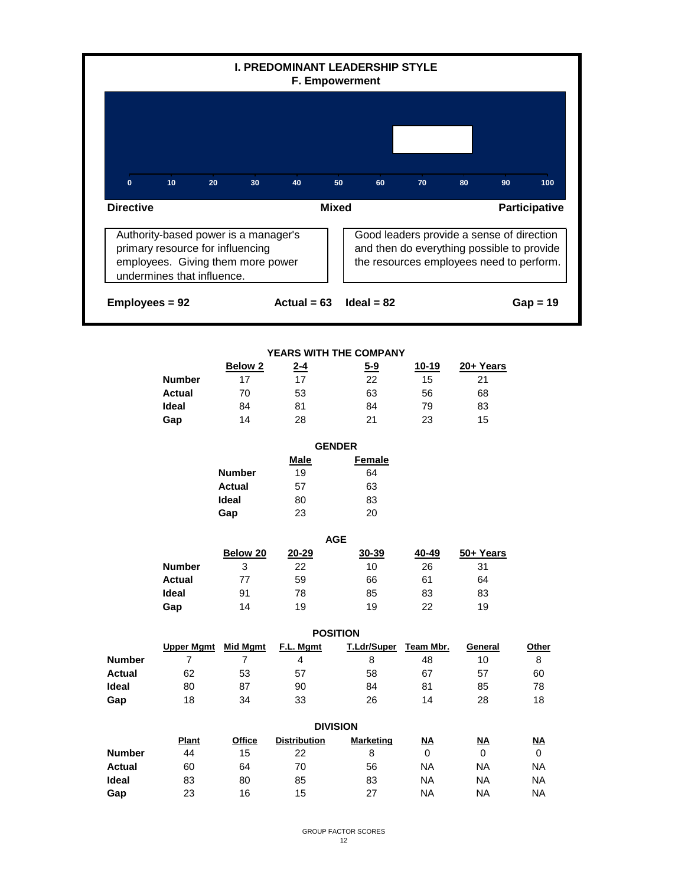## I. PREDOMINANT LEADERSHIP STYLE
### F. Empowerment

0 10 20 30 40 50 60 70 80 90 100

**Directive** — **Mixed** — **Participative**

Authority-based power is a manager's primary resource for influencing employees. Giving them more power undermines that influence.

Good leaders provide a sense of direction and then do everything possible to provide the resources employees need to perform.

**Employees = 92** **Actual = 63** **Ideal = 82** **Gap = 19**

**YEARS WITH THE COMPANY**

| | Below 2 | 2-4 | 5-9 | 10-19 | 20+ Years |
|---|---|---|---|---|---|
| **Number** | 17 | 17 | 22 | 15 | 21 |
| **Actual** | 70 | 53 | 63 | 56 | 68 |
| **Ideal** | 84 | 81 | 84 | 79 | 83 |
| **Gap** | 14 | 28 | 21 | 23 | 15 |

**GENDER**

| | Male | Female |
|---|---|---|
| **Number** | 19 | 64 |
| **Actual** | 57 | 63 |
| **Ideal** | 80 | 83 |
| **Gap** | 23 | 20 |

**AGE**

| | Below 20 | 20-29 | 30-39 | 40-49 | 50+ Years |
|---|---|---|---|---|---|
| **Number** | 3 | 22 | 10 | 26 | 31 |
| **Actual** | 77 | 59 | 66 | 61 | 64 |
| **Ideal** | 91 | 78 | 85 | 83 | 83 |
| **Gap** | 14 | 19 | 19 | 22 | 19 |

**POSITION**

| | Upper Mgmt | Mid Mgmt | F.L. Mgmt | T.Ldr/Super | Team Mbr. | General | Other |
|---|---|---|---|---|---|---|---|
| **Number** | 7 | 7 | 4 | 8 | 48 | 10 | 8 |
| **Actual** | 62 | 53 | 57 | 58 | 67 | 57 | 60 |
| **Ideal** | 80 | 87 | 90 | 84 | 81 | 85 | 78 |
| **Gap** | 18 | 34 | 33 | 26 | 14 | 28 | 18 |

**DIVISION**

| | Plant | Office | Distribution | Marketing | NA | NA | NA |
|---|---|---|---|---|---|---|---|
| **Number** | 44 | 15 | 22 | 8 | 0 | 0 | 0 |
| **Actual** | 60 | 64 | 70 | 56 | NA | NA | NA |
| **Ideal** | 83 | 80 | 85 | 83 | NA | NA | NA |
| **Gap** | 23 | 16 | 15 | 27 | NA | NA | NA |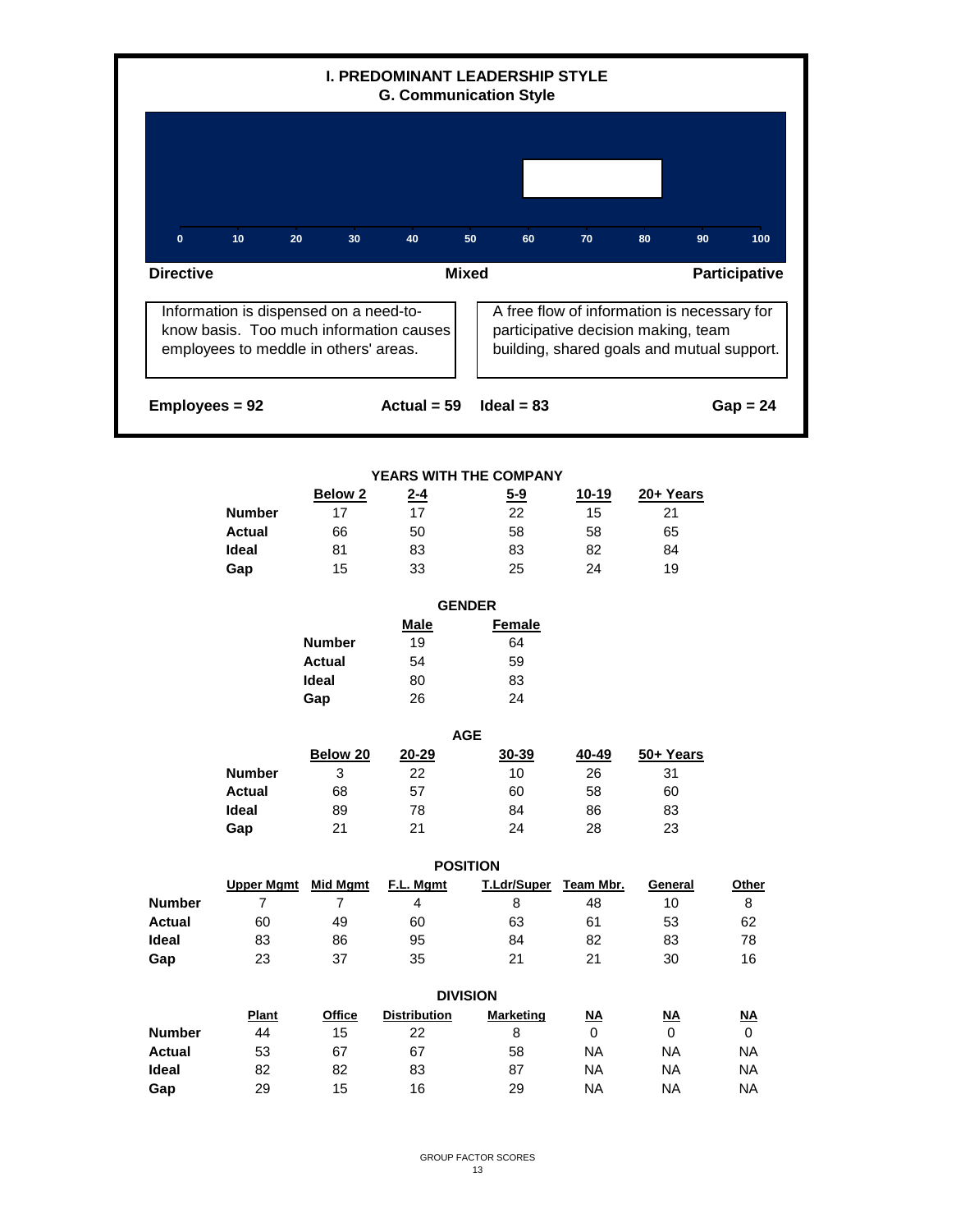## I. PREDOMINANT LEADERSHIP STYLE
### G. Communication Style

0 10 20 30 40 50 60 70 80 90 100

**Directive** — **Mixed** — **Participative**

| Directive | Participative |
|---|---|
| Information is dispensed on a need-to-know basis. Too much information causes employees to meddle in others' areas. | A free flow of information is necessary for participative decision making, team building, shared goals and mutual support. |

**Employees = 92** **Actual = 59** **Ideal = 83** **Gap = 24**

### YEARS WITH THE COMPANY

| | Below 2 | 2-4 | 5-9 | 10-19 | 20+ Years |
|---|---|---|---|---|---|
| **Number** | 17 | 17 | 22 | 15 | 21 |
| **Actual** | 66 | 50 | 58 | 58 | 65 |
| **Ideal** | 81 | 83 | 83 | 82 | 84 |
| **Gap** | 15 | 33 | 25 | 24 | 19 |

### GENDER

| | Male | Female |
|---|---|---|
| **Number** | 19 | 64 |
| **Actual** | 54 | 59 |
| **Ideal** | 80 | 83 |
| **Gap** | 26 | 24 |

### AGE

| | Below 20 | 20-29 | 30-39 | 40-49 | 50+ Years |
|---|---|---|---|---|---|
| **Number** | 3 | 22 | 10 | 26 | 31 |
| **Actual** | 68 | 57 | 60 | 58 | 60 |
| **Ideal** | 89 | 78 | 84 | 86 | 83 |
| **Gap** | 21 | 21 | 24 | 28 | 23 |

### POSITION

| | Upper Mgmt | Mid Mgmt | F.L. Mgmt | T.Ldr/Super | Team Mbr. | General | Other |
|---|---|---|---|---|---|---|---|
| **Number** | 7 | 7 | 4 | 8 | 48 | 10 | 8 |
| **Actual** | 60 | 49 | 60 | 63 | 61 | 53 | 62 |
| **Ideal** | 83 | 86 | 95 | 84 | 82 | 83 | 78 |
| **Gap** | 23 | 37 | 35 | 21 | 21 | 30 | 16 |

### DIVISION

| | Plant | Office | Distribution | Marketing | NA | NA | NA |
|---|---|---|---|---|---|---|---|
| **Number** | 44 | 15 | 22 | 8 | 0 | 0 | 0 |
| **Actual** | 53 | 67 | 67 | 58 | NA | NA | NA |
| **Ideal** | 82 | 82 | 83 | 87 | NA | NA | NA |
| **Gap** | 29 | 15 | 16 | 29 | NA | NA | NA |

GROUP FACTOR SCORES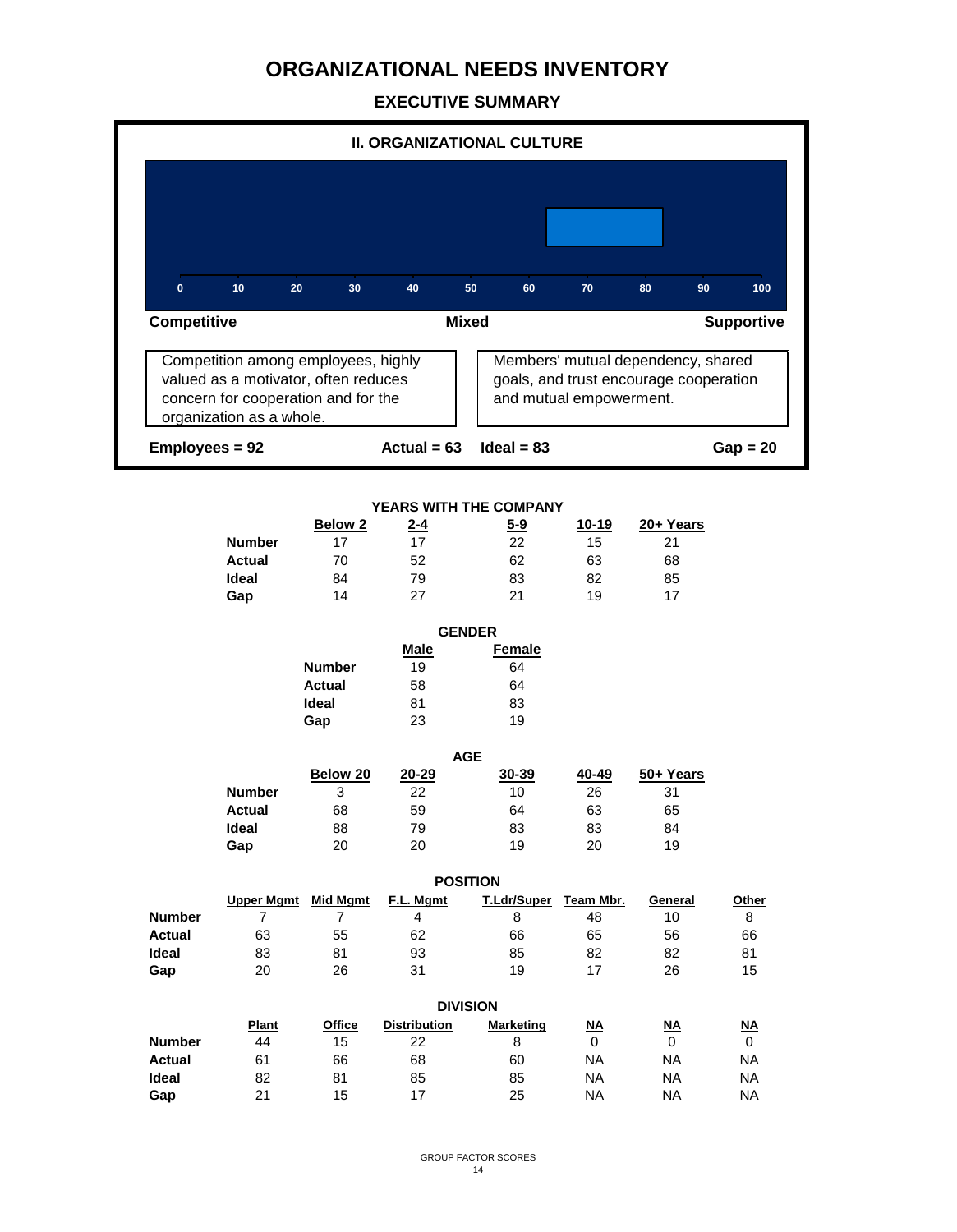# ORGANIZATIONAL NEEDS INVENTORY

## EXECUTIVE SUMMARY

### II. ORGANIZATIONAL CULTURE

0 10 20 30 40 50 60 70 80 90 100

**Competitive** | **Mixed** | **Supportive**

Competition among employees, highly valued as a motivator, often reduces concern for cooperation and for the organization as a whole.

Members' mutual dependency, shared goals, and trust encourage cooperation and mutual empowerment.

**Employees = 92** | **Actual = 63** | **Ideal = 83** | **Gap = 20**

### YEARS WITH THE COMPANY

| | Below 2 | 2-4 | 5-9 | 10-19 | 20+ Years |
|---|---|---|---|---|---|
| **Number** | 17 | 17 | 22 | 15 | 21 |
| **Actual** | 70 | 52 | 62 | 63 | 68 |
| **Ideal** | 84 | 79 | 83 | 82 | 85 |
| **Gap** | 14 | 27 | 21 | 19 | 17 |

### GENDER

| | Male | Female |
|---|---|---|
| **Number** | 19 | 64 |
| **Actual** | 58 | 64 |
| **Ideal** | 81 | 83 |
| **Gap** | 23 | 19 |

### AGE

| | Below 20 | 20-29 | 30-39 | 40-49 | 50+ Years |
|---|---|---|---|---|---|
| **Number** | 3 | 22 | 10 | 26 | 31 |
| **Actual** | 68 | 59 | 64 | 63 | 65 |
| **Ideal** | 88 | 79 | 83 | 83 | 84 |
| **Gap** | 20 | 20 | 19 | 20 | 19 |

### POSITION

| | Upper Mgmt | Mid Mgmt | F.L. Mgmt | T.Ldr/Super | Team Mbr. | General | Other |
|---|---|---|---|---|---|---|---|
| **Number** | 7 | 7 | 4 | 8 | 48 | 10 | 8 |
| **Actual** | 63 | 55 | 62 | 66 | 65 | 56 | 66 |
| **Ideal** | 83 | 81 | 93 | 85 | 82 | 82 | 81 |
| **Gap** | 20 | 26 | 31 | 19 | 17 | 26 | 15 |

### DIVISION

| | Plant | Office | Distribution | Marketing | NA | NA | NA |
|---|---|---|---|---|---|---|---|
| **Number** | 44 | 15 | 22 | 8 | 0 | 0 | 0 |
| **Actual** | 61 | 66 | 68 | 60 | NA | NA | NA |
| **Ideal** | 82 | 81 | 85 | 85 | NA | NA | NA |
| **Gap** | 21 | 15 | 17 | 25 | NA | NA | NA |

GROUP FACTOR SCORES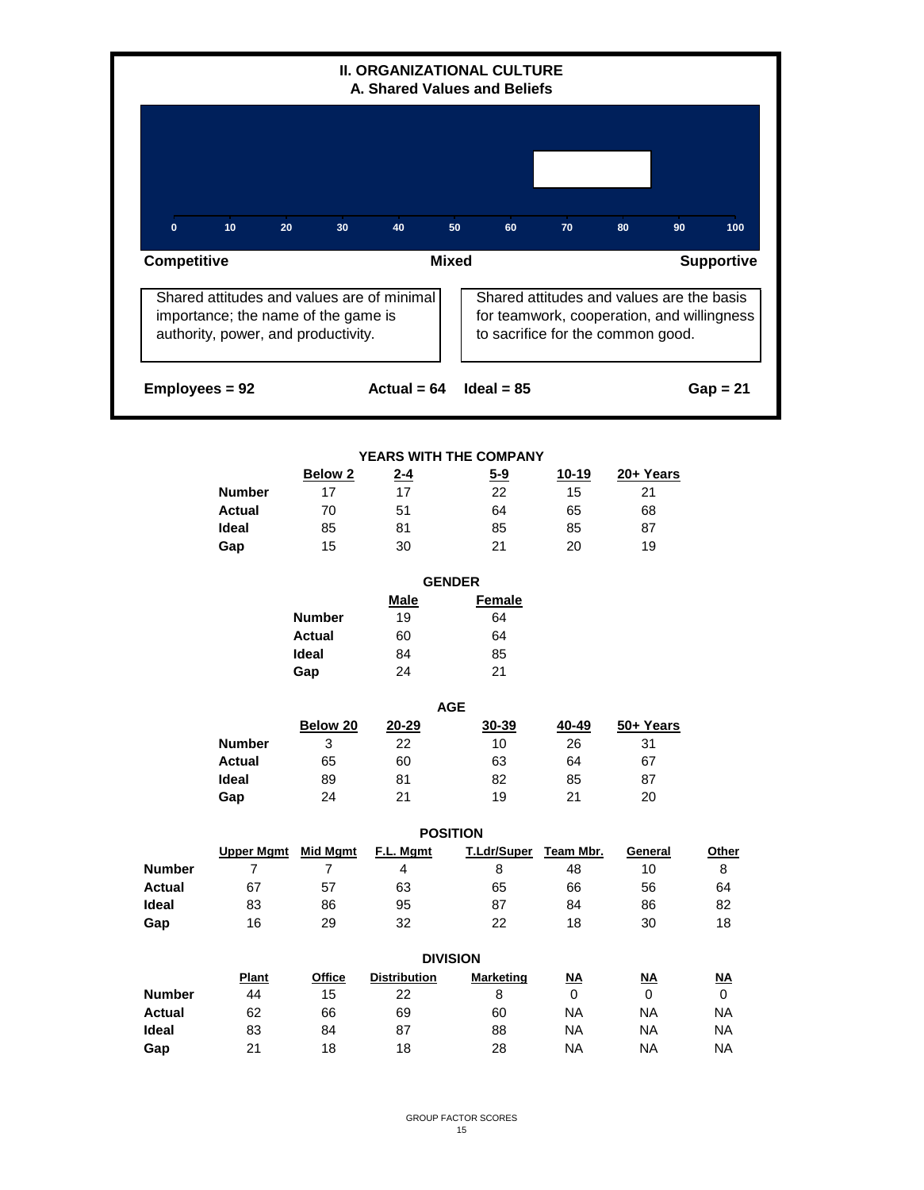## II. ORGANIZATIONAL CULTURE
### A. Shared Values and Beliefs

0 10 20 30 40 50 60 70 80 90 100

**Competitive** — **Mixed** — **Supportive**

| Competitive | Supportive |
|---|---|
| Shared attitudes and values are of minimal importance; the name of the game is authority, power, and productivity. | Shared attitudes and values are the basis for teamwork, cooperation, and willingness to sacrifice for the common good. |

**Employees = 92** **Actual = 64** **Ideal = 85** **Gap = 21**

### YEARS WITH THE COMPANY

| | Below 2 | 2-4 | 5-9 | 10-19 | 20+ Years |
|---|---|---|---|---|---|
| **Number** | 17 | 17 | 22 | 15 | 21 |
| **Actual** | 70 | 51 | 64 | 65 | 68 |
| **Ideal** | 85 | 81 | 85 | 85 | 87 |
| **Gap** | 15 | 30 | 21 | 20 | 19 |

### GENDER

| | Male | Female |
|---|---|---|
| **Number** | 19 | 64 |
| **Actual** | 60 | 64 |
| **Ideal** | 84 | 85 |
| **Gap** | 24 | 21 |

### AGE

| | Below 20 | 20-29 | 30-39 | 40-49 | 50+ Years |
|---|---|---|---|---|---|
| **Number** | 3 | 22 | 10 | 26 | 31 |
| **Actual** | 65 | 60 | 63 | 64 | 67 |
| **Ideal** | 89 | 81 | 82 | 85 | 87 |
| **Gap** | 24 | 21 | 19 | 21 | 20 |

### POSITION

| | Upper Mgmt | Mid Mgmt | F.L. Mgmt | T.Ldr/Super | Team Mbr. | General | Other |
|---|---|---|---|---|---|---|---|
| **Number** | 7 | 7 | 4 | 8 | 48 | 10 | 8 |
| **Actual** | 67 | 57 | 63 | 65 | 66 | 56 | 64 |
| **Ideal** | 83 | 86 | 95 | 87 | 84 | 86 | 82 |
| **Gap** | 16 | 29 | 32 | 22 | 18 | 30 | 18 |

### DIVISION

| | Plant | Office | Distribution | Marketing | NA | NA | NA |
|---|---|---|---|---|---|---|---|
| **Number** | 44 | 15 | 22 | 8 | 0 | 0 | 0 |
| **Actual** | 62 | 66 | 69 | 60 | NA | NA | NA |
| **Ideal** | 83 | 84 | 87 | 88 | NA | NA | NA |
| **Gap** | 21 | 18 | 18 | 28 | NA | NA | NA |

GROUP FACTOR SCORES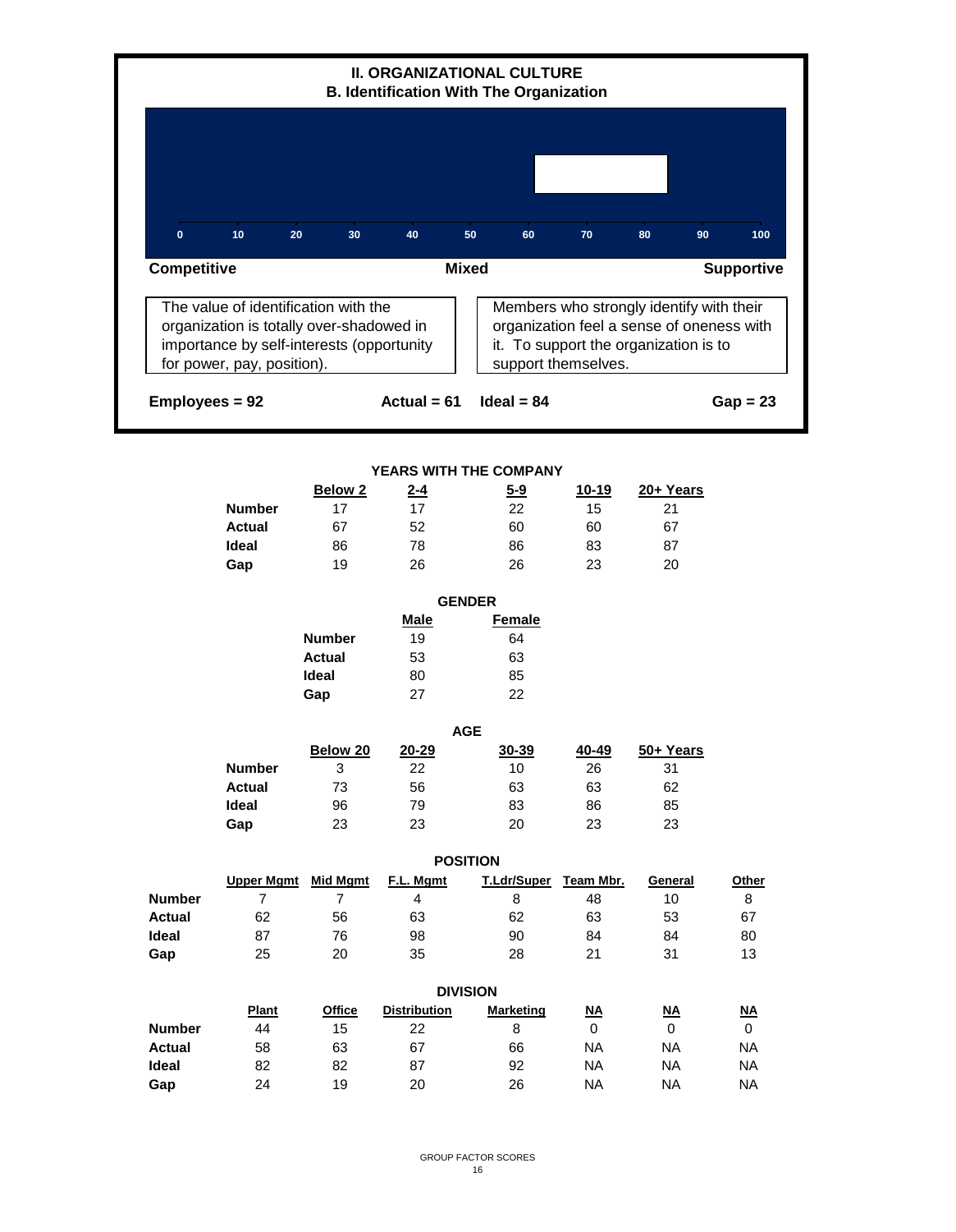## II. ORGANIZATIONAL CULTURE
### B. Identification With The Organization

0 10 20 30 40 50 60 70 80 90 100

**Competitive** | **Mixed** | **Supportive**

| The value of identification with the organization is totally over-shadowed in importance by self-interests (opportunity for power, pay, position). | Members who strongly identify with their organization feel a sense of oneness with it. To support the organization is to support themselves. |
|---|---|

**Employees = 92** **Actual = 61** **Ideal = 84** **Gap = 23**

### YEARS WITH THE COMPANY

| | Below 2 | 2-4 | 5-9 | 10-19 | 20+ Years |
|---|---|---|---|---|---|
| **Number** | 17 | 17 | 22 | 15 | 21 |
| **Actual** | 67 | 52 | 60 | 60 | 67 |
| **Ideal** | 86 | 78 | 86 | 83 | 87 |
| **Gap** | 19 | 26 | 26 | 23 | 20 |

### GENDER

| | Male | Female |
|---|---|---|
| **Number** | 19 | 64 |
| **Actual** | 53 | 63 |
| **Ideal** | 80 | 85 |
| **Gap** | 27 | 22 |

### AGE

| | Below 20 | 20-29 | 30-39 | 40-49 | 50+ Years |
|---|---|---|---|---|---|
| **Number** | 3 | 22 | 10 | 26 | 31 |
| **Actual** | 73 | 56 | 63 | 63 | 62 |
| **Ideal** | 96 | 79 | 83 | 86 | 85 |
| **Gap** | 23 | 23 | 20 | 23 | 23 |

### POSITION

| | Upper Mgmt | Mid Mgmt | F.L. Mgmt | T.Ldr/Super | Team Mbr. | General | Other |
|---|---|---|---|---|---|---|---|
| **Number** | 7 | 7 | 4 | 8 | 48 | 10 | 8 |
| **Actual** | 62 | 56 | 63 | 62 | 63 | 53 | 67 |
| **Ideal** | 87 | 76 | 98 | 90 | 84 | 84 | 80 |
| **Gap** | 25 | 20 | 35 | 28 | 21 | 31 | 13 |

### DIVISION

| | Plant | Office | Distribution | Marketing | NA | NA | NA |
|---|---|---|---|---|---|---|---|
| **Number** | 44 | 15 | 22 | 8 | 0 | 0 | 0 |
| **Actual** | 58 | 63 | 67 | 66 | NA | NA | NA |
| **Ideal** | 82 | 82 | 87 | 92 | NA | NA | NA |
| **Gap** | 24 | 19 | 20 | 26 | NA | NA | NA |

GROUP FACTOR SCORES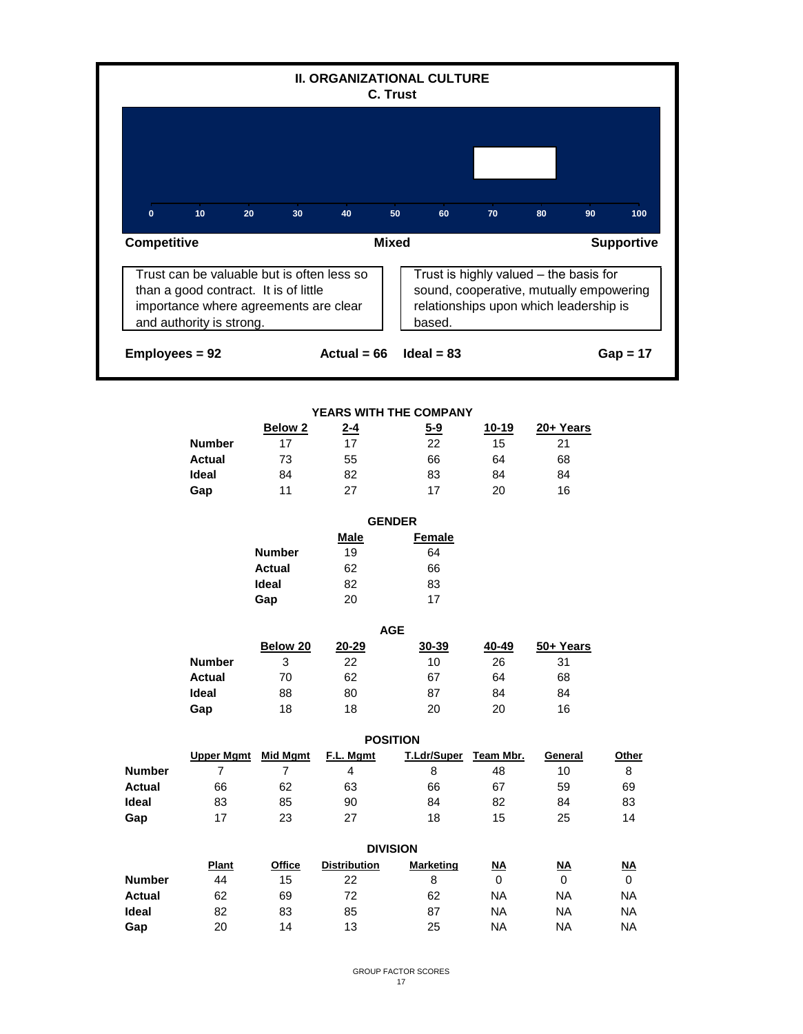## II. ORGANIZATIONAL CULTURE

### C. Trust

0 10 20 30 40 50 60 70 80 90 100

**Competitive** — **Mixed** — **Supportive**

| Competitive | Supportive |
|---|---|
| Trust can be valuable but is often less so than a good contract. It is of little importance where agreements are clear and authority is strong. | Trust is highly valued – the basis for sound, cooperative, mutually empowering relationships upon which leadership is based. |

**Employees = 92** **Actual = 66** **Ideal = 83** **Gap = 17**

**YEARS WITH THE COMPANY**

| | Below 2 | 2-4 | 5-9 | 10-19 | 20+ Years |
|---|---|---|---|---|---|
| **Number** | 17 | 17 | 22 | 15 | 21 |
| **Actual** | 73 | 55 | 66 | 64 | 68 |
| **Ideal** | 84 | 82 | 83 | 84 | 84 |
| **Gap** | 11 | 27 | 17 | 20 | 16 |

**GENDER**

| | Male | Female |
|---|---|---|
| **Number** | 19 | 64 |
| **Actual** | 62 | 66 |
| **Ideal** | 82 | 83 |
| **Gap** | 20 | 17 |

**AGE**

| | Below 20 | 20-29 | 30-39 | 40-49 | 50+ Years |
|---|---|---|---|---|---|
| **Number** | 3 | 22 | 10 | 26 | 31 |
| **Actual** | 70 | 62 | 67 | 64 | 68 |
| **Ideal** | 88 | 80 | 87 | 84 | 84 |
| **Gap** | 18 | 18 | 20 | 20 | 16 |

**POSITION**

| | Upper Mgmt | Mid Mgmt | F.L. Mgmt | T.Ldr/Super | Team Mbr. | General | Other |
|---|---|---|---|---|---|---|---|
| **Number** | 7 | 7 | 4 | 8 | 48 | 10 | 8 |
| **Actual** | 66 | 62 | 63 | 66 | 67 | 59 | 69 |
| **Ideal** | 83 | 85 | 90 | 84 | 82 | 84 | 83 |
| **Gap** | 17 | 23 | 27 | 18 | 15 | 25 | 14 |

**DIVISION**

| | Plant | Office | Distribution | Marketing | NA | NA | NA |
|---|---|---|---|---|---|---|---|
| **Number** | 44 | 15 | 22 | 8 | 0 | 0 | 0 |
| **Actual** | 62 | 69 | 72 | 62 | NA | NA | NA |
| **Ideal** | 82 | 83 | 85 | 87 | NA | NA | NA |
| **Gap** | 20 | 14 | 13 | 25 | NA | NA | NA |

GROUP FACTOR SCORES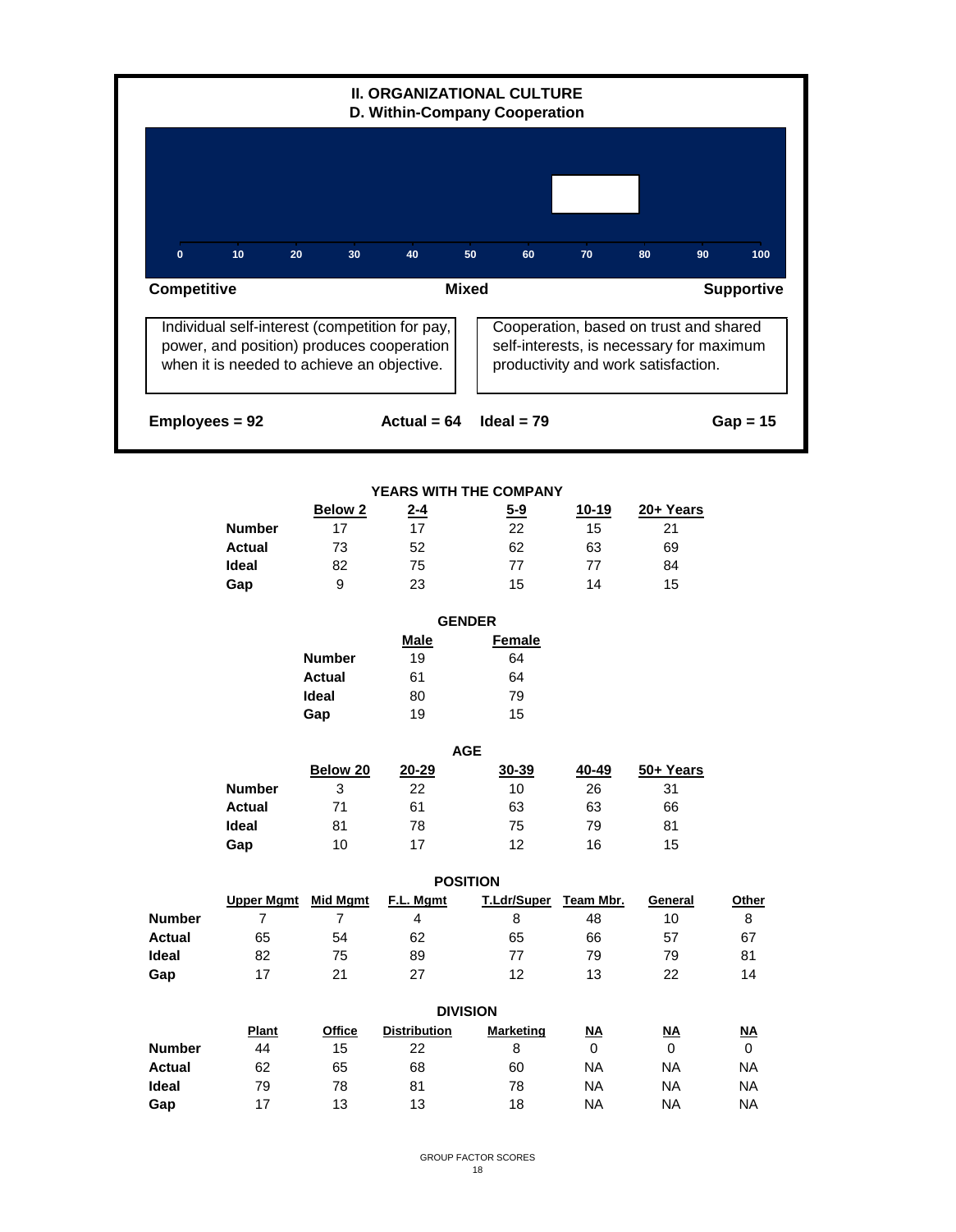## II. ORGANIZATIONAL CULTURE
### D. Within-Company Cooperation

0 10 20 30 40 50 60 70 80 90 100

**Competitive** — **Mixed** — **Supportive**

| Competitive | Supportive |
|---|---|
| Individual self-interest (competition for pay, power, and position) produces cooperation when it is needed to achieve an objective. | Cooperation, based on trust and shared self-interests, is necessary for maximum productivity and work satisfaction. |

**Employees = 92** **Actual = 64** **Ideal = 79** **Gap = 15**

**YEARS WITH THE COMPANY**

| | Below 2 | 2-4 | 5-9 | 10-19 | 20+ Years |
|---|---|---|---|---|---|
| **Number** | 17 | 17 | 22 | 15 | 21 |
| **Actual** | 73 | 52 | 62 | 63 | 69 |
| **Ideal** | 82 | 75 | 77 | 77 | 84 |
| **Gap** | 9 | 23 | 15 | 14 | 15 |

**GENDER**

| | Male | Female |
|---|---|---|
| **Number** | 19 | 64 |
| **Actual** | 61 | 64 |
| **Ideal** | 80 | 79 |
| **Gap** | 19 | 15 |

**AGE**

| | Below 20 | 20-29 | 30-39 | 40-49 | 50+ Years |
|---|---|---|---|---|---|
| **Number** | 3 | 22 | 10 | 26 | 31 |
| **Actual** | 71 | 61 | 63 | 63 | 66 |
| **Ideal** | 81 | 78 | 75 | 79 | 81 |
| **Gap** | 10 | 17 | 12 | 16 | 15 |

**POSITION**

| | Upper Mgmt | Mid Mgmt | F.L. Mgmt | T.Ldr/Super | Team Mbr. | General | Other |
|---|---|---|---|---|---|---|---|
| **Number** | 7 | 7 | 4 | 8 | 48 | 10 | 8 |
| **Actual** | 65 | 54 | 62 | 65 | 66 | 57 | 67 |
| **Ideal** | 82 | 75 | 89 | 77 | 79 | 79 | 81 |
| **Gap** | 17 | 21 | 27 | 12 | 13 | 22 | 14 |

**DIVISION**

| | Plant | Office | Distribution | Marketing | NA | NA | NA |
|---|---|---|---|---|---|---|---|
| **Number** | 44 | 15 | 22 | 8 | 0 | 0 | 0 |
| **Actual** | 62 | 65 | 68 | 60 | NA | NA | NA |
| **Ideal** | 79 | 78 | 81 | 78 | NA | NA | NA |
| **Gap** | 17 | 13 | 13 | 18 | NA | NA | NA |

GROUP FACTOR SCORES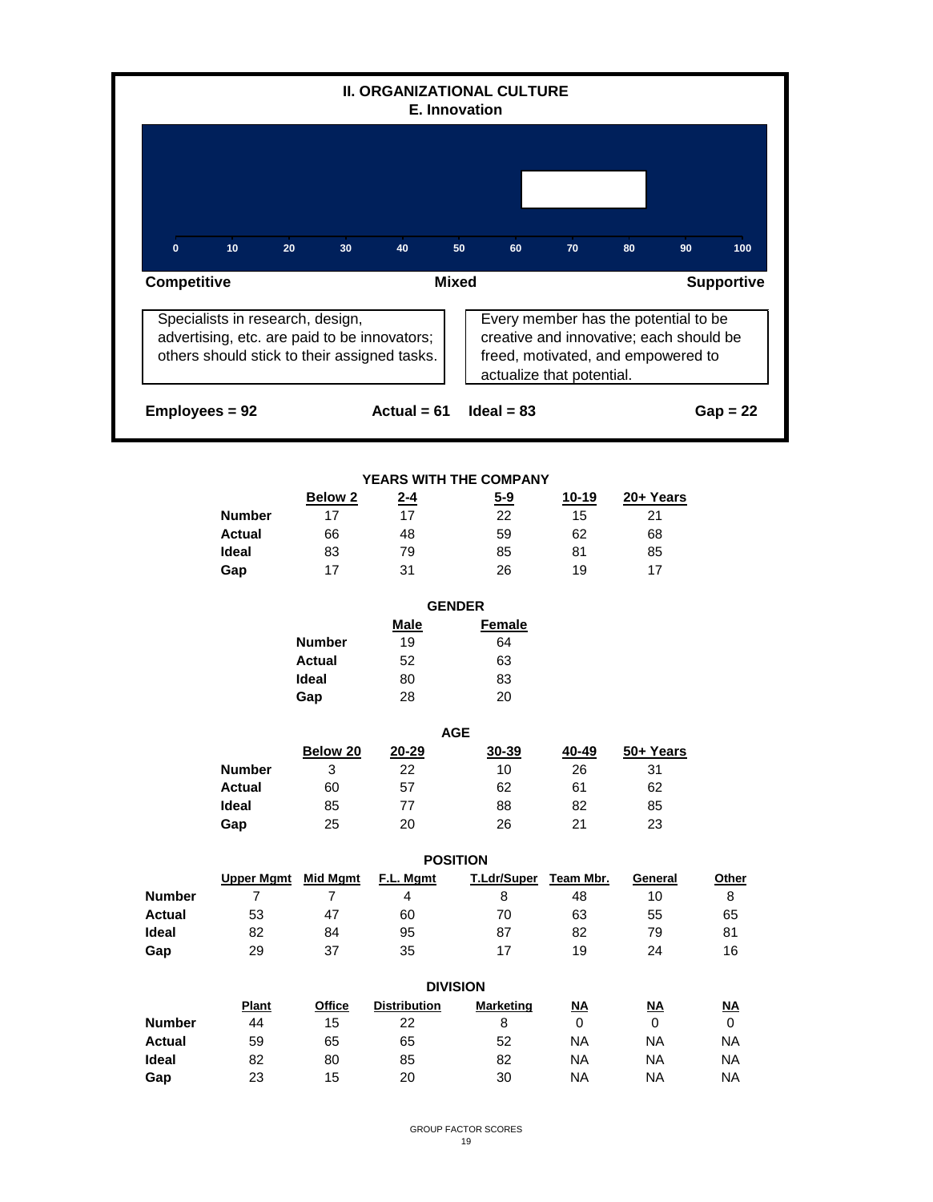## II. ORGANIZATIONAL CULTURE
### E. Innovation

0 10 20 30 40 50 60 70 80 90 100

**Competitive** — **Mixed** — **Supportive**

| Competitive | Supportive |
|---|---|
| Specialists in research, design, advertising, etc. are paid to be innovators; others should stick to their assigned tasks. | Every member has the potential to be creative and innovative; each should be freed, motivated, and empowered to actualize that potential. |

**Employees = 92** **Actual = 61** **Ideal = 83** **Gap = 22**

**YEARS WITH THE COMPANY**

| | Below 2 | 2-4 | 5-9 | 10-19 | 20+ Years |
|---|---|---|---|---|---|
| **Number** | 17 | 17 | 22 | 15 | 21 |
| **Actual** | 66 | 48 | 59 | 62 | 68 |
| **Ideal** | 83 | 79 | 85 | 81 | 85 |
| **Gap** | 17 | 31 | 26 | 19 | 17 |

**GENDER**

| | Male | Female |
|---|---|---|
| **Number** | 19 | 64 |
| **Actual** | 52 | 63 |
| **Ideal** | 80 | 83 |
| **Gap** | 28 | 20 |

**AGE**

| | Below 20 | 20-29 | 30-39 | 40-49 | 50+ Years |
|---|---|---|---|---|---|
| **Number** | 3 | 22 | 10 | 26 | 31 |
| **Actual** | 60 | 57 | 62 | 61 | 62 |
| **Ideal** | 85 | 77 | 88 | 82 | 85 |
| **Gap** | 25 | 20 | 26 | 21 | 23 |

**POSITION**

| | Upper Mgmt | Mid Mgmt | F.L. Mgmt | T.Ldr/Super | Team Mbr. | General | Other |
|---|---|---|---|---|---|---|---|
| **Number** | 7 | 7 | 4 | 8 | 48 | 10 | 8 |
| **Actual** | 53 | 47 | 60 | 70 | 63 | 55 | 65 |
| **Ideal** | 82 | 84 | 95 | 87 | 82 | 79 | 81 |
| **Gap** | 29 | 37 | 35 | 17 | 19 | 24 | 16 |

**DIVISION**

| | Plant | Office | Distribution | Marketing | NA | NA | NA |
|---|---|---|---|---|---|---|---|
| **Number** | 44 | 15 | 22 | 8 | 0 | 0 | 0 |
| **Actual** | 59 | 65 | 65 | 52 | NA | NA | NA |
| **Ideal** | 82 | 80 | 85 | 82 | NA | NA | NA |
| **Gap** | 23 | 15 | 20 | 30 | NA | NA | NA |

GROUP FACTOR SCORES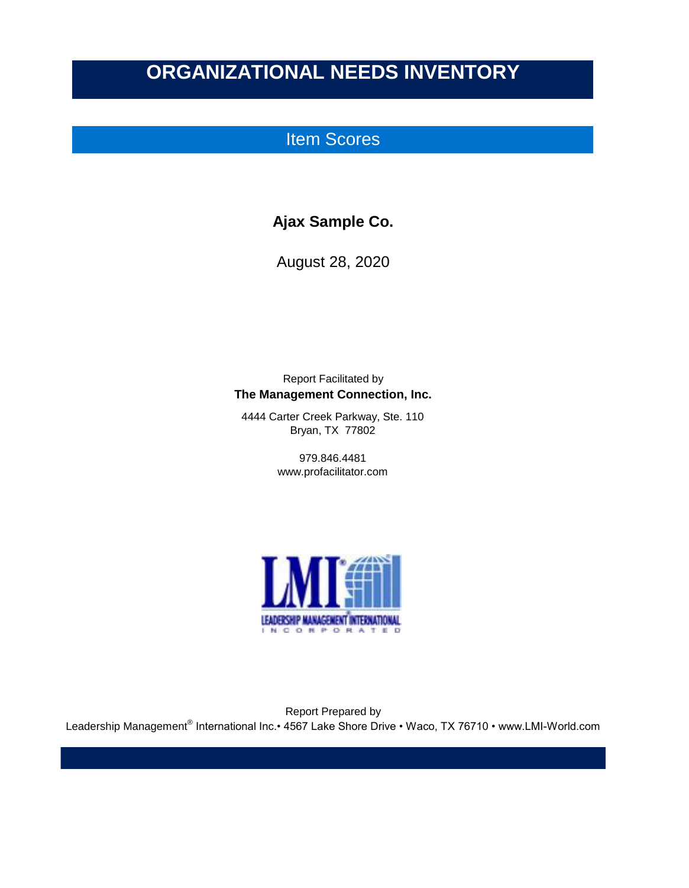# ORGANIZATIONAL NEEDS INVENTORY

## Item Scores

**Ajax Sample Co.**

August 28, 2020

Report Facilitated by

**The Management Connection, Inc.**

4444 Carter Creek Parkway, Ste. 110
Bryan, TX 77802

979.846.4481
www.profacilitator.com

Report Prepared by

Leadership Management® International Inc.• 4567 Lake Shore Drive • Waco, TX 76710 • www.LMI-World.com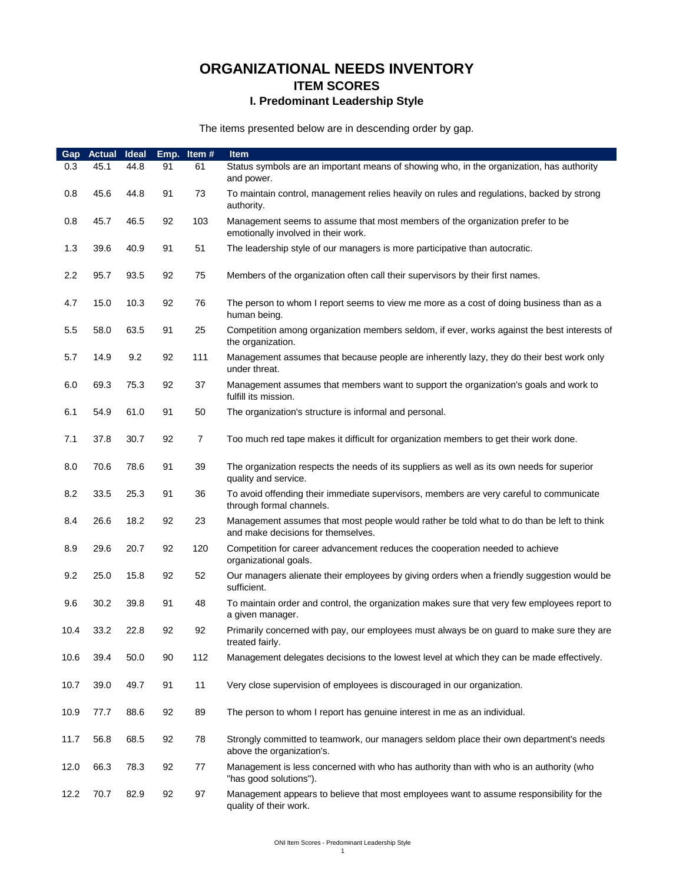# ORGANIZATIONAL NEEDS INVENTORY

## ITEM SCORES

### I. Predominant Leadership Style

The items presented below are in descending order by gap.

| Gap | Actual | Ideal | Emp. | Item # | Item |
|---|---|---|---|---|---|
| 0.3 | 45.1 | 44.8 | 91 | 61 | Status symbols are an important means of showing who, in the organization, has authority and power. |
| 0.8 | 45.6 | 44.8 | 91 | 73 | To maintain control, management relies heavily on rules and regulations, backed by strong authority. |
| 0.8 | 45.7 | 46.5 | 92 | 103 | Management seems to assume that most members of the organization prefer to be emotionally involved in their work. |
| 1.3 | 39.6 | 40.9 | 91 | 51 | The leadership style of our managers is more participative than autocratic. |
| 2.2 | 95.7 | 93.5 | 92 | 75 | Members of the organization often call their supervisors by their first names. |
| 4.7 | 15.0 | 10.3 | 92 | 76 | The person to whom I report seems to view me more as a cost of doing business than as a human being. |
| 5.5 | 58.0 | 63.5 | 91 | 25 | Competition among organization members seldom, if ever, works against the best interests of the organization. |
| 5.7 | 14.9 | 9.2 | 92 | 111 | Management assumes that because people are inherently lazy, they do their best work only under threat. |
| 6.0 | 69.3 | 75.3 | 92 | 37 | Management assumes that members want to support the organization's goals and work to fulfill its mission. |
| 6.1 | 54.9 | 61.0 | 91 | 50 | The organization's structure is informal and personal. |
| 7.1 | 37.8 | 30.7 | 92 | 7 | Too much red tape makes it difficult for organization members to get their work done. |
| 8.0 | 70.6 | 78.6 | 91 | 39 | The organization respects the needs of its suppliers as well as its own needs for superior quality and service. |
| 8.2 | 33.5 | 25.3 | 91 | 36 | To avoid offending their immediate supervisors, members are very careful to communicate through formal channels. |
| 8.4 | 26.6 | 18.2 | 92 | 23 | Management assumes that most people would rather be told what to do than be left to think and make decisions for themselves. |
| 8.9 | 29.6 | 20.7 | 92 | 120 | Competition for career advancement reduces the cooperation needed to achieve organizational goals. |
| 9.2 | 25.0 | 15.8 | 92 | 52 | Our managers alienate their employees by giving orders when a friendly suggestion would be sufficient. |
| 9.6 | 30.2 | 39.8 | 91 | 48 | To maintain order and control, the organization makes sure that very few employees report to a given manager. |
| 10.4 | 33.2 | 22.8 | 92 | 92 | Primarily concerned with pay, our employees must always be on guard to make sure they are treated fairly. |
| 10.6 | 39.4 | 50.0 | 90 | 112 | Management delegates decisions to the lowest level at which they can be made effectively. |
| 10.7 | 39.0 | 49.7 | 91 | 11 | Very close supervision of employees is discouraged in our organization. |
| 10.9 | 77.7 | 88.6 | 92 | 89 | The person to whom I report has genuine interest in me as an individual. |
| 11.7 | 56.8 | 68.5 | 92 | 78 | Strongly committed to teamwork, our managers seldom place their own department's needs above the organization's. |
| 12.0 | 66.3 | 78.3 | 92 | 77 | Management is less concerned with who has authority than with who is an authority (who "has good solutions"). |
| 12.2 | 70.7 | 82.9 | 92 | 97 | Management appears to believe that most employees want to assume responsibility for the quality of their work. |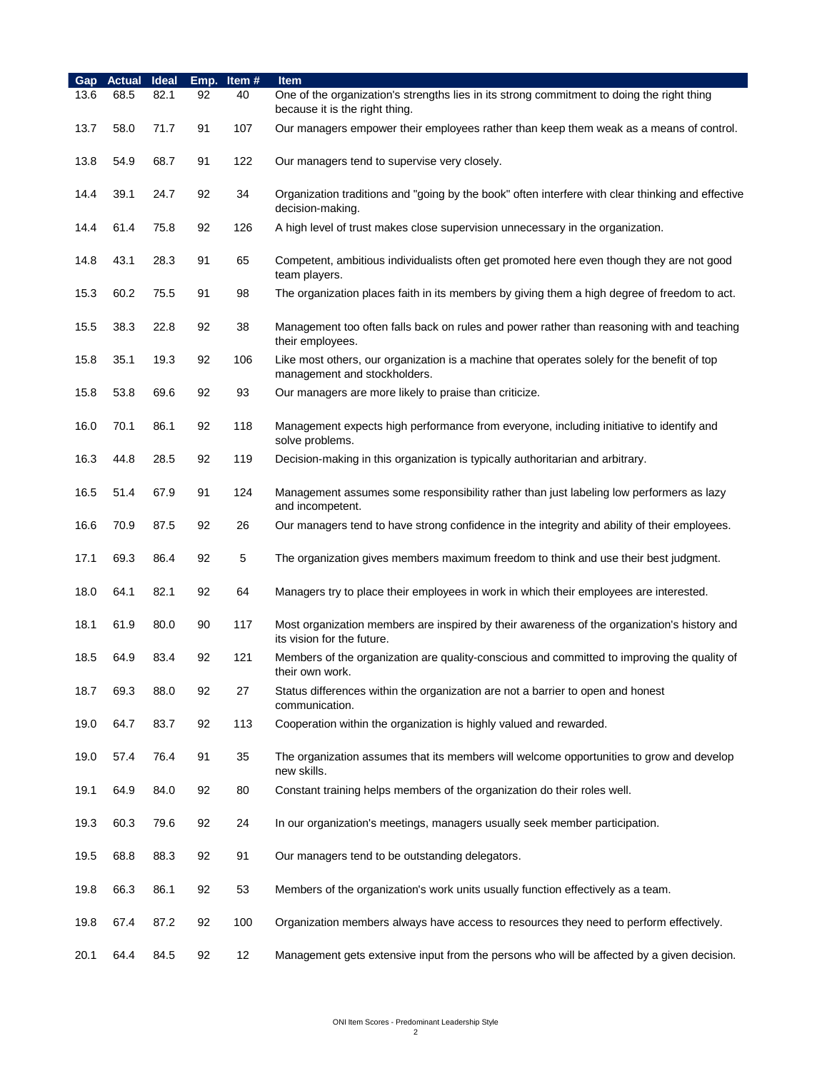| Gap | Actual | Ideal | Emp. | Item # | Item |
|---|---|---|---|---|---|
| 13.6 | 68.5 | 82.1 | 92 | 40 | One of the organization's strengths lies in its strong commitment to doing the right thing because it is the right thing. |
| 13.7 | 58.0 | 71.7 | 91 | 107 | Our managers empower their employees rather than keep them weak as a means of control. |
| 13.8 | 54.9 | 68.7 | 91 | 122 | Our managers tend to supervise very closely. |
| 14.4 | 39.1 | 24.7 | 92 | 34 | Organization traditions and "going by the book" often interfere with clear thinking and effective decision-making. |
| 14.4 | 61.4 | 75.8 | 92 | 126 | A high level of trust makes close supervision unnecessary in the organization. |
| 14.8 | 43.1 | 28.3 | 91 | 65 | Competent, ambitious individualists often get promoted here even though they are not good team players. |
| 15.3 | 60.2 | 75.5 | 91 | 98 | The organization places faith in its members by giving them a high degree of freedom to act. |
| 15.5 | 38.3 | 22.8 | 92 | 38 | Management too often falls back on rules and power rather than reasoning with and teaching their employees. |
| 15.8 | 35.1 | 19.3 | 92 | 106 | Like most others, our organization is a machine that operates solely for the benefit of top management and stockholders. |
| 15.8 | 53.8 | 69.6 | 92 | 93 | Our managers are more likely to praise than criticize. |
| 16.0 | 70.1 | 86.1 | 92 | 118 | Management expects high performance from everyone, including initiative to identify and solve problems. |
| 16.3 | 44.8 | 28.5 | 92 | 119 | Decision-making in this organization is typically authoritarian and arbitrary. |
| 16.5 | 51.4 | 67.9 | 91 | 124 | Management assumes some responsibility rather than just labeling low performers as lazy and incompetent. |
| 16.6 | 70.9 | 87.5 | 92 | 26 | Our managers tend to have strong confidence in the integrity and ability of their employees. |
| 17.1 | 69.3 | 86.4 | 92 | 5 | The organization gives members maximum freedom to think and use their best judgment. |
| 18.0 | 64.1 | 82.1 | 92 | 64 | Managers try to place their employees in work in which their employees are interested. |
| 18.1 | 61.9 | 80.0 | 90 | 117 | Most organization members are inspired by their awareness of the organization's history and its vision for the future. |
| 18.5 | 64.9 | 83.4 | 92 | 121 | Members of the organization are quality-conscious and committed to improving the quality of their own work. |
| 18.7 | 69.3 | 88.0 | 92 | 27 | Status differences within the organization are not a barrier to open and honest communication. |
| 19.0 | 64.7 | 83.7 | 92 | 113 | Cooperation within the organization is highly valued and rewarded. |
| 19.0 | 57.4 | 76.4 | 91 | 35 | The organization assumes that its members will welcome opportunities to grow and develop new skills. |
| 19.1 | 64.9 | 84.0 | 92 | 80 | Constant training helps members of the organization do their roles well. |
| 19.3 | 60.3 | 79.6 | 92 | 24 | In our organization's meetings, managers usually seek member participation. |
| 19.5 | 68.8 | 88.3 | 92 | 91 | Our managers tend to be outstanding delegators. |
| 19.8 | 66.3 | 86.1 | 92 | 53 | Members of the organization's work units usually function effectively as a team. |
| 19.8 | 67.4 | 87.2 | 92 | 100 | Organization members always have access to resources they need to perform effectively. |
| 20.1 | 64.4 | 84.5 | 92 | 12 | Management gets extensive input from the persons who will be affected by a given decision. |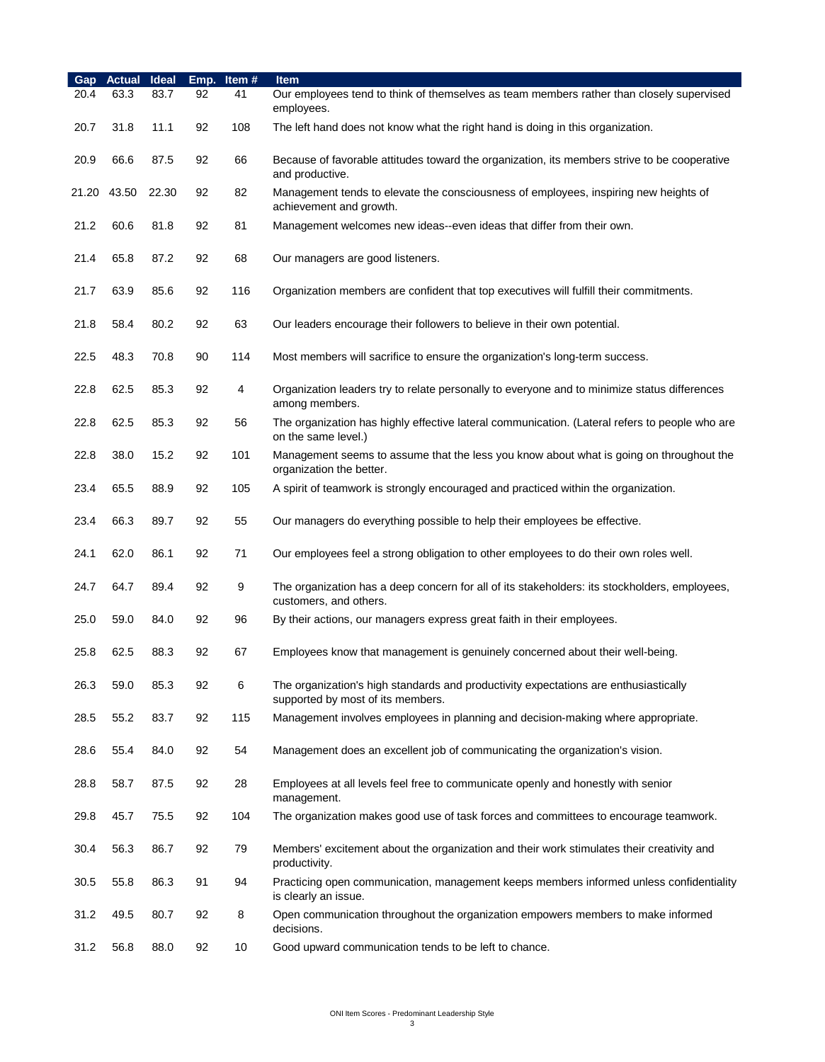| Gap | Actual | Ideal | Emp. | Item # | Item |
|---|---|---|---|---|---|
| 20.4 | 63.3 | 83.7 | 92 | 41 | Our employees tend to think of themselves as team members rather than closely supervised employees. |
| 20.7 | 31.8 | 11.1 | 92 | 108 | The left hand does not know what the right hand is doing in this organization. |
| 20.9 | 66.6 | 87.5 | 92 | 66 | Because of favorable attitudes toward the organization, its members strive to be cooperative and productive. |
| 21.20 | 43.50 | 22.30 | 92 | 82 | Management tends to elevate the consciousness of employees, inspiring new heights of achievement and growth. |
| 21.2 | 60.6 | 81.8 | 92 | 81 | Management welcomes new ideas--even ideas that differ from their own. |
| 21.4 | 65.8 | 87.2 | 92 | 68 | Our managers are good listeners. |
| 21.7 | 63.9 | 85.6 | 92 | 116 | Organization members are confident that top executives will fulfill their commitments. |
| 21.8 | 58.4 | 80.2 | 92 | 63 | Our leaders encourage their followers to believe in their own potential. |
| 22.5 | 48.3 | 70.8 | 90 | 114 | Most members will sacrifice to ensure the organization's long-term success. |
| 22.8 | 62.5 | 85.3 | 92 | 4 | Organization leaders try to relate personally to everyone and to minimize status differences among members. |
| 22.8 | 62.5 | 85.3 | 92 | 56 | The organization has highly effective lateral communication. (Lateral refers to people who are on the same level.) |
| 22.8 | 38.0 | 15.2 | 92 | 101 | Management seems to assume that the less you know about what is going on throughout the organization the better. |
| 23.4 | 65.5 | 88.9 | 92 | 105 | A spirit of teamwork is strongly encouraged and practiced within the organization. |
| 23.4 | 66.3 | 89.7 | 92 | 55 | Our managers do everything possible to help their employees be effective. |
| 24.1 | 62.0 | 86.1 | 92 | 71 | Our employees feel a strong obligation to other employees to do their own roles well. |
| 24.7 | 64.7 | 89.4 | 92 | 9 | The organization has a deep concern for all of its stakeholders: its stockholders, employees, customers, and others. |
| 25.0 | 59.0 | 84.0 | 92 | 96 | By their actions, our managers express great faith in their employees. |
| 25.8 | 62.5 | 88.3 | 92 | 67 | Employees know that management is genuinely concerned about their well-being. |
| 26.3 | 59.0 | 85.3 | 92 | 6 | The organization's high standards and productivity expectations are enthusiastically supported by most of its members. |
| 28.5 | 55.2 | 83.7 | 92 | 115 | Management involves employees in planning and decision-making where appropriate. |
| 28.6 | 55.4 | 84.0 | 92 | 54 | Management does an excellent job of communicating the organization's vision. |
| 28.8 | 58.7 | 87.5 | 92 | 28 | Employees at all levels feel free to communicate openly and honestly with senior management. |
| 29.8 | 45.7 | 75.5 | 92 | 104 | The organization makes good use of task forces and committees to encourage teamwork. |
| 30.4 | 56.3 | 86.7 | 92 | 79 | Members' excitement about the organization and their work stimulates their creativity and productivity. |
| 30.5 | 55.8 | 86.3 | 91 | 94 | Practicing open communication, management keeps members informed unless confidentiality is clearly an issue. |
| 31.2 | 49.5 | 80.7 | 92 | 8 | Open communication throughout the organization empowers members to make informed decisions. |
| 31.2 | 56.8 | 88.0 | 92 | 10 | Good upward communication tends to be left to chance. |

ONI Item Scores - Predominant Leadership Style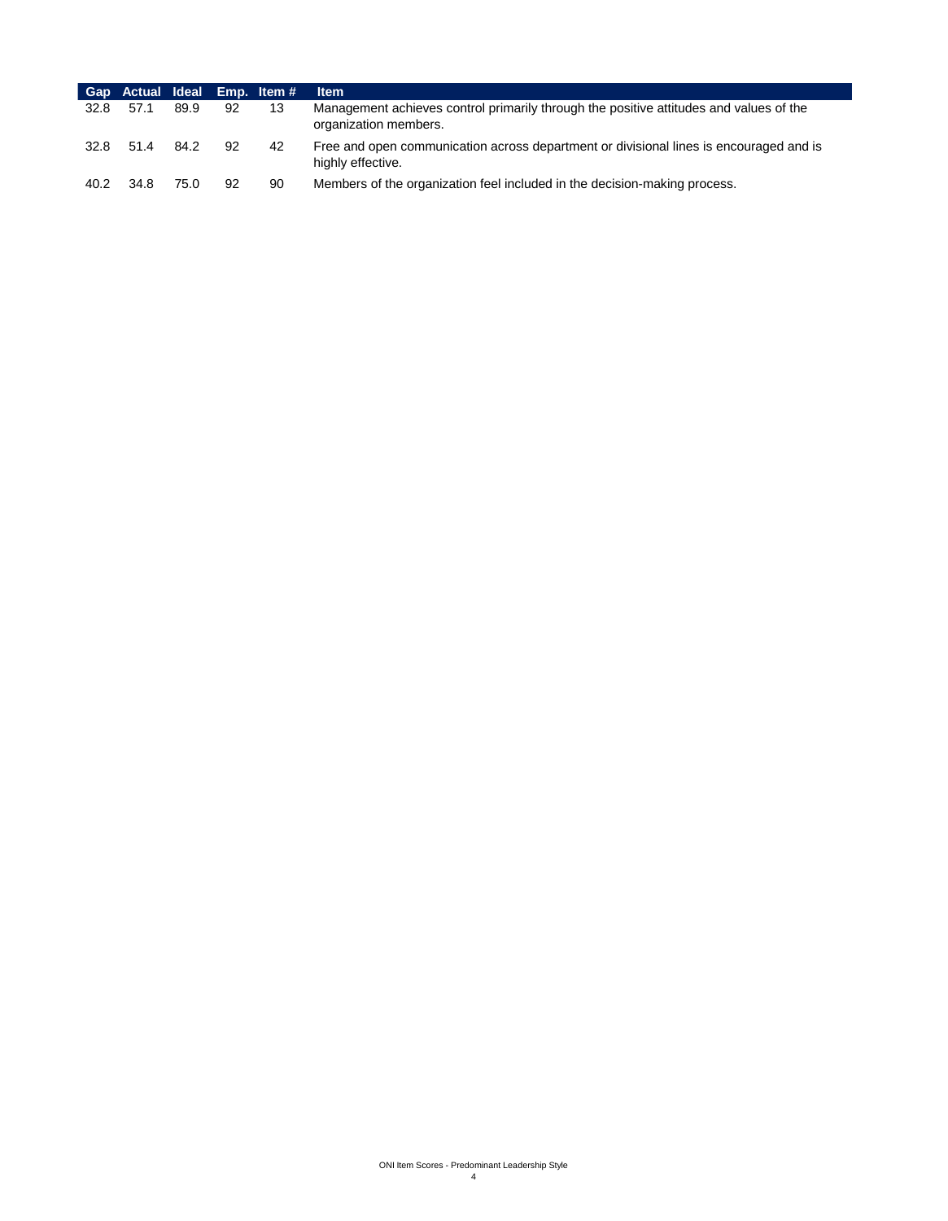| Gap | Actual | Ideal | Emp. | Item # | Item |
|---|---|---|---|---|---|
| 32.8 | 57.1 | 89.9 | 92 | 13 | Management achieves control primarily through the positive attitudes and values of the organization members. |
| 32.8 | 51.4 | 84.2 | 92 | 42 | Free and open communication across department or divisional lines is encouraged and is highly effective. |
| 40.2 | 34.8 | 75.0 | 92 | 90 | Members of the organization feel included in the decision-making process. |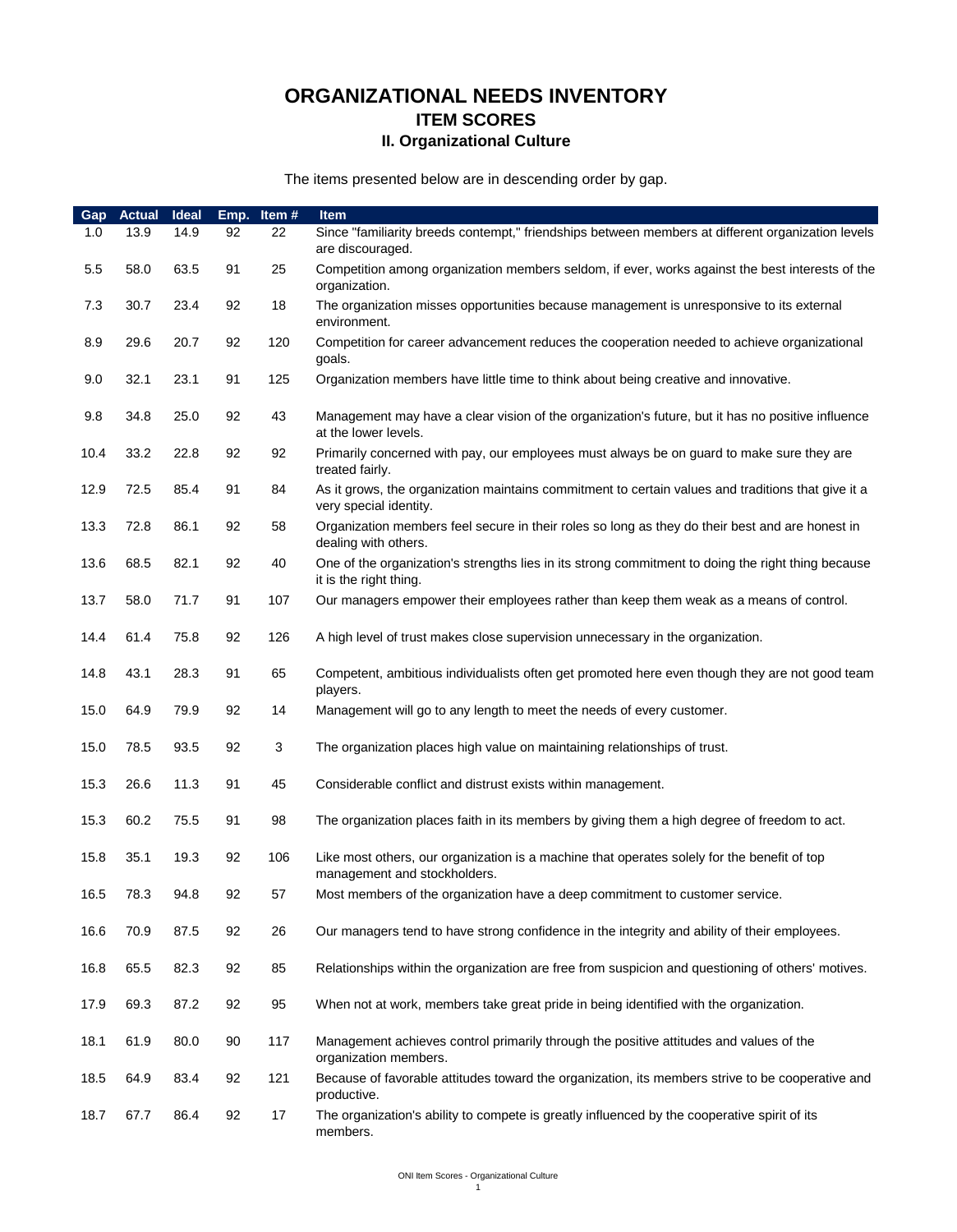# ORGANIZATIONAL NEEDS INVENTORY
## ITEM SCORES
### II. Organizational Culture

The items presented below are in descending order by gap.

| Gap | Actual | Ideal | Emp. | Item # | Item |
|---|---|---|---|---|---|
| 1.0 | 13.9 | 14.9 | 92 | 22 | Since "familiarity breeds contempt," friendships between members at different organization levels are discouraged. |
| 5.5 | 58.0 | 63.5 | 91 | 25 | Competition among organization members seldom, if ever, works against the best interests of the organization. |
| 7.3 | 30.7 | 23.4 | 92 | 18 | The organization misses opportunities because management is unresponsive to its external environment. |
| 8.9 | 29.6 | 20.7 | 92 | 120 | Competition for career advancement reduces the cooperation needed to achieve organizational goals. |
| 9.0 | 32.1 | 23.1 | 91 | 125 | Organization members have little time to think about being creative and innovative. |
| 9.8 | 34.8 | 25.0 | 92 | 43 | Management may have a clear vision of the organization's future, but it has no positive influence at the lower levels. |
| 10.4 | 33.2 | 22.8 | 92 | 92 | Primarily concerned with pay, our employees must always be on guard to make sure they are treated fairly. |
| 12.9 | 72.5 | 85.4 | 91 | 84 | As it grows, the organization maintains commitment to certain values and traditions that give it a very special identity. |
| 13.3 | 72.8 | 86.1 | 92 | 58 | Organization members feel secure in their roles so long as they do their best and are honest in dealing with others. |
| 13.6 | 68.5 | 82.1 | 92 | 40 | One of the organization's strengths lies in its strong commitment to doing the right thing because it is the right thing. |
| 13.7 | 58.0 | 71.7 | 91 | 107 | Our managers empower their employees rather than keep them weak as a means of control. |
| 14.4 | 61.4 | 75.8 | 92 | 126 | A high level of trust makes close supervision unnecessary in the organization. |
| 14.8 | 43.1 | 28.3 | 91 | 65 | Competent, ambitious individualists often get promoted here even though they are not good team players. |
| 15.0 | 64.9 | 79.9 | 92 | 14 | Management will go to any length to meet the needs of every customer. |
| 15.0 | 78.5 | 93.5 | 92 | 3 | The organization places high value on maintaining relationships of trust. |
| 15.3 | 26.6 | 11.3 | 91 | 45 | Considerable conflict and distrust exists within management. |
| 15.3 | 60.2 | 75.5 | 91 | 98 | The organization places faith in its members by giving them a high degree of freedom to act. |
| 15.8 | 35.1 | 19.3 | 92 | 106 | Like most others, our organization is a machine that operates solely for the benefit of top management and stockholders. |
| 16.5 | 78.3 | 94.8 | 92 | 57 | Most members of the organization have a deep commitment to customer service. |
| 16.6 | 70.9 | 87.5 | 92 | 26 | Our managers tend to have strong confidence in the integrity and ability of their employees. |
| 16.8 | 65.5 | 82.3 | 92 | 85 | Relationships within the organization are free from suspicion and questioning of others' motives. |
| 17.9 | 69.3 | 87.2 | 92 | 95 | When not at work, members take great pride in being identified with the organization. |
| 18.1 | 61.9 | 80.0 | 90 | 117 | Management achieves control primarily through the positive attitudes and values of the organization members. |
| 18.5 | 64.9 | 83.4 | 92 | 121 | Because of favorable attitudes toward the organization, its members strive to be cooperative and productive. |
| 18.7 | 67.7 | 86.4 | 92 | 17 | The organization's ability to compete is greatly influenced by the cooperative spirit of its members. |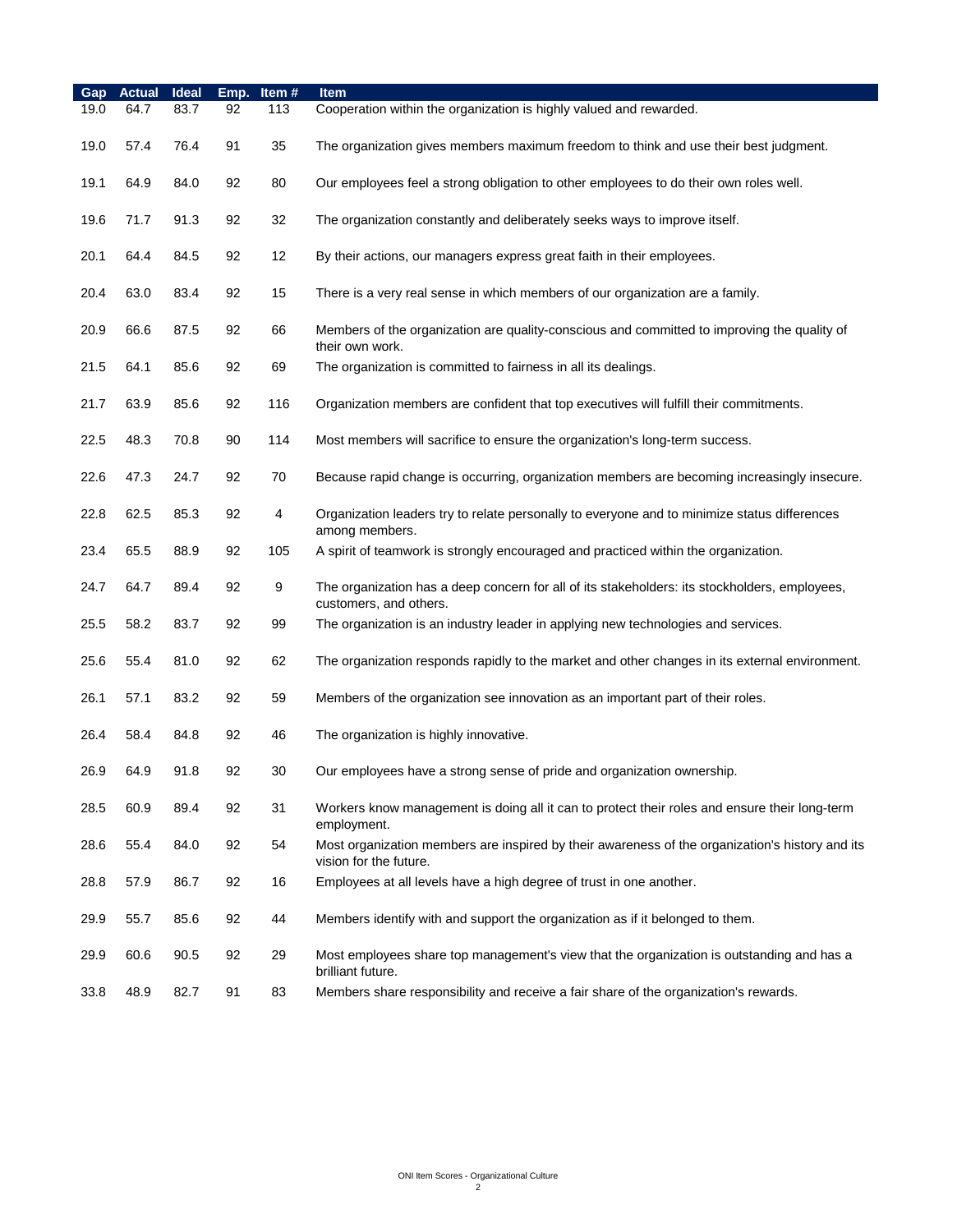| Gap | Actual | Ideal | Emp. | Item # | Item |
|---|---|---|---|---|---|
| 19.0 | 64.7 | 83.7 | 92 | 113 | Cooperation within the organization is highly valued and rewarded. |
| 19.0 | 57.4 | 76.4 | 91 | 35 | The organization gives members maximum freedom to think and use their best judgment. |
| 19.1 | 64.9 | 84.0 | 92 | 80 | Our employees feel a strong obligation to other employees to do their own roles well. |
| 19.6 | 71.7 | 91.3 | 92 | 32 | The organization constantly and deliberately seeks ways to improve itself. |
| 20.1 | 64.4 | 84.5 | 92 | 12 | By their actions, our managers express great faith in their employees. |
| 20.4 | 63.0 | 83.4 | 92 | 15 | There is a very real sense in which members of our organization are a family. |
| 20.9 | 66.6 | 87.5 | 92 | 66 | Members of the organization are quality-conscious and committed to improving the quality of their own work. |
| 21.5 | 64.1 | 85.6 | 92 | 69 | The organization is committed to fairness in all its dealings. |
| 21.7 | 63.9 | 85.6 | 92 | 116 | Organization members are confident that top executives will fulfill their commitments. |
| 22.5 | 48.3 | 70.8 | 90 | 114 | Most members will sacrifice to ensure the organization's long-term success. |
| 22.6 | 47.3 | 24.7 | 92 | 70 | Because rapid change is occurring, organization members are becoming increasingly insecure. |
| 22.8 | 62.5 | 85.3 | 92 | 4 | Organization leaders try to relate personally to everyone and to minimize status differences among members. |
| 23.4 | 65.5 | 88.9 | 92 | 105 | A spirit of teamwork is strongly encouraged and practiced within the organization. |
| 24.7 | 64.7 | 89.4 | 92 | 9 | The organization has a deep concern for all of its stakeholders: its stockholders, employees, customers, and others. |
| 25.5 | 58.2 | 83.7 | 92 | 99 | The organization is an industry leader in applying new technologies and services. |
| 25.6 | 55.4 | 81.0 | 92 | 62 | The organization responds rapidly to the market and other changes in its external environment. |
| 26.1 | 57.1 | 83.2 | 92 | 59 | Members of the organization see innovation as an important part of their roles. |
| 26.4 | 58.4 | 84.8 | 92 | 46 | The organization is highly innovative. |
| 26.9 | 64.9 | 91.8 | 92 | 30 | Our employees have a strong sense of pride and organization ownership. |
| 28.5 | 60.9 | 89.4 | 92 | 31 | Workers know management is doing all it can to protect their roles and ensure their long-term employment. |
| 28.6 | 55.4 | 84.0 | 92 | 54 | Most organization members are inspired by their awareness of the organization's history and its vision for the future. |
| 28.8 | 57.9 | 86.7 | 92 | 16 | Employees at all levels have a high degree of trust in one another. |
| 29.9 | 55.7 | 85.6 | 92 | 44 | Members identify with and support the organization as if it belonged to them. |
| 29.9 | 60.6 | 90.5 | 92 | 29 | Most employees share top management's view that the organization is outstanding and has a brilliant future. |
| 33.8 | 48.9 | 82.7 | 91 | 83 | Members share responsibility and receive a fair share of the organization's rewards. |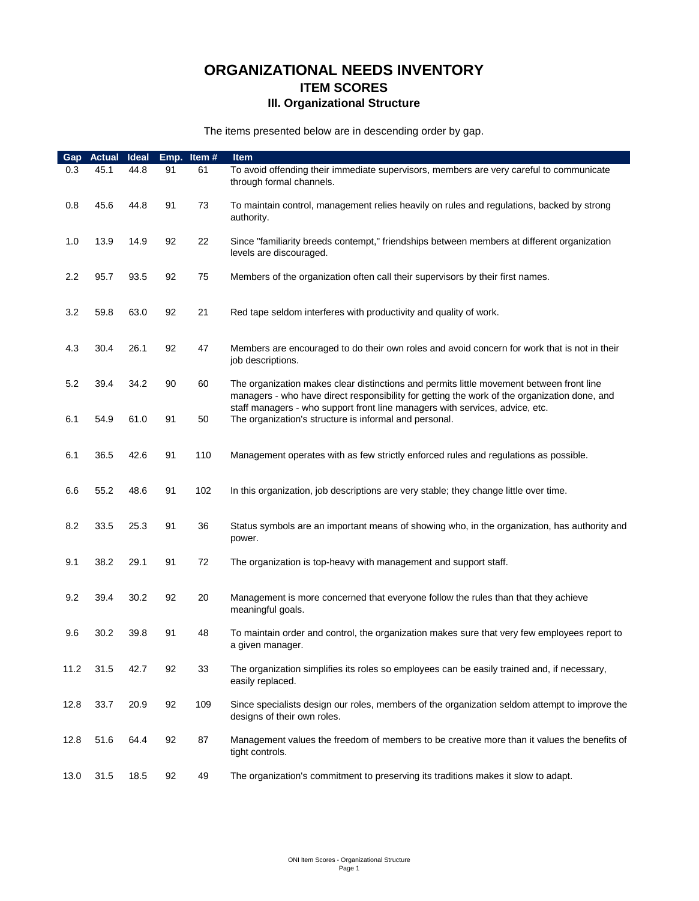# ORGANIZATIONAL NEEDS INVENTORY

## ITEM SCORES

### III. Organizational Structure

The items presented below are in descending order by gap.

| Gap | Actual | Ideal | Emp. | Item # | Item |
|---|---|---|---|---|---|
| 0.3 | 45.1 | 44.8 | 91 | 61 | To avoid offending their immediate supervisors, members are very careful to communicate through formal channels. |
| 0.8 | 45.6 | 44.8 | 91 | 73 | To maintain control, management relies heavily on rules and regulations, backed by strong authority. |
| 1.0 | 13.9 | 14.9 | 92 | 22 | Since "familiarity breeds contempt," friendships between members at different organization levels are discouraged. |
| 2.2 | 95.7 | 93.5 | 92 | 75 | Members of the organization often call their supervisors by their first names. |
| 3.2 | 59.8 | 63.0 | 92 | 21 | Red tape seldom interferes with productivity and quality of work. |
| 4.3 | 30.4 | 26.1 | 92 | 47 | Members are encouraged to do their own roles and avoid concern for work that is not in their job descriptions. |
| 5.2 | 39.4 | 34.2 | 90 | 60 | The organization makes clear distinctions and permits little movement between front line managers - who have direct responsibility for getting the work of the organization done, and staff managers - who support front line managers with services, advice, etc. |
| 6.1 | 54.9 | 61.0 | 91 | 50 | The organization's structure is informal and personal. |
| 6.1 | 36.5 | 42.6 | 91 | 110 | Management operates with as few strictly enforced rules and regulations as possible. |
| 6.6 | 55.2 | 48.6 | 91 | 102 | In this organization, job descriptions are very stable; they change little over time. |
| 8.2 | 33.5 | 25.3 | 91 | 36 | Status symbols are an important means of showing who, in the organization, has authority and power. |
| 9.1 | 38.2 | 29.1 | 91 | 72 | The organization is top-heavy with management and support staff. |
| 9.2 | 39.4 | 30.2 | 92 | 20 | Management is more concerned that everyone follow the rules than that they achieve meaningful goals. |
| 9.6 | 30.2 | 39.8 | 91 | 48 | To maintain order and control, the organization makes sure that very few employees report to a given manager. |
| 11.2 | 31.5 | 42.7 | 92 | 33 | The organization simplifies its roles so employees can be easily trained and, if necessary, easily replaced. |
| 12.8 | 33.7 | 20.9 | 92 | 109 | Since specialists design our roles, members of the organization seldom attempt to improve the designs of their own roles. |
| 12.8 | 51.6 | 64.4 | 92 | 87 | Management values the freedom of members to be creative more than it values the benefits of tight controls. |
| 13.0 | 31.5 | 18.5 | 92 | 49 | The organization's commitment to preserving its traditions makes it slow to adapt. |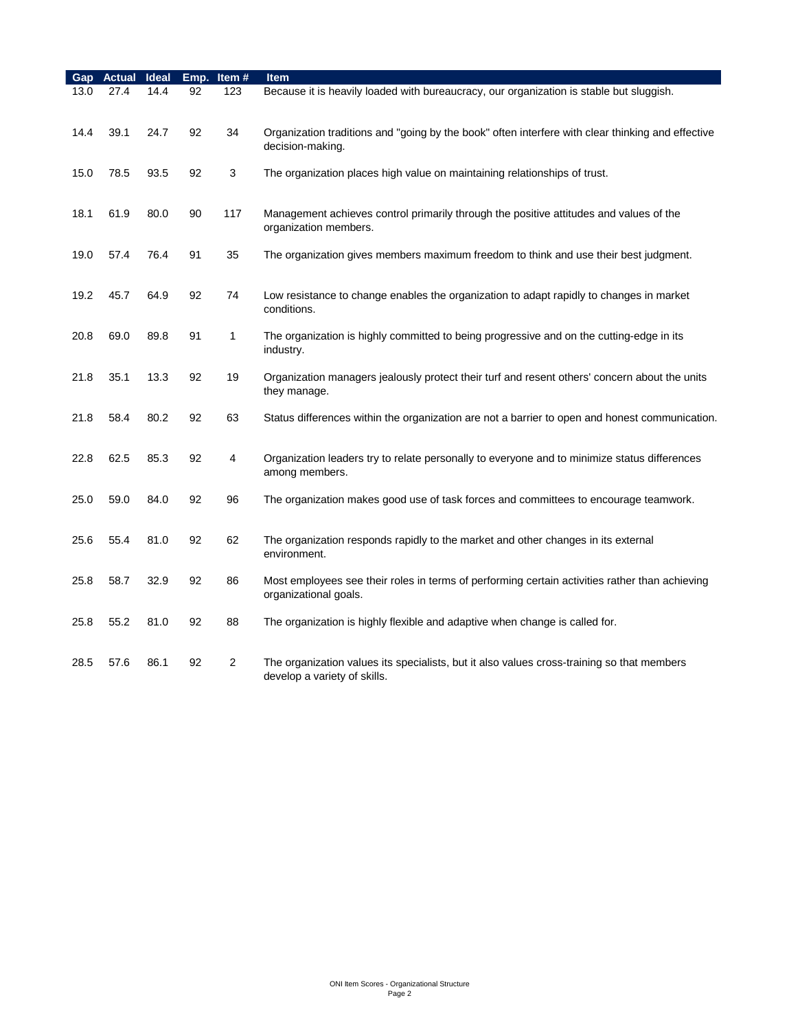| Gap | Actual | Ideal | Emp. | Item # | Item |
|---|---|---|---|---|---|
| 13.0 | 27.4 | 14.4 | 92 | 123 | Because it is heavily loaded with bureaucracy, our organization is stable but sluggish. |
| 14.4 | 39.1 | 24.7 | 92 | 34 | Organization traditions and "going by the book" often interfere with clear thinking and effective decision-making. |
| 15.0 | 78.5 | 93.5 | 92 | 3 | The organization places high value on maintaining relationships of trust. |
| 18.1 | 61.9 | 80.0 | 90 | 117 | Management achieves control primarily through the positive attitudes and values of the organization members. |
| 19.0 | 57.4 | 76.4 | 91 | 35 | The organization gives members maximum freedom to think and use their best judgment. |
| 19.2 | 45.7 | 64.9 | 92 | 74 | Low resistance to change enables the organization to adapt rapidly to changes in market conditions. |
| 20.8 | 69.0 | 89.8 | 91 | 1 | The organization is highly committed to being progressive and on the cutting-edge in its industry. |
| 21.8 | 35.1 | 13.3 | 92 | 19 | Organization managers jealously protect their turf and resent others' concern about the units they manage. |
| 21.8 | 58.4 | 80.2 | 92 | 63 | Status differences within the organization are not a barrier to open and honest communication. |
| 22.8 | 62.5 | 85.3 | 92 | 4 | Organization leaders try to relate personally to everyone and to minimize status differences among members. |
| 25.0 | 59.0 | 84.0 | 92 | 96 | The organization makes good use of task forces and committees to encourage teamwork. |
| 25.6 | 55.4 | 81.0 | 92 | 62 | The organization responds rapidly to the market and other changes in its external environment. |
| 25.8 | 58.7 | 32.9 | 92 | 86 | Most employees see their roles in terms of performing certain activities rather than achieving organizational goals. |
| 25.8 | 55.2 | 81.0 | 92 | 88 | The organization is highly flexible and adaptive when change is called for. |
| 28.5 | 57.6 | 86.1 | 92 | 2 | The organization values its specialists, but it also values cross-training so that members develop a variety of skills. |